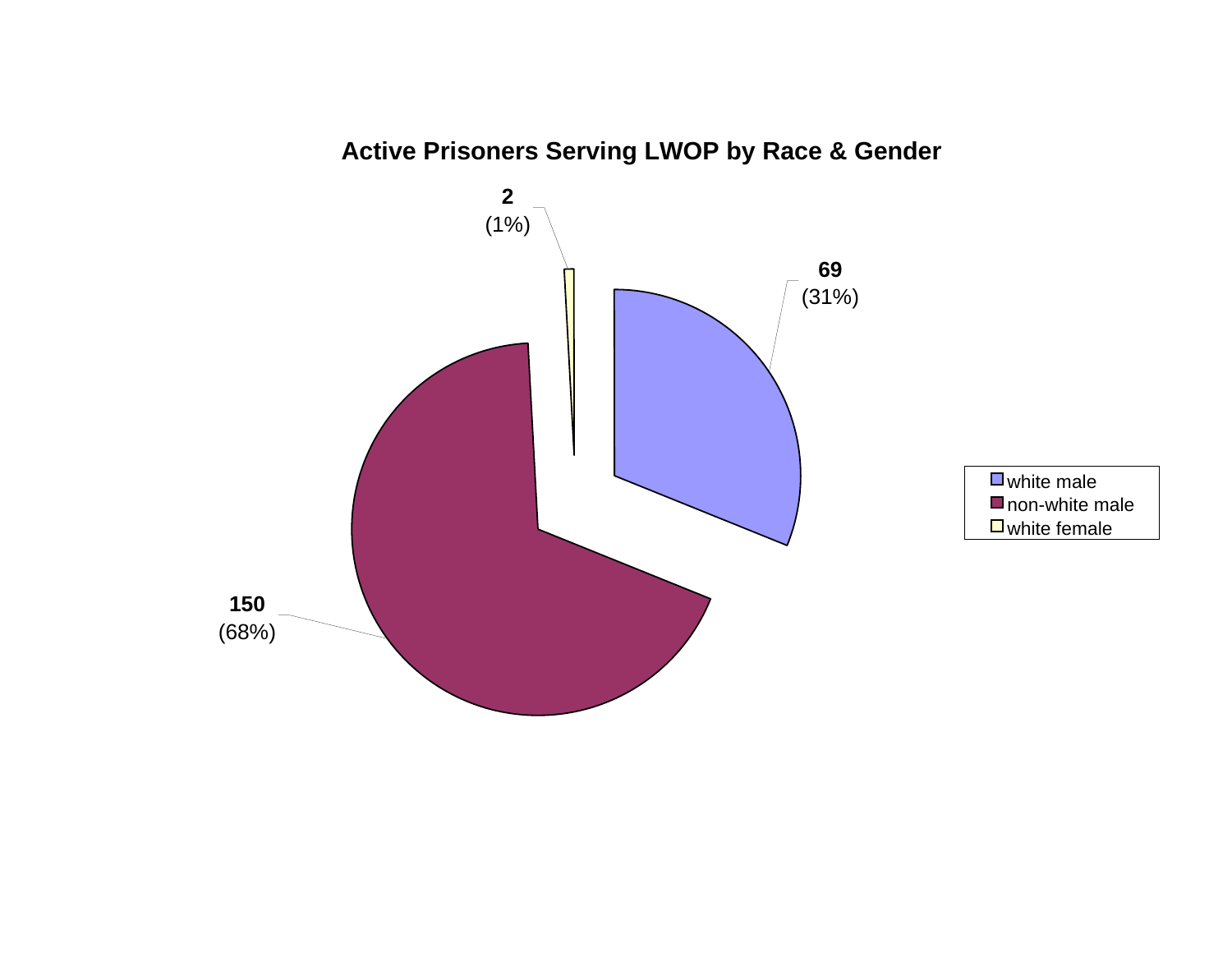## Active Prisoners Serving LWOP by Race & Gender

| Category | Count | Percent |
|---|---|---|
| white male | 69 | (31%) |
| non-white male | 150 | (68%) |
| white female | 2 | (1%) |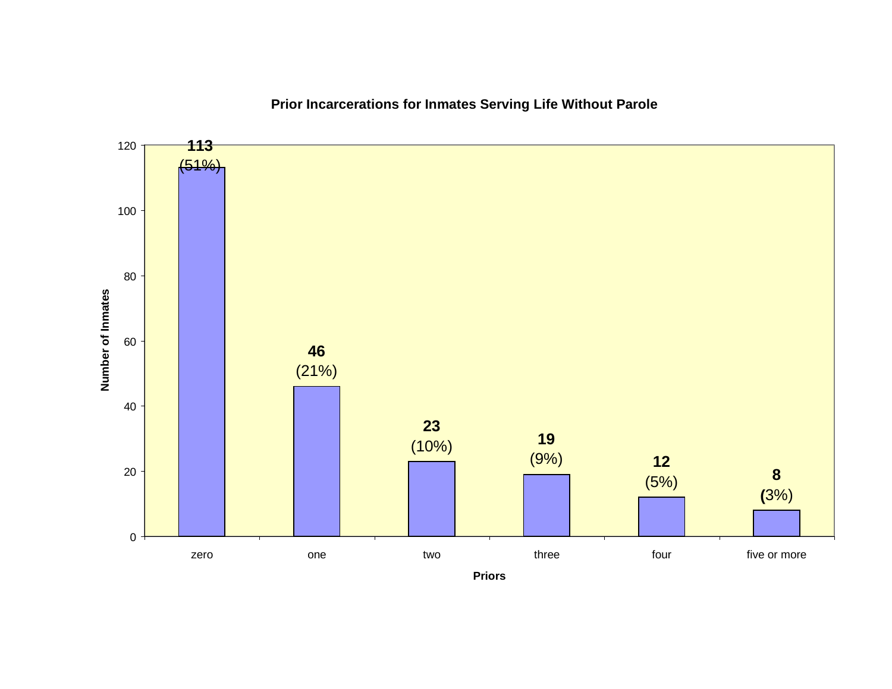**Prior Incarcerations for Inmates Serving Life Without Parole**

| Priors | Number of Inmates | Percent |
|---|---|---|
| zero | 113 | (51%) |
| one | 46 | (21%) |
| two | 23 | (10%) |
| three | 19 | (9%) |
| four | 12 | (5%) |
| five or more | 8 | (3%) |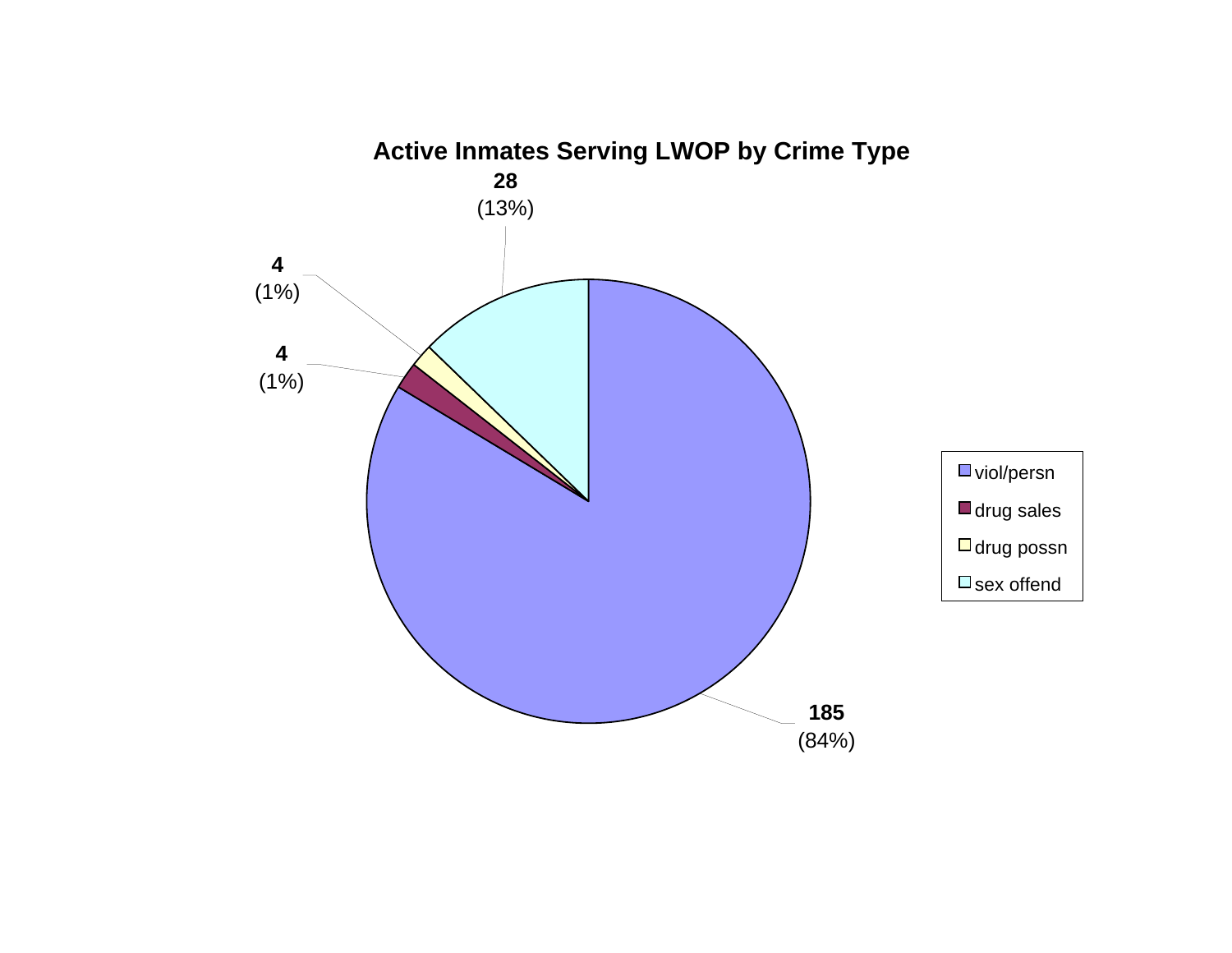## Active Inmates Serving LWOP by Crime Type

| Crime Type | Count | Percent |
|---|---|---|
| viol/persn | 185 | (84%) |
| drug sales | 4 | (1%) |
| drug possn | 4 | (1%) |
| sex offend | 28 | (13%) |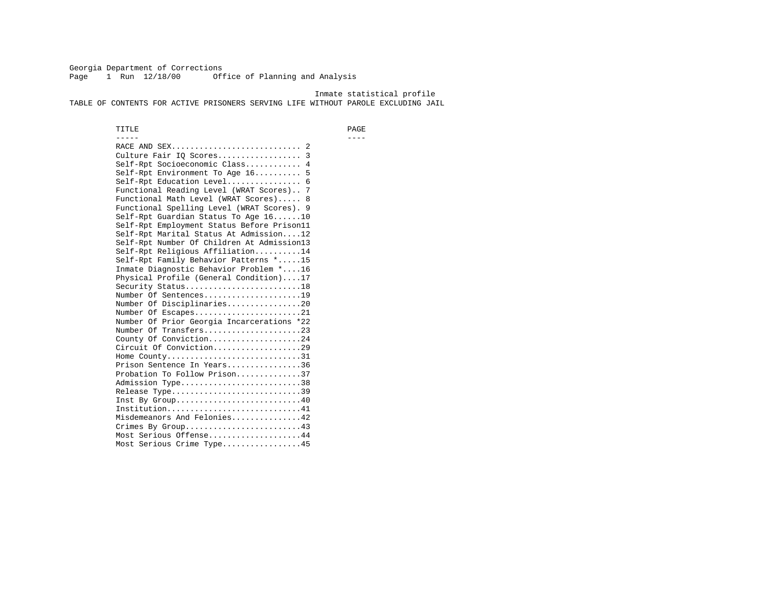Georgia Department of Corrections
Page 1 Run 12/18/00 Office of Planning and Analysis

Inmate statistical profile

# TABLE OF CONTENTS FOR ACTIVE PRISONERS SERVING LIFE WITHOUT PAROLE EXCLUDING JAIL

| TITLE | PAGE |
| --- | --- |
| RACE AND SEX | 2 |
| Culture Fair IQ Scores | 3 |
| Self-Rpt Socioeconomic Class | 4 |
| Self-Rpt Environment To Age 16 | 5 |
| Self-Rpt Education Level | 6 |
| Functional Reading Level (WRAT Scores) | 7 |
| Functional Math Level (WRAT Scores) | 8 |
| Functional Spelling Level (WRAT Scores) | 9 |
| Self-Rpt Guardian Status To Age 16 | 10 |
| Self-Rpt Employment Status Before Prison | 11 |
| Self-Rpt Marital Status At Admission | 12 |
| Self-Rpt Number Of Children At Admission | 13 |
| Self-Rpt Religious Affiliation | 14 |
| Self-Rpt Family Behavior Patterns * | 15 |
| Inmate Diagnostic Behavior Problem * | 16 |
| Physical Profile (General Condition) | 17 |
| Security Status | 18 |
| Number Of Sentences | 19 |
| Number Of Disciplinaries | 20 |
| Number Of Escapes | 21 |
| Number Of Prior Georgia Incarcerations * | 22 |
| Number Of Transfers | 23 |
| County Of Conviction | 24 |
| Circuit Of Conviction | 29 |
| Home County | 31 |
| Prison Sentence In Years | 36 |
| Probation To Follow Prison | 37 |
| Admission Type | 38 |
| Release Type | 39 |
| Inst By Group | 40 |
| Institution | 41 |
| Misdemeanors And Felonies | 42 |
| Crimes By Group | 43 |
| Most Serious Offense | 44 |
| Most Serious Crime Type | 45 |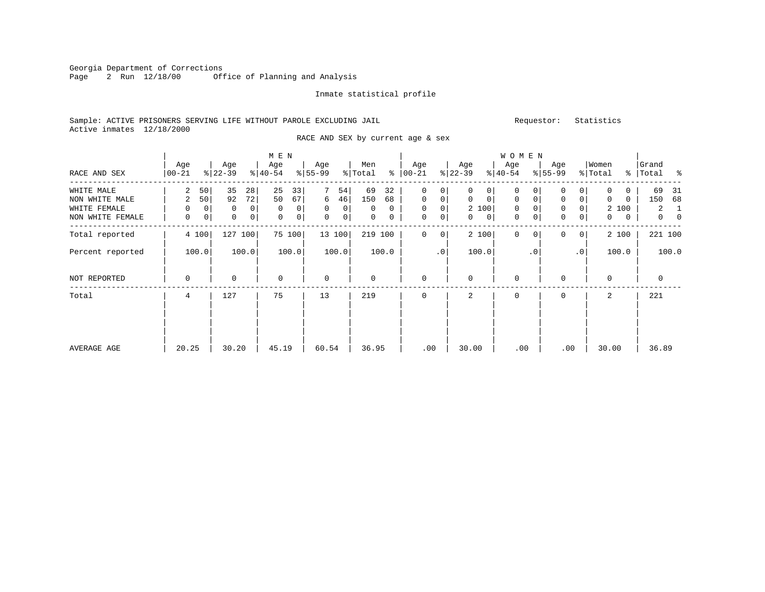Georgia Department of Corrections
Page 2 Run 12/18/00 Office of Planning and Analysis

Inmate statistical profile

Sample: ACTIVE PRISONERS SERVING LIFE WITHOUT PAROLE EXCLUDING JAIL Requestor: Statistics
Active inmates 12/18/2000

RACE AND SEX by current age & sex

| RACE AND SEX | MEN Age 00-21 | % | Age 22-39 | % | Age 40-54 | % | Age 55-99 | % | Men Total | % | WOMEN Age 00-21 | % | Age 22-39 | % | Age 40-54 | % | Age 55-99 | % | Women Total | % | Grand Total | % |
|---|---|---|---|---|---|---|---|---|---|---|---|---|---|---|---|---|---|---|---|---|---|---|
| WHITE MALE | 2 | 50 | 35 | 28 | 25 | 33 | 7 | 54 | 69 | 32 | 0 | 0 | 0 | 0 | 0 | 0 | 0 | 0 | 0 | 0 | 69 | 31 |
| NON WHITE MALE | 2 | 50 | 92 | 72 | 50 | 67 | 6 | 46 | 150 | 68 | 0 | 0 | 0 | 0 | 0 | 0 | 0 | 0 | 0 | 0 | 150 | 68 |
| WHITE FEMALE | 0 | 0 | 0 | 0 | 0 | 0 | 0 | 0 | 0 | 0 | 0 | 0 | 2 | 100 | 0 | 0 | 0 | 0 | 2 | 100 | 2 | 1 |
| NON WHITE FEMALE | 0 | 0 | 0 | 0 | 0 | 0 | 0 | 0 | 0 | 0 | 0 | 0 | 0 | 0 | 0 | 0 | 0 | 0 | 0 | 0 | 0 | 0 |
| Total reported | 4 | 100 | 127 | 100 | 75 | 100 | 13 | 100 | 219 | 100 | 0 | 0 | 2 | 100 | 0 | 0 | 0 | 0 | 2 | 100 | 221 | 100 |
| Percent reported | | 100.0 | | 100.0 | | 100.0 | | 100.0 | | 100.0 | | .0 | | 100.0 | | .0 | | .0 | | 100.0 | | 100.0 |
| NOT REPORTED | 0 | | 0 | | 0 | | 0 | | 0 | | 0 | | 0 | | 0 | | 0 | | 0 | | 0 | |
| Total | 4 | | 127 | | 75 | | 13 | | 219 | | 0 | | 2 | | 0 | | 0 | | 2 | | 221 | |
| AVERAGE AGE | 20.25 | | 30.20 | | 45.19 | | 60.54 | | 36.95 | | .00 | | 30.00 | | .00 | | .00 | | 30.00 | | 36.89 | |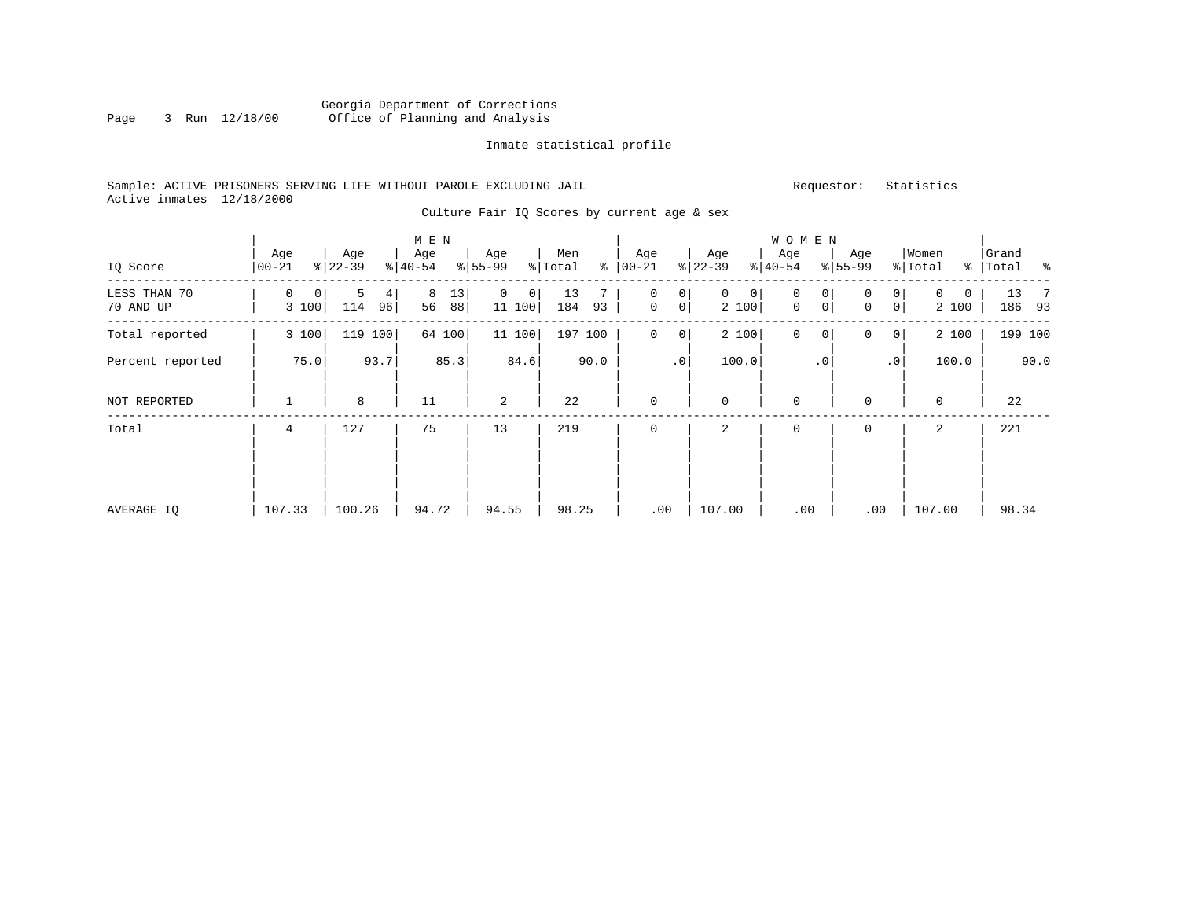Georgia Department of Corrections
Office of Planning and Analysis

Inmate statistical profile

Sample: ACTIVE PRISONERS SERVING LIFE WITHOUT PAROLE EXCLUDING JAIL          Requestor: Statistics
Active inmates 12/18/2000

Culture Fair IQ Scores by current age & sex

| IQ Score | MEN Age 00-21 | % | Age 22-39 | % | Age 40-54 | % | Age 55-99 | % | Men Total | % | WOMEN Age 00-21 | % | Age 22-39 | % | Age 40-54 | % | Age 55-99 | % | Women Total | % | Grand Total | % |
|---|---|---|---|---|---|---|---|---|---|---|---|---|---|---|---|---|---|---|---|---|---|---|
| LESS THAN 70 | 0 | 0 | 5 | 4 | 8 | 13 | 0 | 0 | 13 | 7 | 0 | 0 | 0 | 0 | 0 | 0 | 0 | 0 | 0 | 0 | 13 | 7 |
| 70 AND UP | 3 | 100 | 114 | 96 | 56 | 88 | 11 | 100 | 184 | 93 | 0 | 0 | 2 | 100 | 0 | 0 | 0 | 0 | 2 | 100 | 186 | 93 |
| Total reported | 3 | 100 | 119 | 100 | 64 | 100 | 11 | 100 | 197 | 100 | 0 | 0 | 2 | 100 | 0 | 0 | 0 | 0 | 2 | 100 | 199 | 100 |
| Percent reported | | 75.0 | | 93.7 | | 85.3 | | 84.6 | | 90.0 | | .0 | | 100.0 | | .0 | | .0 | | 100.0 | | 90.0 |
| NOT REPORTED | 1 | | 8 | | 11 | | 2 | | 22 | | 0 | | 0 | | 0 | | 0 | | 0 | | 22 | |
| Total | 4 | | 127 | | 75 | | 13 | | 219 | | 0 | | 2 | | 0 | | 0 | | 2 | | 221 | |
| AVERAGE IQ | 107.33 | | 100.26 | | 94.72 | | 94.55 | | 98.25 | | .00 | | 107.00 | | .00 | | .00 | | 107.00 | | 98.34 | |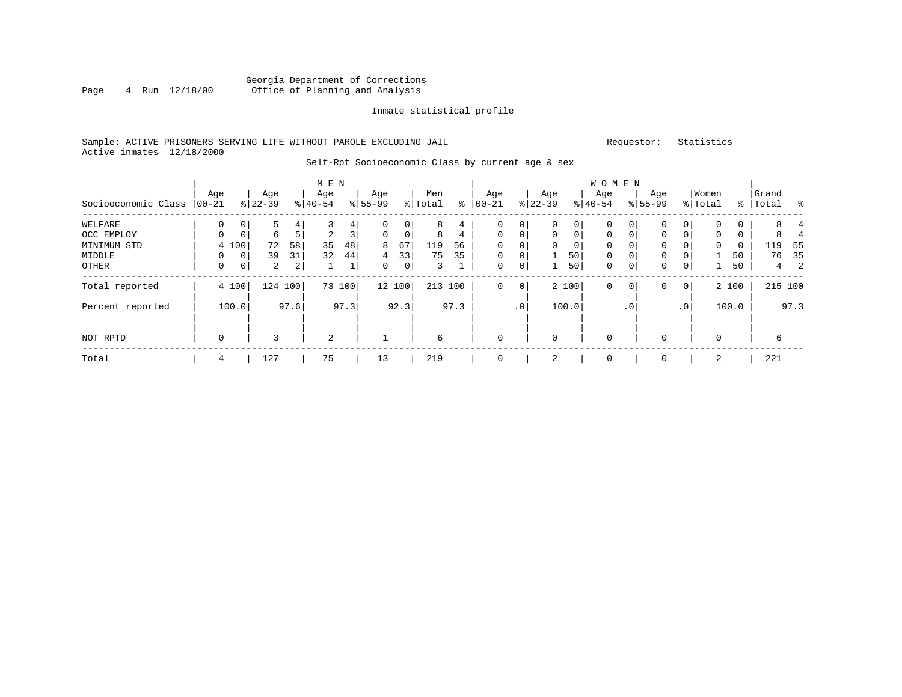Georgia Department of Corrections
Office of Planning and Analysis

Inmate statistical profile

Sample: ACTIVE PRISONERS SERVING LIFE WITHOUT PAROLE EXCLUDING JAIL  Requestor: Statistics
Active inmates 12/18/2000

Self-Rpt Socioeconomic Class by current age & sex

| | MEN | | | | | | | | | | WOMEN | | | | | | | | | | | |
|---|---|---|---|---|---|---|---|---|---|---|---|---|---|---|---|---|---|---|---|---|---|---|
| Socioeconomic Class | Age 00-21 | % | Age 22-39 | % | Age 40-54 | % | Age 55-99 | % | Men Total | % | Age 00-21 | % | Age 22-39 | % | Age 40-54 | % | Age 55-99 | % | Women Total | % | Grand Total | % |
| WELFARE | 0 | 0 | 5 | 4 | 3 | 4 | 0 | 0 | 8 | 4 | 0 | 0 | 0 | 0 | 0 | 0 | 0 | 0 | 0 | 0 | 8 | 4 |
| OCC EMPLOY | 0 | 0 | 6 | 5 | 2 | 3 | 0 | 0 | 8 | 4 | 0 | 0 | 0 | 0 | 0 | 0 | 0 | 0 | 0 | 0 | 8 | 4 |
| MINIMUM STD | 4 | 100 | 72 | 58 | 35 | 48 | 8 | 67 | 119 | 56 | 0 | 0 | 0 | 0 | 0 | 0 | 0 | 0 | 0 | 0 | 119 | 55 |
| MIDDLE | 0 | 0 | 39 | 31 | 32 | 44 | 4 | 33 | 75 | 35 | 0 | 0 | 1 | 50 | 0 | 0 | 0 | 0 | 1 | 50 | 76 | 35 |
| OTHER | 0 | 0 | 2 | 2 | 1 | 1 | 0 | 0 | 3 | 1 | 0 | 0 | 1 | 50 | 0 | 0 | 0 | 0 | 1 | 50 | 4 | 2 |
| Total reported | 4 | 100 | 124 | 100 | 73 | 100 | 12 | 100 | 213 | 100 | 0 | 0 | 2 | 100 | 0 | 0 | 0 | 0 | 2 | 100 | 215 | 100 |
| Percent reported | | 100.0 | | 97.6 | | 97.3 | | 92.3 | | 97.3 | | .0 | | 100.0 | | .0 | | .0 | | 100.0 | | 97.3 |
| NOT RPTD | 0 | | 3 | | 2 | | 1 | | 6 | | 0 | | 0 | | 0 | | 0 | | 0 | | 6 | |
| Total | 4 | | 127 | | 75 | | 13 | | 219 | | 0 | | 2 | | 0 | | 0 | | 2 | | 221 | |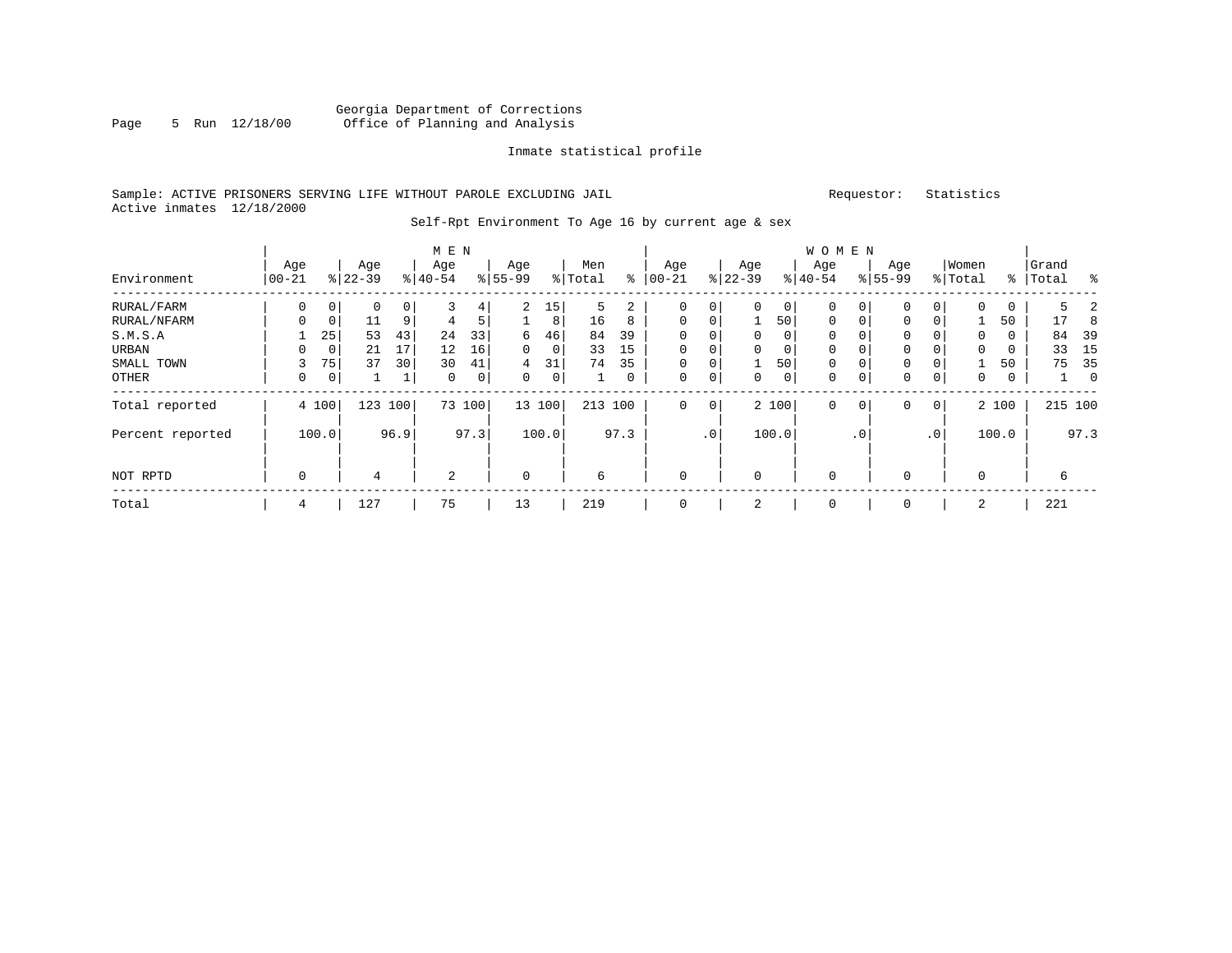Georgia Department of Corrections
Office of Planning and Analysis

Inmate statistical profile

Sample: ACTIVE PRISONERS SERVING LIFE WITHOUT PAROLE EXCLUDING JAIL    Requestor: Statistics
Active inmates 12/18/2000

Self-Rpt Environment To Age 16 by current age & sex

| Environment | MEN Age 00-21 | % | Age 22-39 | % | Age 40-54 | % | Age 55-99 | % | Men Total | % | WOMEN Age 00-21 | % | Age 22-39 | % | Age 40-54 | % | Age 55-99 | % | Women Total | % | Grand Total | % |
|---|---|---|---|---|---|---|---|---|---|---|---|---|---|---|---|---|---|---|---|---|---|---|
| RURAL/FARM | 0 | 0 | 0 | 0 | 3 | 4 | 2 | 15 | 5 | 2 | 0 | 0 | 0 | 0 | 0 | 0 | 0 | 0 | 0 | 0 | 5 | 2 |
| RURAL/NFARM | 0 | 0 | 11 | 9 | 4 | 5 | 1 | 8 | 16 | 8 | 0 | 0 | 1 | 50 | 0 | 0 | 0 | 0 | 1 | 50 | 17 | 8 |
| S.M.S.A | 1 | 25 | 53 | 43 | 24 | 33 | 6 | 46 | 84 | 39 | 0 | 0 | 0 | 0 | 0 | 0 | 0 | 0 | 0 | 0 | 84 | 39 |
| URBAN | 0 | 0 | 21 | 17 | 12 | 16 | 0 | 0 | 33 | 15 | 0 | 0 | 0 | 0 | 0 | 0 | 0 | 0 | 0 | 0 | 33 | 15 |
| SMALL TOWN | 3 | 75 | 37 | 30 | 30 | 41 | 4 | 31 | 74 | 35 | 0 | 0 | 1 | 50 | 0 | 0 | 0 | 0 | 1 | 50 | 75 | 35 |
| OTHER | 0 | 0 | 1 | 1 | 0 | 0 | 0 | 0 | 1 | 0 | 0 | 0 | 0 | 0 | 0 | 0 | 0 | 0 | 0 | 0 | 1 | 0 |
| Total reported | 4 | 100 | 123 | 100 | 73 | 100 | 13 | 100 | 213 | 100 | 0 | 0 | 2 | 100 | 0 | 0 | 0 | 0 | 2 | 100 | 215 | 100 |
| Percent reported | | 100.0 | | 96.9 | | 97.3 | | 100.0 | | 97.3 | | .0 | | 100.0 | | .0 | | .0 | | 100.0 | | 97.3 |
| NOT RPTD | 0 | | 4 | | 2 | | 0 | | 6 | | 0 | | 0 | | 0 | | 0 | | 0 | | 6 | |
| Total | 4 | | 127 | | 75 | | 13 | | 219 | | 0 | | 2 | | 0 | | 0 | | 2 | | 221 | |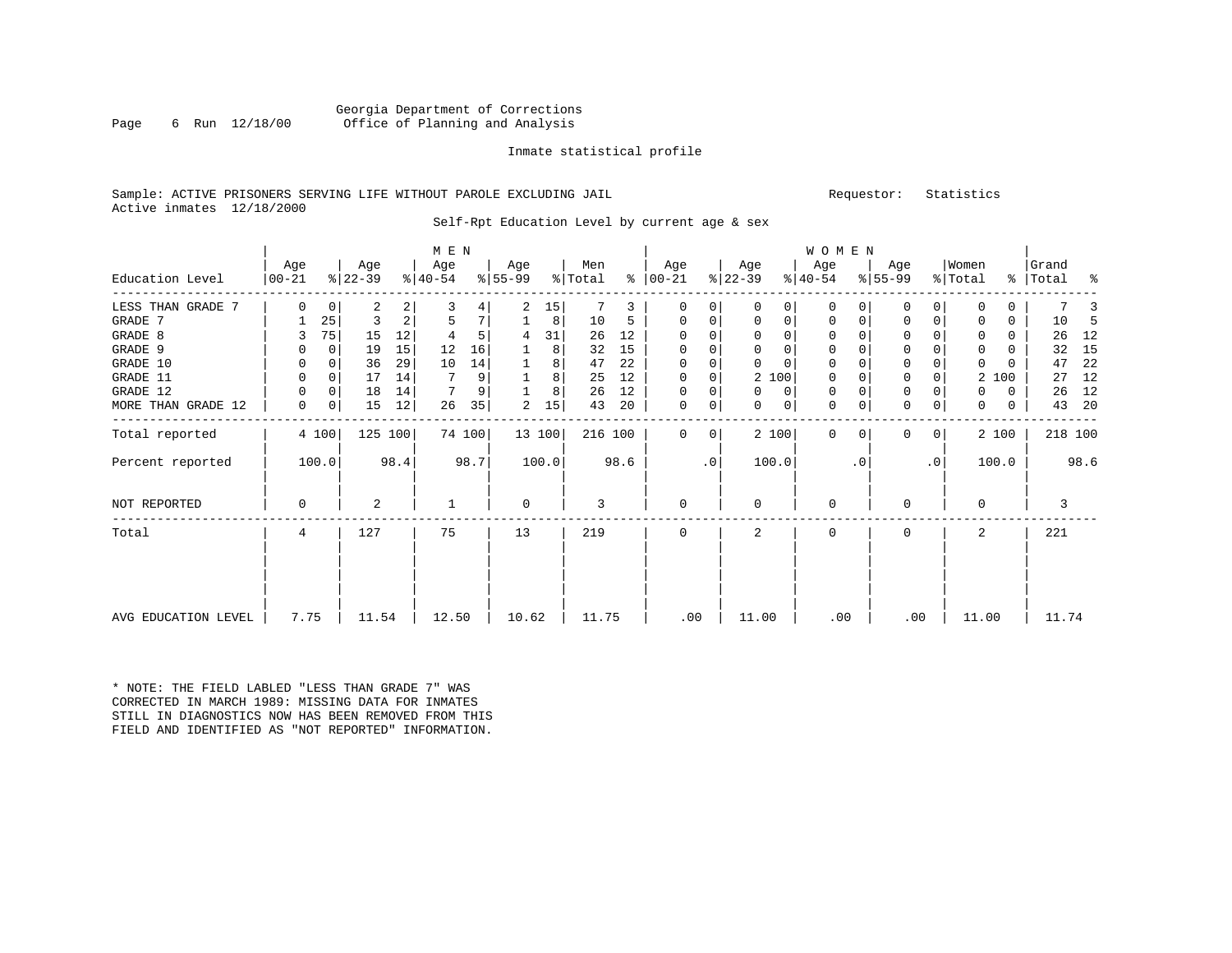Georgia Department of Corrections
Office of Planning and Analysis

Inmate statistical profile

Sample: ACTIVE PRISONERS SERVING LIFE WITHOUT PAROLE EXCLUDING JAIL
Active inmates 12/18/2000

Requestor: Statistics

Self-Rpt Education Level by current age & sex

| Education Level | MEN Age 00-21 | % | Age 22-39 | % | Age 40-54 | % | Age 55-99 | % | Men Total | % | WOMEN Age 00-21 | % | Age 22-39 | % | Age 40-54 | % | Age 55-99 | % | Women Total | % | Grand Total | % |
|---|---|---|---|---|---|---|---|---|---|---|---|---|---|---|---|---|---|---|---|---|---|---|
| LESS THAN GRADE 7 | 0 | 0 | 2 | 2 | 3 | 4 | 2 | 15 | 7 | 3 | 0 | 0 | 0 | 0 | 0 | 0 | 0 | 0 | 0 | 0 | 7 | 3 |
| GRADE 7 | 1 | 25 | 3 | 2 | 5 | 7 | 1 | 8 | 10 | 5 | 0 | 0 | 0 | 0 | 0 | 0 | 0 | 0 | 0 | 0 | 10 | 5 |
| GRADE 8 | 3 | 75 | 15 | 12 | 4 | 5 | 4 | 31 | 26 | 12 | 0 | 0 | 0 | 0 | 0 | 0 | 0 | 0 | 0 | 0 | 26 | 12 |
| GRADE 9 | 0 | 0 | 19 | 15 | 12 | 16 | 1 | 8 | 32 | 15 | 0 | 0 | 0 | 0 | 0 | 0 | 0 | 0 | 0 | 0 | 32 | 15 |
| GRADE 10 | 0 | 0 | 36 | 29 | 10 | 14 | 1 | 8 | 47 | 22 | 0 | 0 | 0 | 0 | 0 | 0 | 0 | 0 | 0 | 0 | 47 | 22 |
| GRADE 11 | 0 | 0 | 17 | 14 | 7 | 9 | 1 | 8 | 25 | 12 | 0 | 0 | 2 | 100 | 0 | 0 | 0 | 0 | 2 | 100 | 27 | 12 |
| GRADE 12 | 0 | 0 | 18 | 14 | 7 | 9 | 1 | 8 | 26 | 12 | 0 | 0 | 0 | 0 | 0 | 0 | 0 | 0 | 0 | 0 | 26 | 12 |
| MORE THAN GRADE 12 | 0 | 0 | 15 | 12 | 26 | 35 | 2 | 15 | 43 | 20 | 0 | 0 | 0 | 0 | 0 | 0 | 0 | 0 | 0 | 0 | 43 | 20 |
| Total reported | 4 | 100 | 125 | 100 | 74 | 100 | 13 | 100 | 216 | 100 | 0 | 0 | 2 | 100 | 0 | 0 | 0 | 0 | 2 | 100 | 218 | 100 |
| Percent reported | | 100.0 | | 98.4 | | 98.7 | | 100.0 | | 98.6 | | .0 | | 100.0 | | .0 | | .0 | | 100.0 | | 98.6 |
| NOT REPORTED | 0 | | 2 | | 1 | | 0 | | 3 | | 0 | | 0 | | 0 | | 0 | | 0 | | 3 | |
| Total | 4 | | 127 | | 75 | | 13 | | 219 | | 0 | | 2 | | 0 | | 0 | | 2 | | 221 | |
| AVG EDUCATION LEVEL | 7.75 | | 11.54 | | 12.50 | | 10.62 | | 11.75 | | .00 | | 11.00 | | .00 | | .00 | | 11.00 | | 11.74 | |

* NOTE: THE FIELD LABLED "LESS THAN GRADE 7" WAS CORRECTED IN MARCH 1989: MISSING DATA FOR INMATES STILL IN DIAGNOSTICS NOW HAS BEEN REMOVED FROM THIS FIELD AND IDENTIFIED AS "NOT REPORTED" INFORMATION.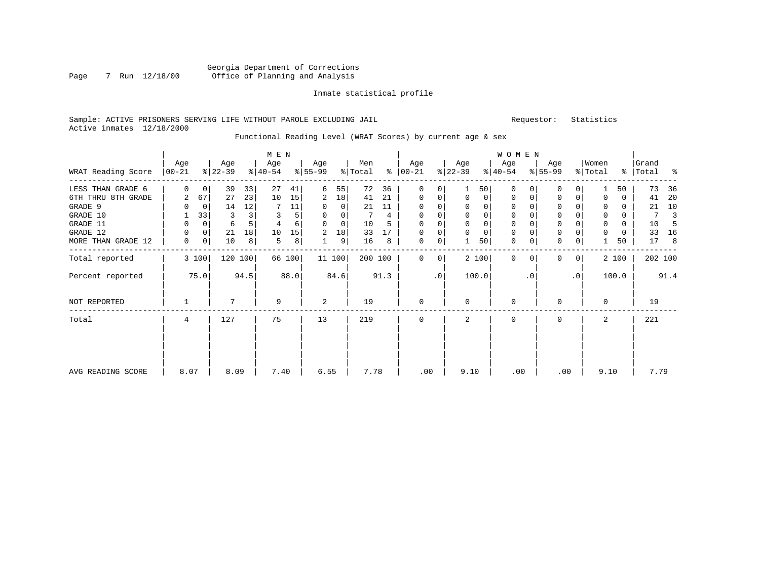Georgia Department of Corrections
Office of Planning and Analysis

Inmate statistical profile

Sample: ACTIVE PRISONERS SERVING LIFE WITHOUT PAROLE EXCLUDING JAIL    Requestor: Statistics
Active inmates 12/18/2000

Functional Reading Level (WRAT Scores) by current age & sex

| WRAT Reading Score | MEN Age 00-21 | % | Age 22-39 | % | Age 40-54 | % | Age 55-99 | % | Men Total | % | WOMEN Age 00-21 | % | Age 22-39 | % | Age 40-54 | % | Age 55-99 | % | Women Total | % | Grand Total | % |
|---|---|---|---|---|---|---|---|---|---|---|---|---|---|---|---|---|---|---|---|---|---|---|
| LESS THAN GRADE 6 | 0 | 0 | 39 | 33 | 27 | 41 | 6 | 55 | 72 | 36 | 0 | 0 | 1 | 50 | 0 | 0 | 0 | 0 | 1 | 50 | 73 | 36 |
| 6TH THRU 8TH GRADE | 2 | 67 | 27 | 23 | 10 | 15 | 2 | 18 | 41 | 21 | 0 | 0 | 0 | 0 | 0 | 0 | 0 | 0 | 0 | 0 | 41 | 20 |
| GRADE 9 | 0 | 0 | 14 | 12 | 7 | 11 | 0 | 0 | 21 | 11 | 0 | 0 | 0 | 0 | 0 | 0 | 0 | 0 | 0 | 0 | 21 | 10 |
| GRADE 10 | 1 | 33 | 3 | 3 | 3 | 5 | 0 | 0 | 7 | 4 | 0 | 0 | 0 | 0 | 0 | 0 | 0 | 0 | 0 | 0 | 7 | 3 |
| GRADE 11 | 0 | 0 | 6 | 5 | 4 | 6 | 0 | 0 | 10 | 5 | 0 | 0 | 0 | 0 | 0 | 0 | 0 | 0 | 0 | 0 | 10 | 5 |
| GRADE 12 | 0 | 0 | 21 | 18 | 10 | 15 | 2 | 18 | 33 | 17 | 0 | 0 | 0 | 0 | 0 | 0 | 0 | 0 | 0 | 0 | 33 | 16 |
| MORE THAN GRADE 12 | 0 | 0 | 10 | 8 | 5 | 8 | 1 | 9 | 16 | 8 | 0 | 0 | 1 | 50 | 0 | 0 | 0 | 0 | 1 | 50 | 17 | 8 |
| Total reported | 3 | 100 | 120 | 100 | 66 | 100 | 11 | 100 | 200 | 100 | 0 | 0 | 2 | 100 | 0 | 0 | 0 | 0 | 2 | 100 | 202 | 100 |
| Percent reported | | 75.0 | | 94.5 | | 88.0 | | 84.6 | | 91.3 | | .0 | | 100.0 | | .0 | | .0 | | 100.0 | | 91.4 |
| NOT REPORTED | 1 | | 7 | | 9 | | 2 | | 19 | | 0 | | 0 | | 0 | | 0 | | 0 | | 19 | |
| Total | 4 | | 127 | | 75 | | 13 | | 219 | | 0 | | 2 | | 0 | | 0 | | 2 | | 221 | |
| AVG READING SCORE | 8.07 | | 8.09 | | 7.40 | | 6.55 | | 7.78 | | .00 | | 9.10 | | .00 | | .00 | | 9.10 | | 7.79 | |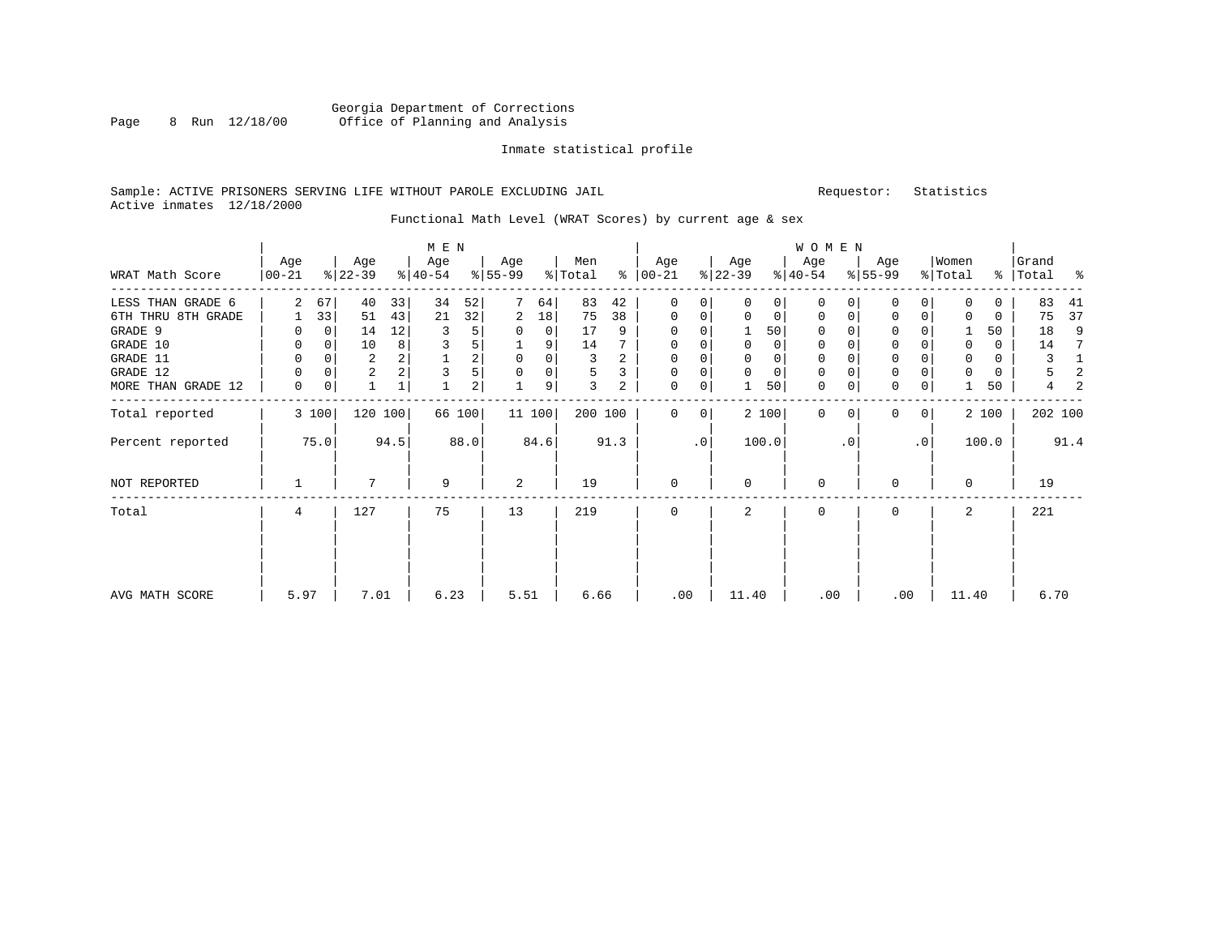Georgia Department of Corrections
Office of Planning and Analysis

Inmate statistical profile

Sample: ACTIVE PRISONERS SERVING LIFE WITHOUT PAROLE EXCLUDING JAIL

Requestor: Statistics

Active inmates 12/18/2000

Functional Math Level (WRAT Scores) by current age & sex

| | MEN | | | | | | | | | | WOMEN | | | | | | | | | | | |
|---|---|---|---|---|---|---|---|---|---|---|---|---|---|---|---|---|---|---|---|---|---|---|
| WRAT Math Score | Age 00-21 | % | Age 22-39 | % | Age 40-54 | % | Age 55-99 | % | Men Total | % | Age 00-21 | % | Age 22-39 | % | Age 40-54 | % | Age 55-99 | % | Women Total | % | Grand Total | % |
| LESS THAN GRADE 6 | 2 | 67 | 40 | 33 | 34 | 52 | 7 | 64 | 83 | 42 | 0 | 0 | 0 | 0 | 0 | 0 | 0 | 0 | 0 | 0 | 83 | 41 |
| 6TH THRU 8TH GRADE | 1 | 33 | 51 | 43 | 21 | 32 | 2 | 18 | 75 | 38 | 0 | 0 | 0 | 0 | 0 | 0 | 0 | 0 | 0 | 0 | 75 | 37 |
| GRADE 9 | 0 | 0 | 14 | 12 | 3 | 5 | 0 | 0 | 17 | 9 | 0 | 0 | 1 | 50 | 0 | 0 | 0 | 0 | 1 | 50 | 18 | 9 |
| GRADE 10 | 0 | 0 | 10 | 8 | 3 | 5 | 1 | 9 | 14 | 7 | 0 | 0 | 0 | 0 | 0 | 0 | 0 | 0 | 0 | 0 | 14 | 7 |
| GRADE 11 | 0 | 0 | 2 | 2 | 1 | 2 | 0 | 0 | 3 | 2 | 0 | 0 | 0 | 0 | 0 | 0 | 0 | 0 | 0 | 0 | 3 | 1 |
| GRADE 12 | 0 | 0 | 2 | 2 | 3 | 5 | 0 | 0 | 5 | 3 | 0 | 0 | 0 | 0 | 0 | 0 | 0 | 0 | 0 | 0 | 5 | 2 |
| MORE THAN GRADE 12 | 0 | 0 | 1 | 1 | 1 | 2 | 1 | 9 | 3 | 2 | 0 | 0 | 1 | 50 | 0 | 0 | 0 | 0 | 1 | 50 | 4 | 2 |
| Total reported | 3 | 100 | 120 | 100 | 66 | 100 | 11 | 100 | 200 | 100 | 0 | 0 | 2 | 100 | 0 | 0 | 0 | 0 | 2 | 100 | 202 | 100 |
| Percent reported | | 75.0 | | 94.5 | | 88.0 | | 84.6 | | 91.3 | | .0 | | 100.0 | | .0 | | .0 | | 100.0 | | 91.4 |
| NOT REPORTED | 1 | | 7 | | 9 | | 2 | | 19 | | 0 | | 0 | | 0 | | 0 | | 0 | | 19 | |
| Total | 4 | | 127 | | 75 | | 13 | | 219 | | 0 | | 2 | | 0 | | 0 | | 2 | | 221 | |
| AVG MATH SCORE | 5.97 | | 7.01 | | 6.23 | | 5.51 | | 6.66 | | .00 | | 11.40 | | .00 | | .00 | | 11.40 | | 6.70 | |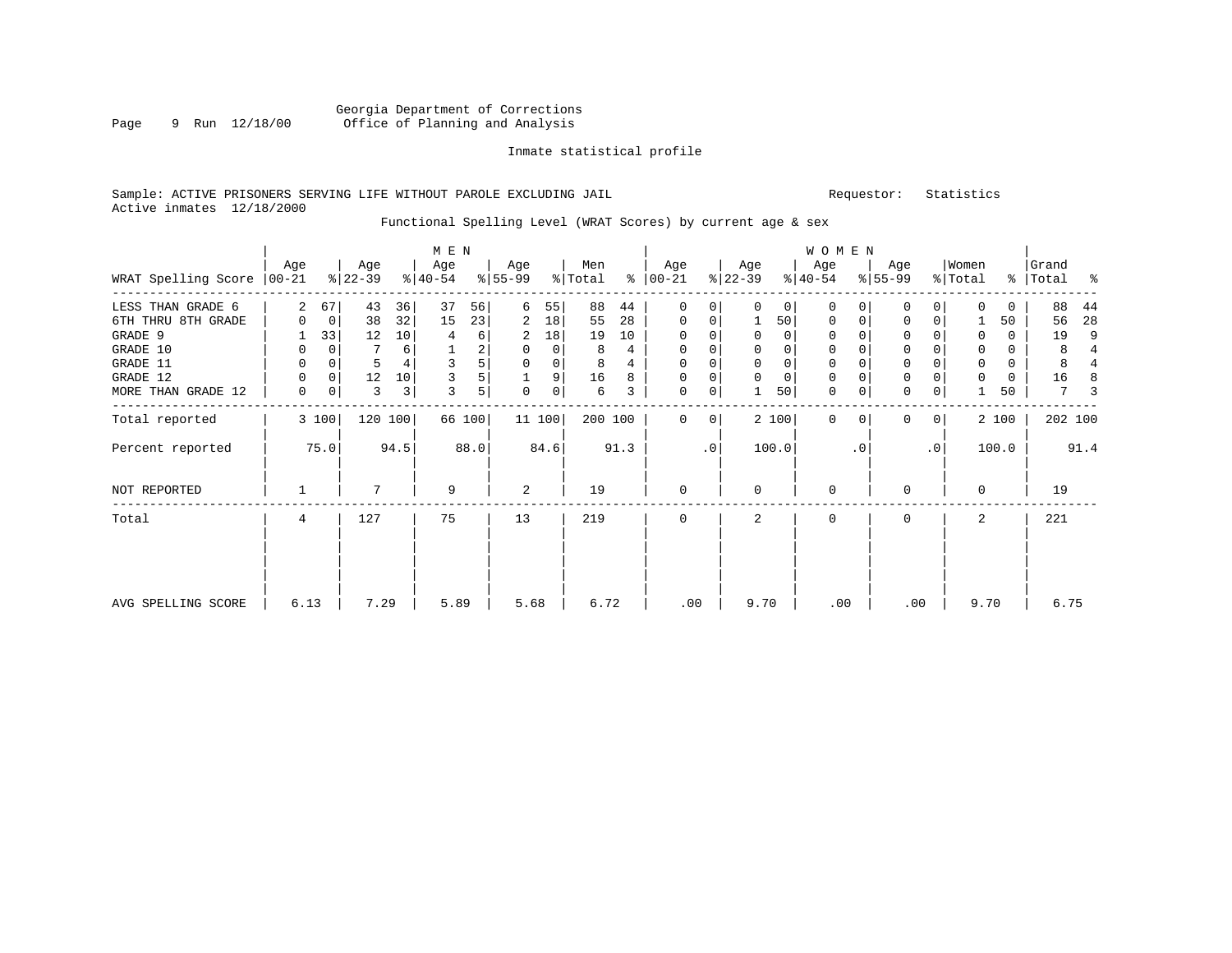Georgia Department of Corrections
Office of Planning and Analysis

Inmate statistical profile

Sample: ACTIVE PRISONERS SERVING LIFE WITHOUT PAROLE EXCLUDING JAIL

Requestor: Statistics

Active inmates 12/18/2000

Functional Spelling Level (WRAT Scores) by current age & sex

| WRAT Spelling Score | MEN Age 00-21 | % | Age 22-39 | % | Age 40-54 | % | Age 55-99 | % | Men Total | % | WOMEN Age 00-21 | % | Age 22-39 | % | Age 40-54 | % | Age 55-99 | % | Women Total | % | Grand Total | % |
|---|---|---|---|---|---|---|---|---|---|---|---|---|---|---|---|---|---|---|---|---|---|---|
| LESS THAN GRADE 6 | 2 | 67 | 43 | 36 | 37 | 56 | 6 | 55 | 88 | 44 | 0 | 0 | 0 | 0 | 0 | 0 | 0 | 0 | 0 | 0 | 88 | 44 |
| 6TH THRU 8TH GRADE | 0 | 0 | 38 | 32 | 15 | 23 | 2 | 18 | 55 | 28 | 0 | 0 | 1 | 50 | 0 | 0 | 0 | 0 | 1 | 50 | 56 | 28 |
| GRADE 9 | 1 | 33 | 12 | 10 | 4 | 6 | 2 | 18 | 19 | 10 | 0 | 0 | 0 | 0 | 0 | 0 | 0 | 0 | 0 | 0 | 19 | 9 |
| GRADE 10 | 0 | 0 | 7 | 6 | 1 | 2 | 0 | 0 | 8 | 4 | 0 | 0 | 0 | 0 | 0 | 0 | 0 | 0 | 0 | 0 | 8 | 4 |
| GRADE 11 | 0 | 0 | 5 | 4 | 3 | 5 | 0 | 0 | 8 | 4 | 0 | 0 | 0 | 0 | 0 | 0 | 0 | 0 | 0 | 0 | 8 | 4 |
| GRADE 12 | 0 | 0 | 12 | 10 | 3 | 5 | 1 | 9 | 16 | 8 | 0 | 0 | 0 | 0 | 0 | 0 | 0 | 0 | 0 | 0 | 16 | 8 |
| MORE THAN GRADE 12 | 0 | 0 | 3 | 3 | 3 | 5 | 0 | 0 | 6 | 3 | 0 | 0 | 1 | 50 | 0 | 0 | 0 | 0 | 1 | 50 | 7 | 3 |
| Total reported | 3 | 100 | 120 | 100 | 66 | 100 | 11 | 100 | 200 | 100 | 0 | 0 | 2 | 100 | 0 | 0 | 0 | 0 | 2 | 100 | 202 | 100 |
| Percent reported | | 75.0 | | 94.5 | | 88.0 | | 84.6 | | 91.3 | | .0 | | 100.0 | | .0 | | .0 | | 100.0 | | 91.4 |
| NOT REPORTED | 1 | | 7 | | 9 | | 2 | | 19 | | 0 | | 0 | | 0 | | 0 | | 0 | | 19 | |
| Total | 4 | | 127 | | 75 | | 13 | | 219 | | 0 | | 2 | | 0 | | 0 | | 2 | | 221 | |
| AVG SPELLING SCORE | 6.13 | | 7.29 | | 5.89 | | 5.68 | | 6.72 | | .00 | | 9.70 | | .00 | | .00 | | 9.70 | | 6.75 | |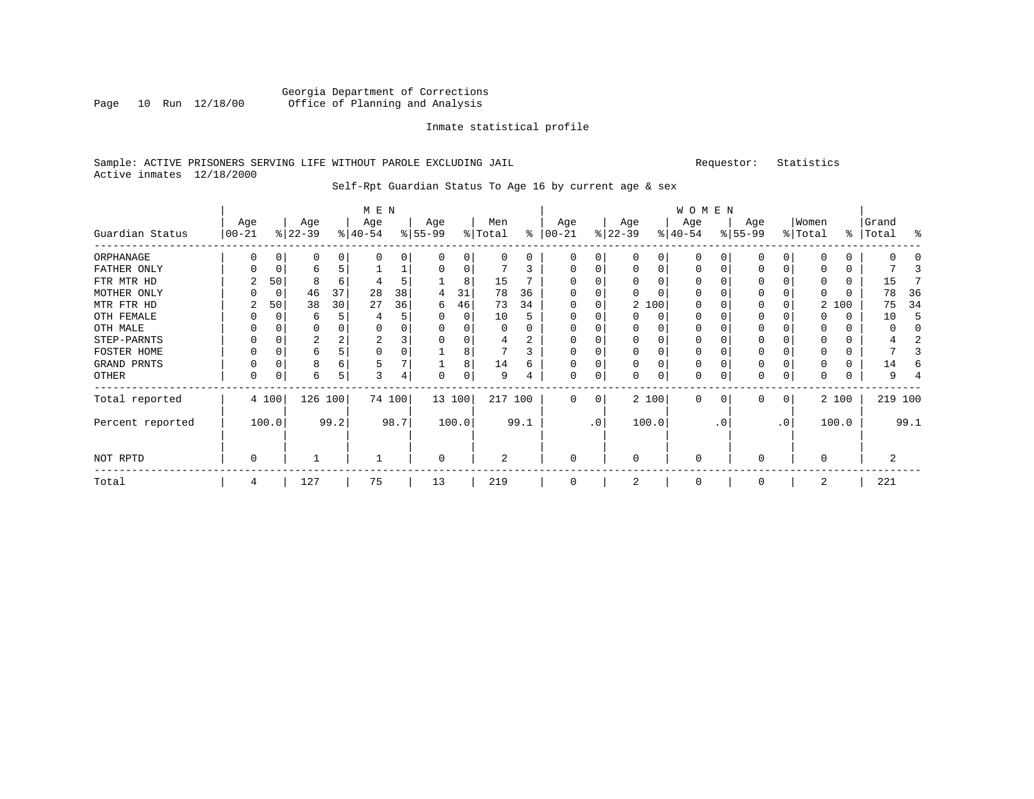Georgia Department of Corrections
Office of Planning and Analysis

Inmate statistical profile

Sample: ACTIVE PRISONERS SERVING LIFE WITHOUT PAROLE EXCLUDING JAIL

Requestor: Statistics

Active inmates 12/18/2000

Self-Rpt Guardian Status To Age 16 by current age & sex

| Guardian Status | MEN Age 00-21 | % | Age 22-39 | % | Age 40-54 | % | Age 55-99 | % | Men Total | % | WOMEN Age 00-21 | % | Age 22-39 | % | Age 40-54 | % | Age 55-99 | % | Women Total | % | Grand Total | % |
|---|---|---|---|---|---|---|---|---|---|---|---|---|---|---|---|---|---|---|---|---|---|---|
| ORPHANAGE | 0 | 0 | 0 | 0 | 0 | 0 | 0 | 0 | 0 | 0 | 0 | 0 | 0 | 0 | 0 | 0 | 0 | 0 | 0 | 0 | 0 | 0 |
| FATHER ONLY | 0 | 0 | 6 | 5 | 1 | 1 | 0 | 0 | 7 | 3 | 0 | 0 | 0 | 0 | 0 | 0 | 0 | 0 | 0 | 0 | 7 | 3 |
| FTR MTR HD | 2 | 50 | 8 | 6 | 4 | 5 | 1 | 8 | 15 | 7 | 0 | 0 | 0 | 0 | 0 | 0 | 0 | 0 | 0 | 0 | 15 | 7 |
| MOTHER ONLY | 0 | 0 | 46 | 37 | 28 | 38 | 4 | 31 | 78 | 36 | 0 | 0 | 0 | 0 | 0 | 0 | 0 | 0 | 0 | 0 | 78 | 36 |
| MTR FTR HD | 2 | 50 | 38 | 30 | 27 | 36 | 6 | 46 | 73 | 34 | 0 | 0 | 2 | 100 | 0 | 0 | 0 | 0 | 2 | 100 | 75 | 34 |
| OTH FEMALE | 0 | 0 | 6 | 5 | 4 | 5 | 0 | 0 | 10 | 5 | 0 | 0 | 0 | 0 | 0 | 0 | 0 | 0 | 0 | 0 | 10 | 5 |
| OTH MALE | 0 | 0 | 0 | 0 | 0 | 0 | 0 | 0 | 0 | 0 | 0 | 0 | 0 | 0 | 0 | 0 | 0 | 0 | 0 | 0 | 0 | 0 |
| STEP-PARNTS | 0 | 0 | 2 | 2 | 2 | 3 | 0 | 0 | 4 | 2 | 0 | 0 | 0 | 0 | 0 | 0 | 0 | 0 | 0 | 0 | 4 | 2 |
| FOSTER HOME | 0 | 0 | 6 | 5 | 0 | 0 | 1 | 8 | 7 | 3 | 0 | 0 | 0 | 0 | 0 | 0 | 0 | 0 | 0 | 0 | 7 | 3 |
| GRAND PRNTS | 0 | 0 | 8 | 6 | 5 | 7 | 1 | 8 | 14 | 6 | 0 | 0 | 0 | 0 | 0 | 0 | 0 | 0 | 0 | 0 | 14 | 6 |
| OTHER | 0 | 0 | 6 | 5 | 3 | 4 | 0 | 0 | 9 | 4 | 0 | 0 | 0 | 0 | 0 | 0 | 0 | 0 | 0 | 0 | 9 | 4 |
| Total reported | 4 | 100 | 126 | 100 | 74 | 100 | 13 | 100 | 217 | 100 | 0 | 0 | 2 | 100 | 0 | 0 | 0 | 0 | 2 | 100 | 219 | 100 |
| Percent reported | | 100.0 | | 99.2 | | 98.7 | | 100.0 | | 99.1 | | .0 | | 100.0 | | .0 | | .0 | | 100.0 | | 99.1 |
| NOT RPTD | 0 | | 1 | | 1 | | 0 | | 2 | | 0 | | 0 | | 0 | | 0 | | 0 | | 2 | |
| Total | 4 | | 127 | | 75 | | 13 | | 219 | | 0 | | 2 | | 0 | | 0 | | 2 | | 221 | |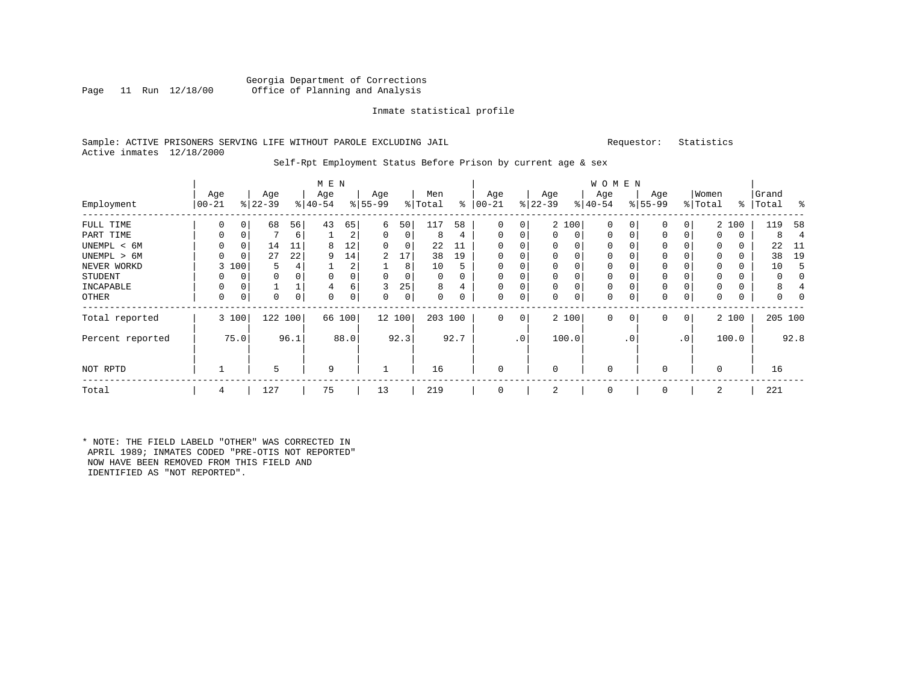Georgia Department of Corrections
Office of Planning and Analysis

Inmate statistical profile

Sample: ACTIVE PRISONERS SERVING LIFE WITHOUT PAROLE EXCLUDING JAIL    Requestor: Statistics
Active inmates 12/18/2000

Self-Rpt Employment Status Before Prison by current age & sex

| Employment | MEN Age 00-21 | % | Age 22-39 | % | Age 40-54 | % | Age 55-99 | % | Men Total | % | WOMEN Age 00-21 | % | Age 22-39 | % | Age 40-54 | % | Age 55-99 | % | Women Total | % | Grand Total | % |
|---|---|---|---|---|---|---|---|---|---|---|---|---|---|---|---|---|---|---|---|---|---|---|
| FULL TIME | 0 | 0 | 68 | 56 | 43 | 65 | 6 | 50 | 117 | 58 | 0 | 0 | 2 | 100 | 0 | 0 | 0 | 0 | 2 | 100 | 119 | 58 |
| PART TIME | 0 | 0 | 7 | 6 | 1 | 2 | 0 | 0 | 8 | 4 | 0 | 0 | 0 | 0 | 0 | 0 | 0 | 0 | 0 | 0 | 8 | 4 |
| UNEMPL < 6M | 0 | 0 | 14 | 11 | 8 | 12 | 0 | 0 | 22 | 11 | 0 | 0 | 0 | 0 | 0 | 0 | 0 | 0 | 0 | 0 | 22 | 11 |
| UNEMPL > 6M | 0 | 0 | 27 | 22 | 9 | 14 | 2 | 17 | 38 | 19 | 0 | 0 | 0 | 0 | 0 | 0 | 0 | 0 | 0 | 0 | 38 | 19 |
| NEVER WORKD | 3 | 100 | 5 | 4 | 1 | 2 | 1 | 8 | 10 | 5 | 0 | 0 | 0 | 0 | 0 | 0 | 0 | 0 | 0 | 0 | 10 | 5 |
| STUDENT | 0 | 0 | 0 | 0 | 0 | 0 | 0 | 0 | 0 | 0 | 0 | 0 | 0 | 0 | 0 | 0 | 0 | 0 | 0 | 0 | 0 | 0 |
| INCAPABLE | 0 | 0 | 1 | 1 | 4 | 6 | 3 | 25 | 8 | 4 | 0 | 0 | 0 | 0 | 0 | 0 | 0 | 0 | 0 | 0 | 8 | 4 |
| OTHER | 0 | 0 | 0 | 0 | 0 | 0 | 0 | 0 | 0 | 0 | 0 | 0 | 0 | 0 | 0 | 0 | 0 | 0 | 0 | 0 | 0 | 0 |
| Total reported | 3 | 100 | 122 | 100 | 66 | 100 | 12 | 100 | 203 | 100 | 0 | 0 | 2 | 100 | 0 | 0 | 0 | 0 | 2 | 100 | 205 | 100 |
| Percent reported | | 75.0 | | 96.1 | | 88.0 | | 92.3 | | 92.7 | | .0 | | 100.0 | | .0 | | .0 | | 100.0 | | 92.8 |
| NOT RPTD | 1 | | 5 | | 9 | | 1 | | 16 | | 0 | | 0 | | 0 | | 0 | | 0 | | 16 | |
| Total | 4 | | 127 | | 75 | | 13 | | 219 | | 0 | | 2 | | 0 | | 0 | | 2 | | 221 | |

* NOTE: THE FIELD LABELD "OTHER" WAS CORRECTED IN APRIL 1989; INMATES CODED "PRE-OTIS NOT REPORTED" NOW HAVE BEEN REMOVED FROM THIS FIELD AND IDENTIFIED AS "NOT REPORTED".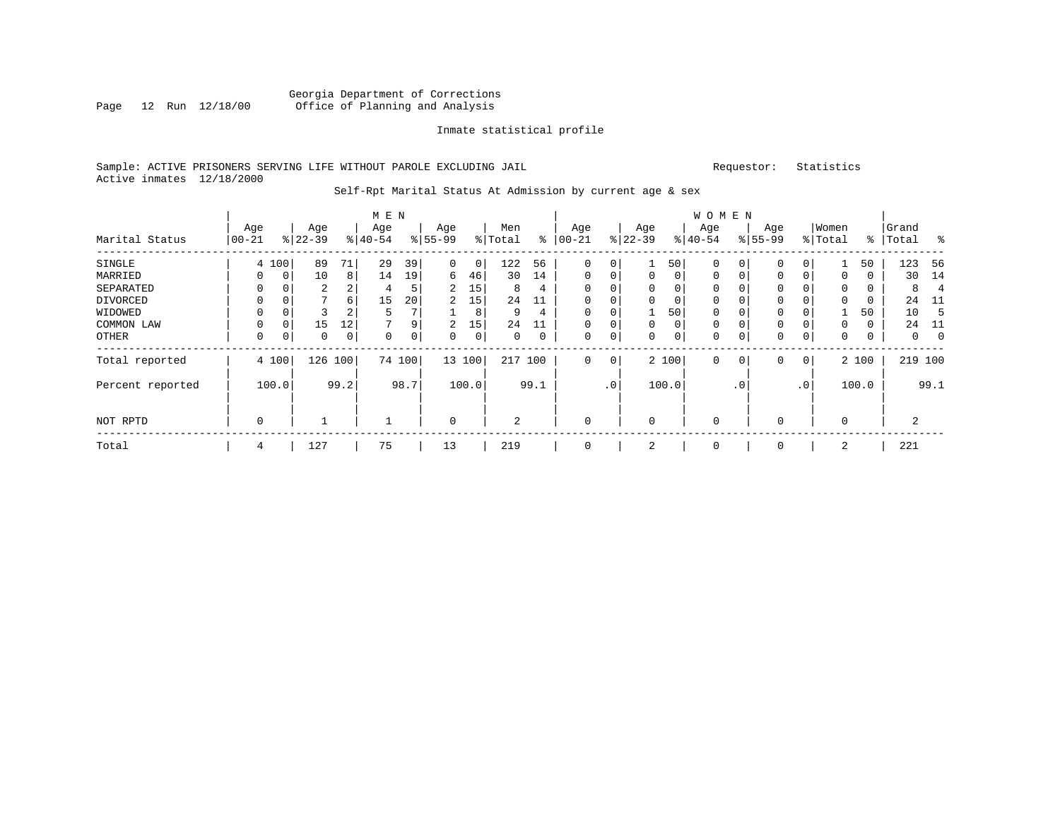Georgia Department of Corrections
Office of Planning and Analysis

Inmate statistical profile

Sample: ACTIVE PRISONERS SERVING LIFE WITHOUT PAROLE EXCLUDING JAIL
Active inmates 12/18/2000

Requestor: Statistics

Self-Rpt Marital Status At Admission by current age & sex

| Marital Status | MEN Age 00-21 | % | Age 22-39 | % | Age 40-54 | % | Age 55-99 | % | Men Total | % | WOMEN Age 00-21 | % | Age 22-39 | % | Age 40-54 | % | Age 55-99 | % | Women Total | % | Grand Total | % |
|---|---|---|---|---|---|---|---|---|---|---|---|---|---|---|---|---|---|---|---|---|---|---|
| SINGLE | 4 | 100 | 89 | 71 | 29 | 39 | 0 | 0 | 122 | 56 | 0 | 0 | 1 | 50 | 0 | 0 | 0 | 0 | 1 | 50 | 123 | 56 |
| MARRIED | 0 | 0 | 10 | 8 | 14 | 19 | 6 | 46 | 30 | 14 | 0 | 0 | 0 | 0 | 0 | 0 | 0 | 0 | 0 | 0 | 30 | 14 |
| SEPARATED | 0 | 0 | 2 | 2 | 4 | 5 | 2 | 15 | 8 | 4 | 0 | 0 | 0 | 0 | 0 | 0 | 0 | 0 | 0 | 0 | 8 | 4 |
| DIVORCED | 0 | 0 | 7 | 6 | 15 | 20 | 2 | 15 | 24 | 11 | 0 | 0 | 0 | 0 | 0 | 0 | 0 | 0 | 0 | 0 | 24 | 11 |
| WIDOWED | 0 | 0 | 3 | 2 | 5 | 7 | 1 | 8 | 9 | 4 | 0 | 0 | 1 | 50 | 0 | 0 | 0 | 0 | 1 | 50 | 10 | 5 |
| COMMON LAW | 0 | 0 | 15 | 12 | 7 | 9 | 2 | 15 | 24 | 11 | 0 | 0 | 0 | 0 | 0 | 0 | 0 | 0 | 0 | 0 | 24 | 11 |
| OTHER | 0 | 0 | 0 | 0 | 0 | 0 | 0 | 0 | 0 | 0 | 0 | 0 | 0 | 0 | 0 | 0 | 0 | 0 | 0 | 0 | 0 | 0 |
| Total reported | 4 | 100 | 126 | 100 | 74 | 100 | 13 | 100 | 217 | 100 | 0 | 0 | 2 | 100 | 0 | 0 | 0 | 0 | 2 | 100 | 219 | 100 |
| Percent reported | 100.0 | | 99.2 | | 98.7 | | 100.0 | | 99.1 | | .0 | | 100.0 | | .0 | | .0 | | 100.0 | | 99.1 | |
| NOT RPTD | 0 | | 1 | | 1 | | 0 | | 2 | | 0 | | 0 | | 0 | | 0 | | 0 | | 2 | |
| Total | 4 | | 127 | | 75 | | 13 | | 219 | | 0 | | 2 | | 0 | | 0 | | 2 | | 221 | |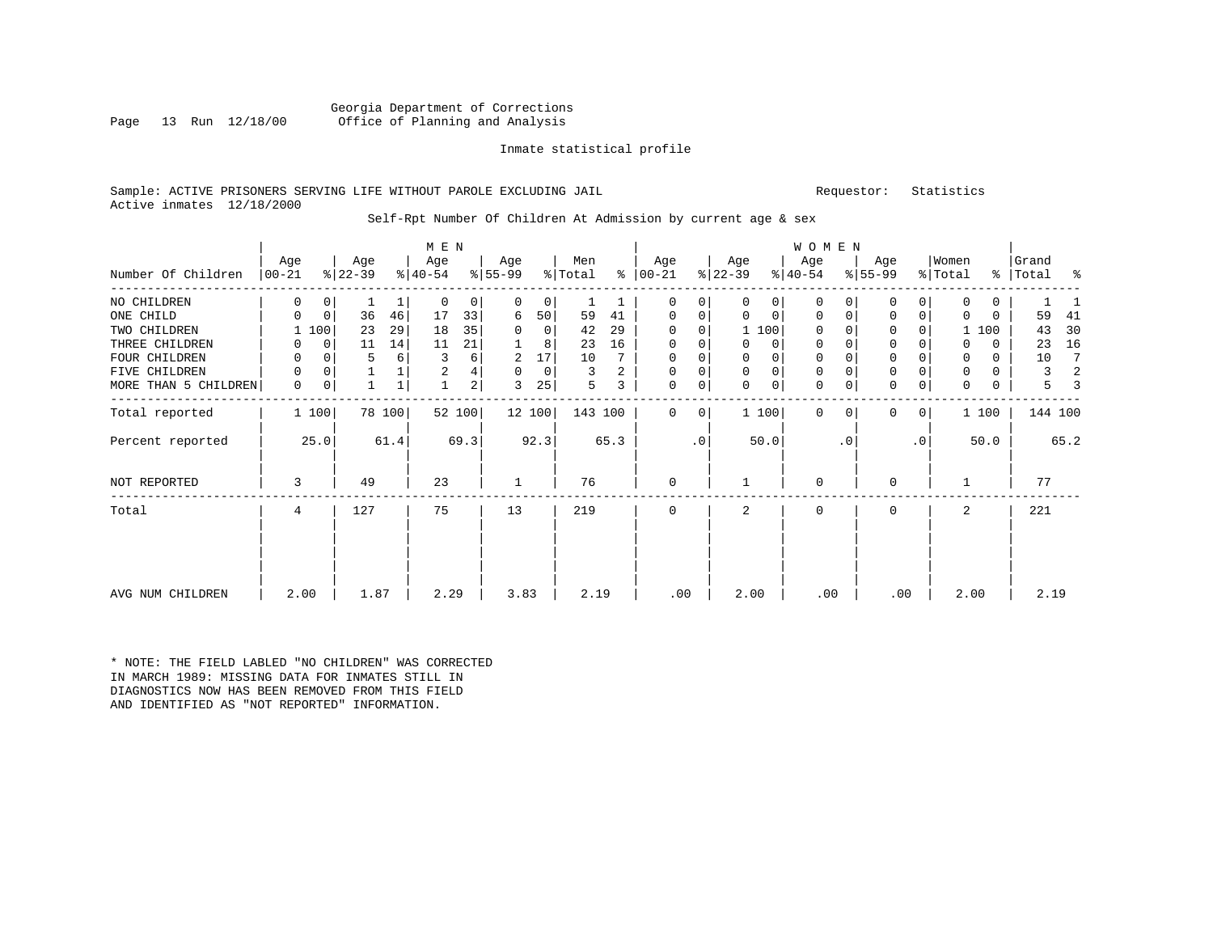Georgia Department of Corrections
Office of Planning and Analysis

Inmate statistical profile

Sample: ACTIVE PRISONERS SERVING LIFE WITHOUT PAROLE EXCLUDING JAIL

Requestor: Statistics

Active inmates 12/18/2000

Self-Rpt Number Of Children At Admission by current age & sex

| Number Of Children | MEN Age 00-21 | % | Age 22-39 | % | Age 40-54 | % | Age 55-99 | % | Men Total | % | WOMEN Age 00-21 | % | Age 22-39 | % | Age 40-54 | % | Age 55-99 | % | Women Total | % | Grand Total | % |
|---|---|---|---|---|---|---|---|---|---|---|---|---|---|---|---|---|---|---|---|---|---|---|
| NO CHILDREN | 0 | 0 | 1 | 1 | 0 | 0 | 0 | 0 | 1 | 1 | 0 | 0 | 0 | 0 | 0 | 0 | 0 | 0 | 0 | 0 | 1 | 1 |
| ONE CHILD | 0 | 0 | 36 | 46 | 17 | 33 | 6 | 50 | 59 | 41 | 0 | 0 | 0 | 0 | 0 | 0 | 0 | 0 | 0 | 0 | 59 | 41 |
| TWO CHILDREN | 1 | 100 | 23 | 29 | 18 | 35 | 0 | 0 | 42 | 29 | 0 | 0 | 1 | 100 | 0 | 0 | 0 | 0 | 1 | 100 | 43 | 30 |
| THREE CHILDREN | 0 | 0 | 11 | 14 | 11 | 21 | 1 | 8 | 23 | 16 | 0 | 0 | 0 | 0 | 0 | 0 | 0 | 0 | 0 | 0 | 23 | 16 |
| FOUR CHILDREN | 0 | 0 | 5 | 6 | 3 | 6 | 2 | 17 | 10 | 7 | 0 | 0 | 0 | 0 | 0 | 0 | 0 | 0 | 0 | 0 | 10 | 7 |
| FIVE CHILDREN | 0 | 0 | 1 | 1 | 2 | 4 | 0 | 0 | 3 | 2 | 0 | 0 | 0 | 0 | 0 | 0 | 0 | 0 | 0 | 0 | 3 | 2 |
| MORE THAN 5 CHILDREN | 0 | 0 | 1 | 1 | 1 | 2 | 3 | 25 | 5 | 3 | 0 | 0 | 0 | 0 | 0 | 0 | 0 | 0 | 0 | 0 | 5 | 3 |
| Total reported | 1 | 100 | 78 | 100 | 52 | 100 | 12 | 100 | 143 | 100 | 0 | 0 | 1 | 100 | 0 | 0 | 0 | 0 | 1 | 100 | 144 | 100 |
| Percent reported | | 25.0 | | 61.4 | | 69.3 | | 92.3 | | 65.3 | | .0 | | 50.0 | | .0 | | .0 | | 50.0 | | 65.2 |
| NOT REPORTED | 3 | | 49 | | 23 | | 1 | | 76 | | 0 | | 1 | | 0 | | 0 | | 1 | | 77 | |
| Total | 4 | | 127 | | 75 | | 13 | | 219 | | 0 | | 2 | | 0 | | 0 | | 2 | | 221 | |
| AVG NUM CHILDREN | 2.00 | | 1.87 | | 2.29 | | 3.83 | | 2.19 | | .00 | | 2.00 | | .00 | | .00 | | 2.00 | | 2.19 | |

* NOTE: THE FIELD LABLED "NO CHILDREN" WAS CORRECTED IN MARCH 1989: MISSING DATA FOR INMATES STILL IN DIAGNOSTICS NOW HAS BEEN REMOVED FROM THIS FIELD AND IDENTIFIED AS "NOT REPORTED" INFORMATION.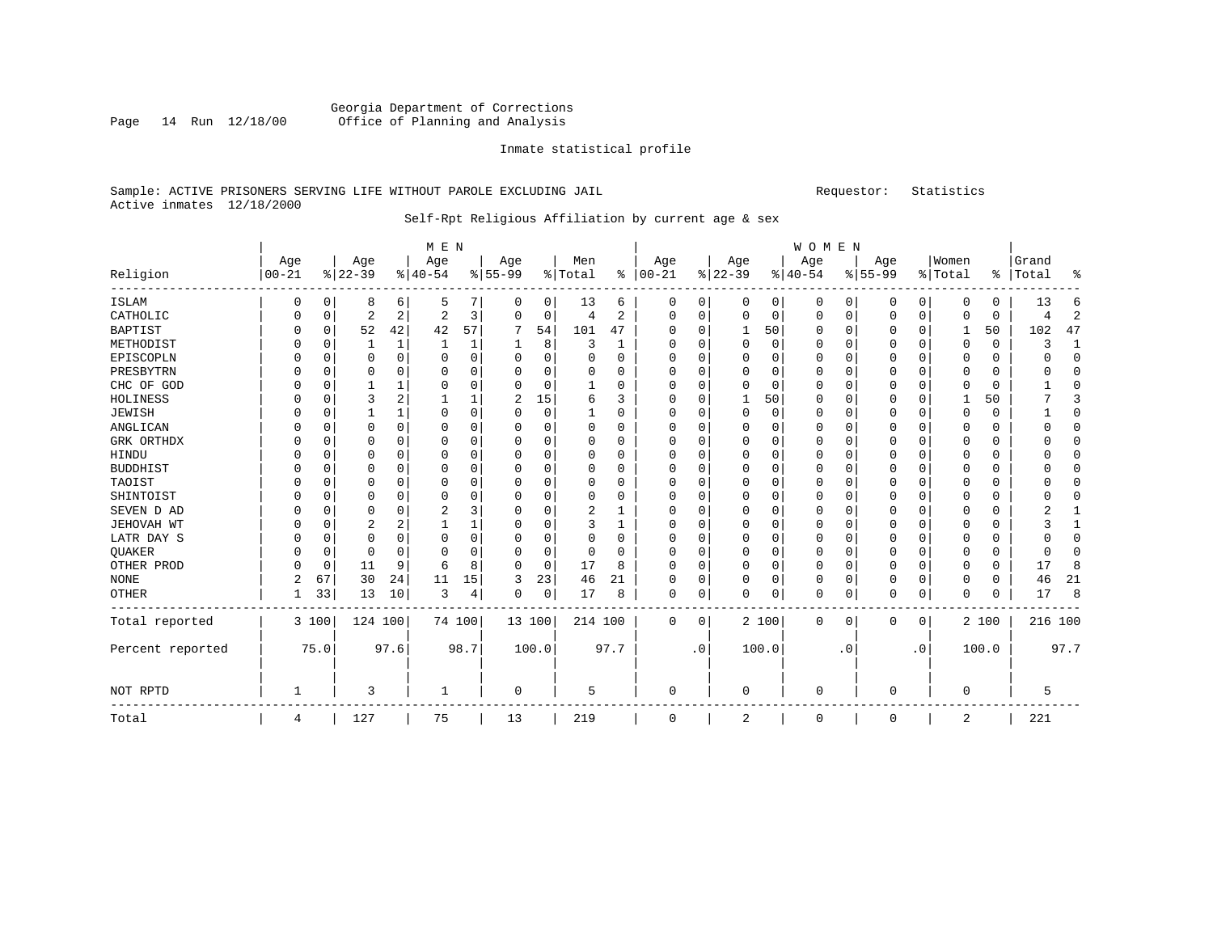Georgia Department of Corrections
Office of Planning and Analysis

Inmate statistical profile

Sample: ACTIVE PRISONERS SERVING LIFE WITHOUT PAROLE EXCLUDING JAIL    Requestor: Statistics
Active inmates 12/18/2000

Self-Rpt Religious Affiliation by current age & sex

| Religion | MEN Age 00-21 | % | Age 22-39 | % | Age 40-54 | % | Age 55-99 | % | Men Total | % | WOMEN Age 00-21 | % | Age 22-39 | % | Age 40-54 | % | Age 55-99 | % | Women Total | % | Grand Total | % |
|---|---|---|---|---|---|---|---|---|---|---|---|---|---|---|---|---|---|---|---|---|---|---|
| ISLAM | 0 | 0 | 8 | 6 | 5 | 7 | 0 | 0 | 13 | 6 | 0 | 0 | 0 | 0 | 0 | 0 | 0 | 0 | 0 | 0 | 13 | 6 |
| CATHOLIC | 0 | 0 | 2 | 2 | 2 | 3 | 0 | 0 | 4 | 2 | 0 | 0 | 0 | 0 | 0 | 0 | 0 | 0 | 0 | 0 | 4 | 2 |
| BAPTIST | 0 | 0 | 52 | 42 | 42 | 57 | 7 | 54 | 101 | 47 | 0 | 0 | 1 | 50 | 0 | 0 | 0 | 0 | 1 | 50 | 102 | 47 |
| METHODIST | 0 | 0 | 1 | 1 | 1 | 1 | 1 | 8 | 3 | 1 | 0 | 0 | 0 | 0 | 0 | 0 | 0 | 0 | 0 | 0 | 3 | 1 |
| EPISCOPLN | 0 | 0 | 0 | 0 | 0 | 0 | 0 | 0 | 0 | 0 | 0 | 0 | 0 | 0 | 0 | 0 | 0 | 0 | 0 | 0 | 0 | 0 |
| PRESBYTRN | 0 | 0 | 0 | 0 | 0 | 0 | 0 | 0 | 0 | 0 | 0 | 0 | 0 | 0 | 0 | 0 | 0 | 0 | 0 | 0 | 0 | 0 |
| CHC OF GOD | 0 | 0 | 1 | 1 | 0 | 0 | 0 | 0 | 1 | 0 | 0 | 0 | 0 | 0 | 0 | 0 | 0 | 0 | 0 | 0 | 1 | 0 |
| HOLINESS | 0 | 0 | 3 | 2 | 1 | 1 | 2 | 15 | 6 | 3 | 0 | 0 | 1 | 50 | 0 | 0 | 0 | 0 | 1 | 50 | 7 | 3 |
| JEWISH | 0 | 0 | 1 | 1 | 0 | 0 | 0 | 0 | 1 | 0 | 0 | 0 | 0 | 0 | 0 | 0 | 0 | 0 | 0 | 0 | 1 | 0 |
| ANGLICAN | 0 | 0 | 0 | 0 | 0 | 0 | 0 | 0 | 0 | 0 | 0 | 0 | 0 | 0 | 0 | 0 | 0 | 0 | 0 | 0 | 0 | 0 |
| GRK ORTHDX | 0 | 0 | 0 | 0 | 0 | 0 | 0 | 0 | 0 | 0 | 0 | 0 | 0 | 0 | 0 | 0 | 0 | 0 | 0 | 0 | 0 | 0 |
| HINDU | 0 | 0 | 0 | 0 | 0 | 0 | 0 | 0 | 0 | 0 | 0 | 0 | 0 | 0 | 0 | 0 | 0 | 0 | 0 | 0 | 0 | 0 |
| BUDDHIST | 0 | 0 | 0 | 0 | 0 | 0 | 0 | 0 | 0 | 0 | 0 | 0 | 0 | 0 | 0 | 0 | 0 | 0 | 0 | 0 | 0 | 0 |
| TAOIST | 0 | 0 | 0 | 0 | 0 | 0 | 0 | 0 | 0 | 0 | 0 | 0 | 0 | 0 | 0 | 0 | 0 | 0 | 0 | 0 | 0 | 0 |
| SHINTOIST | 0 | 0 | 0 | 0 | 0 | 0 | 0 | 0 | 0 | 0 | 0 | 0 | 0 | 0 | 0 | 0 | 0 | 0 | 0 | 0 | 0 | 0 |
| SEVEN D AD | 0 | 0 | 0 | 0 | 2 | 3 | 0 | 0 | 2 | 1 | 0 | 0 | 0 | 0 | 0 | 0 | 0 | 0 | 0 | 0 | 2 | 1 |
| JEHOVAH WT | 0 | 0 | 2 | 2 | 1 | 1 | 0 | 0 | 3 | 1 | 0 | 0 | 0 | 0 | 0 | 0 | 0 | 0 | 0 | 0 | 3 | 1 |
| LATR DAY S | 0 | 0 | 0 | 0 | 0 | 0 | 0 | 0 | 0 | 0 | 0 | 0 | 0 | 0 | 0 | 0 | 0 | 0 | 0 | 0 | 0 | 0 |
| QUAKER | 0 | 0 | 0 | 0 | 0 | 0 | 0 | 0 | 0 | 0 | 0 | 0 | 0 | 0 | 0 | 0 | 0 | 0 | 0 | 0 | 0 | 0 |
| OTHER PROD | 0 | 0 | 11 | 9 | 6 | 8 | 0 | 0 | 17 | 8 | 0 | 0 | 0 | 0 | 0 | 0 | 0 | 0 | 0 | 0 | 17 | 8 |
| NONE | 2 | 67 | 30 | 24 | 11 | 15 | 3 | 23 | 46 | 21 | 0 | 0 | 0 | 0 | 0 | 0 | 0 | 0 | 0 | 0 | 46 | 21 |
| OTHER | 1 | 33 | 13 | 10 | 3 | 4 | 0 | 0 | 17 | 8 | 0 | 0 | 0 | 0 | 0 | 0 | 0 | 0 | 0 | 0 | 17 | 8 |
| Total reported | 3 | 100 | 124 | 100 | 74 | 100 | 13 | 100 | 214 | 100 | 0 | 0 | 2 | 100 | 0 | 0 | 0 | 0 | 2 | 100 | 216 | 100 |
| Percent reported | | 75.0 | | 97.6 | | 98.7 | | 100.0 | | 97.7 | | .0 | | 100.0 | | .0 | | .0 | | 100.0 | | 97.7 |
| NOT RPTD | 1 | | 3 | | 1 | | 0 | | 5 | | 0 | | 0 | | 0 | | 0 | | 0 | | 5 | |
| Total | 4 | | 127 | | 75 | | 13 | | 219 | | 0 | | 2 | | 0 | | 0 | | 2 | | 221 | |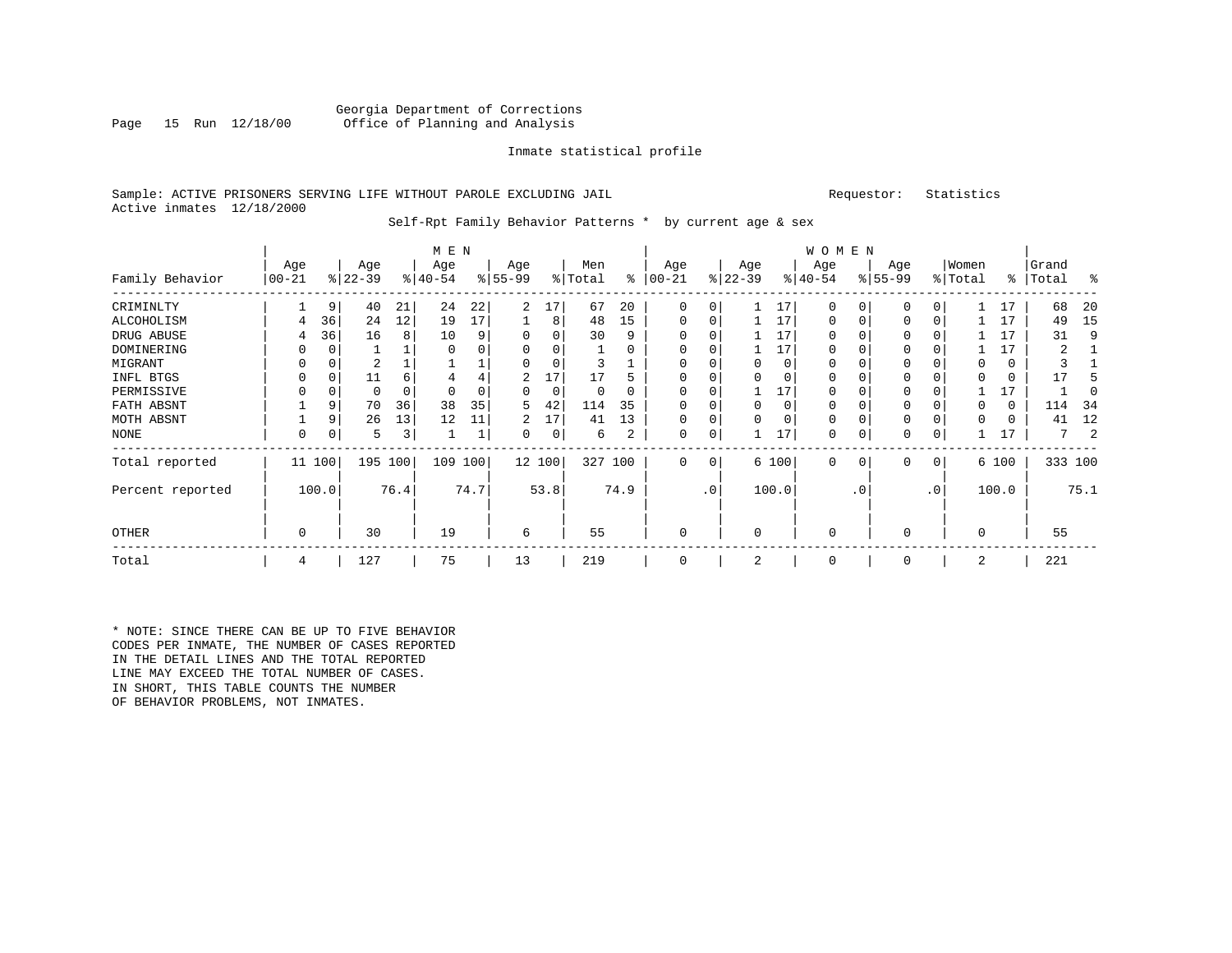Georgia Department of Corrections
Office of Planning and Analysis

Inmate statistical profile

Sample: ACTIVE PRISONERS SERVING LIFE WITHOUT PAROLE EXCLUDING JAIL          Requestor: Statistics
Active inmates 12/18/2000

Self-Rpt Family Behavior Patterns * by current age & sex

| Family Behavior | MEN Age 00-21 | % | Age 22-39 | % | Age 40-54 | % | Age 55-99 | % | Men Total | % | WOMEN Age 00-21 | % | Age 22-39 | % | Age 40-54 | % | Age 55-99 | % | Women Total | % | Grand Total | % |
|---|---|---|---|---|---|---|---|---|---|---|---|---|---|---|---|---|---|---|---|---|---|---|
| CRIMINLTY | 1 | 9 | 40 | 21 | 24 | 22 | 2 | 17 | 67 | 20 | 0 | 0 | 1 | 17 | 0 | 0 | 0 | 0 | 1 | 17 | 68 | 20 |
| ALCOHOLISM | 4 | 36 | 24 | 12 | 19 | 17 | 1 | 8 | 48 | 15 | 0 | 0 | 1 | 17 | 0 | 0 | 0 | 0 | 1 | 17 | 49 | 15 |
| DRUG ABUSE | 4 | 36 | 16 | 8 | 10 | 9 | 0 | 0 | 30 | 9 | 0 | 0 | 1 | 17 | 0 | 0 | 0 | 0 | 1 | 17 | 31 | 9 |
| DOMINERING | 0 | 0 | 1 | 1 | 0 | 0 | 0 | 0 | 1 | 0 | 0 | 0 | 1 | 17 | 0 | 0 | 0 | 0 | 1 | 17 | 2 | 1 |
| MIGRANT | 0 | 0 | 2 | 1 | 1 | 1 | 0 | 0 | 3 | 1 | 0 | 0 | 0 | 0 | 0 | 0 | 0 | 0 | 0 | 0 | 3 | 1 |
| INFL BTGS | 0 | 0 | 11 | 6 | 4 | 4 | 2 | 17 | 17 | 5 | 0 | 0 | 0 | 0 | 0 | 0 | 0 | 0 | 0 | 0 | 17 | 5 |
| PERMISSIVE | 0 | 0 | 0 | 0 | 0 | 0 | 0 | 0 | 0 | 0 | 0 | 0 | 1 | 17 | 0 | 0 | 0 | 0 | 1 | 17 | 1 | 0 |
| FATH ABSNT | 1 | 9 | 70 | 36 | 38 | 35 | 5 | 42 | 114 | 35 | 0 | 0 | 0 | 0 | 0 | 0 | 0 | 0 | 0 | 0 | 114 | 34 |
| MOTH ABSNT | 1 | 9 | 26 | 13 | 12 | 11 | 2 | 17 | 41 | 13 | 0 | 0 | 0 | 0 | 0 | 0 | 0 | 0 | 0 | 0 | 41 | 12 |
| NONE | 0 | 0 | 5 | 3 | 1 | 1 | 0 | 0 | 6 | 2 | 0 | 0 | 1 | 17 | 0 | 0 | 0 | 0 | 1 | 17 | 7 | 2 |
| Total reported | 11 | 100 | 195 | 100 | 109 | 100 | 12 | 100 | 327 | 100 | 0 | 0 | 6 | 100 | 0 | 0 | 0 | 0 | 6 | 100 | 333 | 100 |
| Percent reported | | 100.0 | | 76.4 | | 74.7 | | 53.8 | | 74.9 | | .0 | | 100.0 | | .0 | | .0 | | 100.0 | | 75.1 |
| OTHER | 0 | | 30 | | 19 | | 6 | | 55 | | 0 | | 0 | | 0 | | 0 | | 0 | | 55 | |
| Total | 4 | | 127 | | 75 | | 13 | | 219 | | 0 | | 2 | | 0 | | 0 | | 2 | | 221 | |

* NOTE: SINCE THERE CAN BE UP TO FIVE BEHAVIOR CODES PER INMATE, THE NUMBER OF CASES REPORTED IN THE DETAIL LINES AND THE TOTAL REPORTED LINE MAY EXCEED THE TOTAL NUMBER OF CASES. IN SHORT, THIS TABLE COUNTS THE NUMBER OF BEHAVIOR PROBLEMS, NOT INMATES.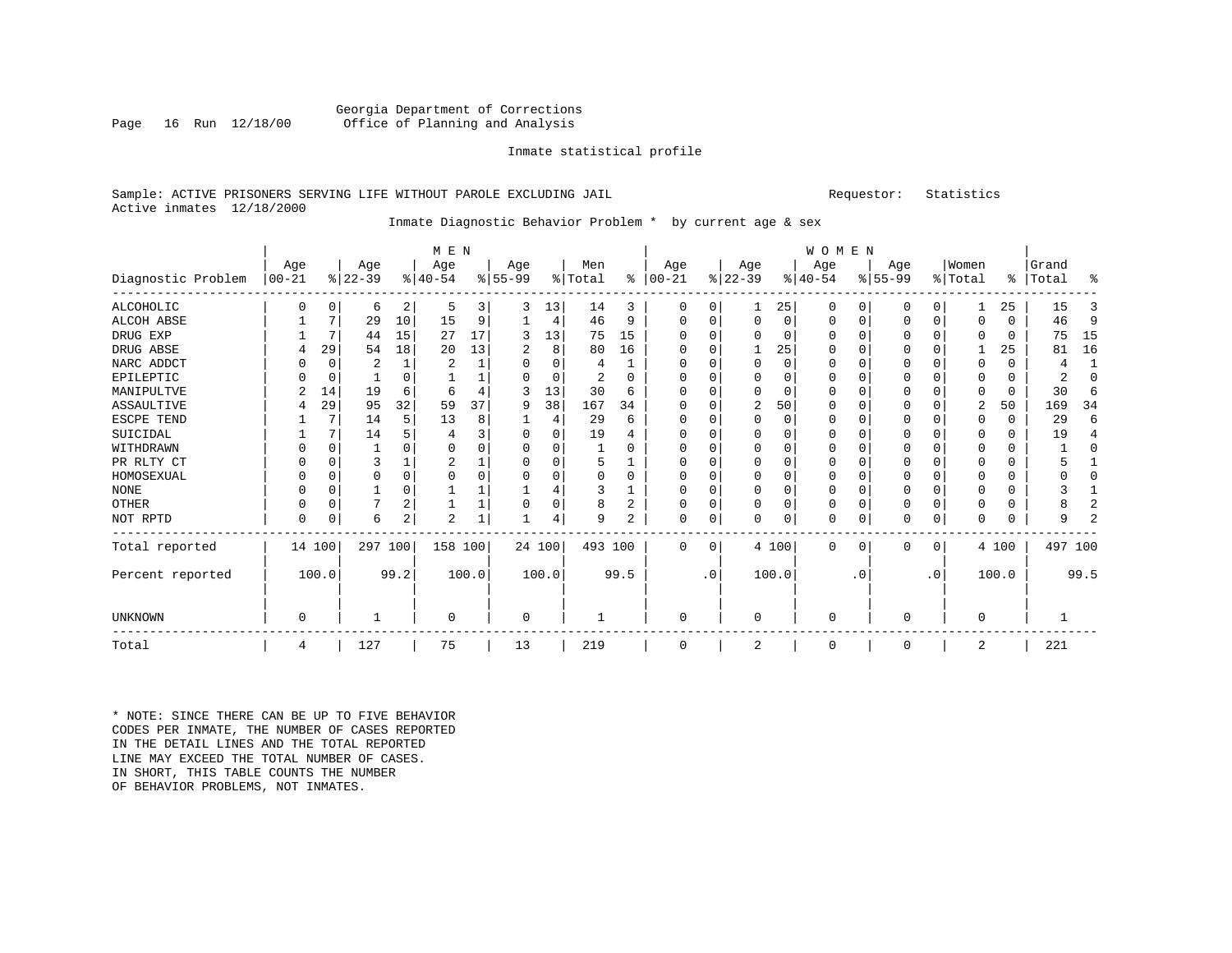Georgia Department of Corrections
Office of Planning and Analysis

Inmate statistical profile

Sample: ACTIVE PRISONERS SERVING LIFE WITHOUT PAROLE EXCLUDING JAIL    Requestor: Statistics
Active inmates 12/18/2000

Inmate Diagnostic Behavior Problem * by current age & sex

| Diagnostic Problem | MEN Age 00-21 | % | Age 22-39 | % | Age 40-54 | % | Age 55-99 | % | Men Total | % | WOMEN Age 00-21 | % | Age 22-39 | % | Age 40-54 | % | Age 55-99 | % | Women Total | % | Grand Total | % |
|---|---|---|---|---|---|---|---|---|---|---|---|---|---|---|---|---|---|---|---|---|---|---|
| ALCOHOLIC | 0 | 0 | 6 | 2 | 5 | 3 | 3 | 13 | 14 | 3 | 0 | 0 | 1 | 25 | 0 | 0 | 0 | 0 | 1 | 25 | 15 | 3 |
| ALCOH ABSE | 1 | 7 | 29 | 10 | 15 | 9 | 1 | 4 | 46 | 9 | 0 | 0 | 0 | 0 | 0 | 0 | 0 | 0 | 0 | 0 | 46 | 9 |
| DRUG EXP | 1 | 7 | 44 | 15 | 27 | 17 | 3 | 13 | 75 | 15 | 0 | 0 | 0 | 0 | 0 | 0 | 0 | 0 | 0 | 0 | 75 | 15 |
| DRUG ABSE | 4 | 29 | 54 | 18 | 20 | 13 | 2 | 8 | 80 | 16 | 0 | 0 | 1 | 25 | 0 | 0 | 0 | 0 | 1 | 25 | 81 | 16 |
| NARC ADDCT | 0 | 0 | 2 | 1 | 2 | 1 | 0 | 0 | 4 | 1 | 0 | 0 | 0 | 0 | 0 | 0 | 0 | 0 | 0 | 0 | 4 | 1 |
| EPILEPTIC | 0 | 0 | 1 | 0 | 1 | 1 | 0 | 0 | 2 | 0 | 0 | 0 | 0 | 0 | 0 | 0 | 0 | 0 | 0 | 0 | 2 | 0 |
| MANIPULTVE | 2 | 14 | 19 | 6 | 6 | 4 | 3 | 13 | 30 | 6 | 0 | 0 | 0 | 0 | 0 | 0 | 0 | 0 | 0 | 0 | 30 | 6 |
| ASSAULTIVE | 4 | 29 | 95 | 32 | 59 | 37 | 9 | 38 | 167 | 34 | 0 | 0 | 2 | 50 | 0 | 0 | 0 | 0 | 2 | 50 | 169 | 34 |
| ESCPE TEND | 1 | 7 | 14 | 5 | 13 | 8 | 1 | 4 | 29 | 6 | 0 | 0 | 0 | 0 | 0 | 0 | 0 | 0 | 0 | 0 | 29 | 6 |
| SUICIDAL | 1 | 7 | 14 | 5 | 4 | 3 | 0 | 0 | 19 | 4 | 0 | 0 | 0 | 0 | 0 | 0 | 0 | 0 | 0 | 0 | 19 | 4 |
| WITHDRAWN | 0 | 0 | 1 | 0 | 0 | 0 | 0 | 0 | 1 | 0 | 0 | 0 | 0 | 0 | 0 | 0 | 0 | 0 | 0 | 0 | 1 | 0 |
| PR RLTY CT | 0 | 0 | 3 | 1 | 2 | 1 | 0 | 0 | 5 | 1 | 0 | 0 | 0 | 0 | 0 | 0 | 0 | 0 | 0 | 0 | 5 | 1 |
| HOMOSEXUAL | 0 | 0 | 0 | 0 | 0 | 0 | 0 | 0 | 0 | 0 | 0 | 0 | 0 | 0 | 0 | 0 | 0 | 0 | 0 | 0 | 0 | 0 |
| NONE | 0 | 0 | 1 | 0 | 1 | 1 | 1 | 4 | 3 | 1 | 0 | 0 | 0 | 0 | 0 | 0 | 0 | 0 | 0 | 0 | 3 | 1 |
| OTHER | 0 | 0 | 7 | 2 | 1 | 1 | 0 | 0 | 8 | 2 | 0 | 0 | 0 | 0 | 0 | 0 | 0 | 0 | 0 | 0 | 8 | 2 |
| NOT RPTD | 0 | 0 | 6 | 2 | 2 | 1 | 1 | 4 | 9 | 2 | 0 | 0 | 0 | 0 | 0 | 0 | 0 | 0 | 0 | 0 | 9 | 2 |
| Total reported | 14 | 100 | 297 | 100 | 158 | 100 | 24 | 100 | 493 | 100 | 0 | 0 | 4 | 100 | 0 | 0 | 0 | 0 | 4 | 100 | 497 | 100 |
| Percent reported | | 100.0 | | 99.2 | | 100.0 | | 100.0 | | 99.5 | | .0 | | 100.0 | | .0 | | .0 | | 100.0 | | 99.5 |
| UNKNOWN | 0 | | 1 | | 0 | | 0 | | 1 | | 0 | | 0 | | 0 | | 0 | | 0 | | 1 | |
| Total | 4 | | 127 | | 75 | | 13 | | 219 | | 0 | | 2 | | 0 | | 0 | | 2 | | 221 | |

* NOTE: SINCE THERE CAN BE UP TO FIVE BEHAVIOR CODES PER INMATE, THE NUMBER OF CASES REPORTED IN THE DETAIL LINES AND THE TOTAL REPORTED LINE MAY EXCEED THE TOTAL NUMBER OF CASES. IN SHORT, THIS TABLE COUNTS THE NUMBER OF BEHAVIOR PROBLEMS, NOT INMATES.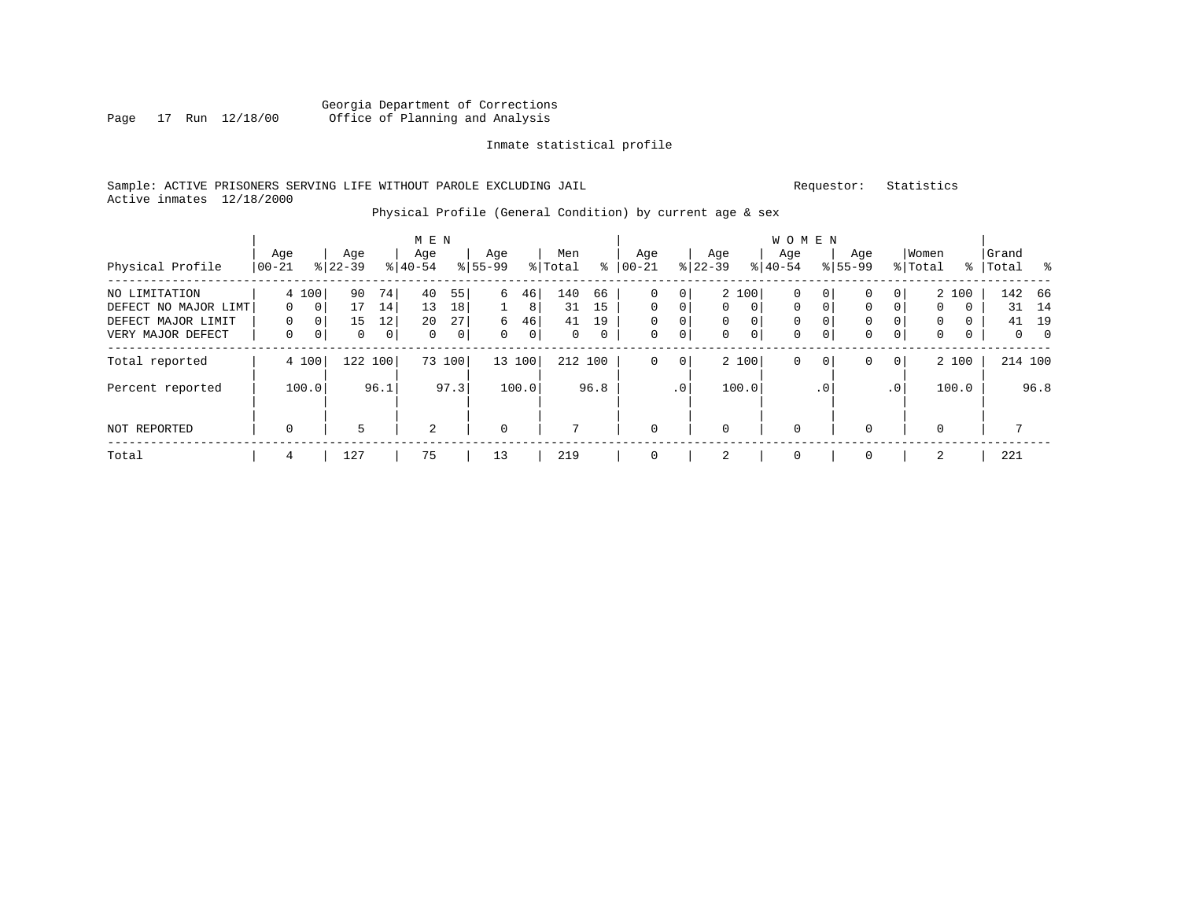Georgia Department of Corrections
Office of Planning and Analysis

Inmate statistical profile

Sample: ACTIVE PRISONERS SERVING LIFE WITHOUT PAROLE EXCLUDING JAIL

Requestor: Statistics

Active inmates 12/18/2000

Physical Profile (General Condition) by current age & sex

| Physical Profile | MEN Age 00-21 | % | Age 22-39 | % | Age 40-54 | % | Age 55-99 | % | Men Total | % | WOMEN Age 00-21 | % | Age 22-39 | % | Age 40-54 | % | Age 55-99 | % | Women Total | % | Grand Total | % |
|---|---|---|---|---|---|---|---|---|---|---|---|---|---|---|---|---|---|---|---|---|---|---|
| NO LIMITATION | 4 | 100 | 90 | 74 | 40 | 55 | 6 | 46 | 140 | 66 | 0 | 0 | 2 | 100 | 0 | 0 | 0 | 0 | 2 | 100 | 142 | 66 |
| DEFECT NO MAJOR LIMT | 0 | 0 | 17 | 14 | 13 | 18 | 1 | 8 | 31 | 15 | 0 | 0 | 0 | 0 | 0 | 0 | 0 | 0 | 0 | 0 | 31 | 14 |
| DEFECT MAJOR LIMIT | 0 | 0 | 15 | 12 | 20 | 27 | 6 | 46 | 41 | 19 | 0 | 0 | 0 | 0 | 0 | 0 | 0 | 0 | 0 | 0 | 41 | 19 |
| VERY MAJOR DEFECT | 0 | 0 | 0 | 0 | 0 | 0 | 0 | 0 | 0 | 0 | 0 | 0 | 0 | 0 | 0 | 0 | 0 | 0 | 0 | 0 | 0 | 0 |
| Total reported | 4 | 100 | 122 | 100 | 73 | 100 | 13 | 100 | 212 | 100 | 0 | 0 | 2 | 100 | 0 | 0 | 0 | 0 | 2 | 100 | 214 | 100 |
| Percent reported | | 100.0 | | 96.1 | | 97.3 | | 100.0 | | 96.8 | | .0 | | 100.0 | | .0 | | .0 | | 100.0 | | 96.8 |
| NOT REPORTED | 0 | | 5 | | 2 | | 0 | | 7 | | 0 | | 0 | | 0 | | 0 | | 0 | | 7 | |
| Total | 4 | | 127 | | 75 | | 13 | | 219 | | 0 | | 2 | | 0 | | 0 | | 2 | | 221 | |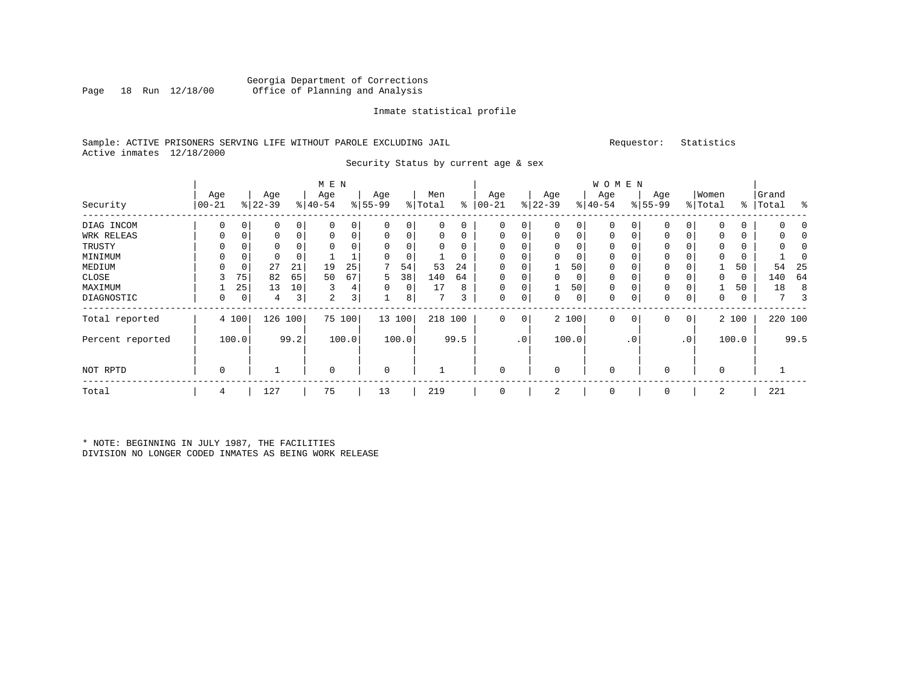Georgia Department of Corrections
Office of Planning and Analysis

Inmate statistical profile

Sample: ACTIVE PRISONERS SERVING LIFE WITHOUT PAROLE EXCLUDING JAIL

Requestor: Statistics

Active inmates 12/18/2000

Security Status by current age & sex

| Security | MEN Age 00-21 | % | Age 22-39 | % | Age 40-54 | % | Age 55-99 | % | Men Total | % | WOMEN Age 00-21 | % | Age 22-39 | % | Age 40-54 | % | Age 55-99 | % | Women Total | % | Grand Total | % |
|---|---|---|---|---|---|---|---|---|---|---|---|---|---|---|---|---|---|---|---|---|---|---|
| DIAG INCOM | 0 | 0 | 0 | 0 | 0 | 0 | 0 | 0 | 0 | 0 | 0 | 0 | 0 | 0 | 0 | 0 | 0 | 0 | 0 | 0 | 0 | 0 |
| WRK RELEAS | 0 | 0 | 0 | 0 | 0 | 0 | 0 | 0 | 0 | 0 | 0 | 0 | 0 | 0 | 0 | 0 | 0 | 0 | 0 | 0 | 0 | 0 |
| TRUSTY | 0 | 0 | 0 | 0 | 0 | 0 | 0 | 0 | 0 | 0 | 0 | 0 | 0 | 0 | 0 | 0 | 0 | 0 | 0 | 0 | 0 | 0 |
| MINIMUM | 0 | 0 | 0 | 0 | 1 | 1 | 0 | 0 | 1 | 0 | 0 | 0 | 0 | 0 | 0 | 0 | 0 | 0 | 0 | 0 | 1 | 0 |
| MEDIUM | 0 | 0 | 27 | 21 | 19 | 25 | 7 | 54 | 53 | 24 | 0 | 0 | 1 | 50 | 0 | 0 | 0 | 0 | 1 | 50 | 54 | 25 |
| CLOSE | 3 | 75 | 82 | 65 | 50 | 67 | 5 | 38 | 140 | 64 | 0 | 0 | 0 | 0 | 0 | 0 | 0 | 0 | 0 | 0 | 140 | 64 |
| MAXIMUM | 1 | 25 | 13 | 10 | 3 | 4 | 0 | 0 | 17 | 8 | 0 | 0 | 1 | 50 | 0 | 0 | 0 | 0 | 1 | 50 | 18 | 8 |
| DIAGNOSTIC | 0 | 0 | 4 | 3 | 2 | 3 | 1 | 8 | 7 | 3 | 0 | 0 | 0 | 0 | 0 | 0 | 0 | 0 | 0 | 0 | 7 | 3 |
| Total reported | 4 | 100 | 126 | 100 | 75 | 100 | 13 | 100 | 218 | 100 | 0 | 0 | 2 | 100 | 0 | 0 | 0 | 0 | 2 | 100 | 220 | 100 |
| Percent reported | | 100.0 | | 99.2 | | 100.0 | | 100.0 | | 99.5 | | .0 | | 100.0 | | .0 | | .0 | | 100.0 | | 99.5 |
| NOT RPTD | 0 | | 1 | | 0 | | 0 | | 1 | | 0 | | 0 | | 0 | | 0 | | 0 | | 1 | |
| Total | 4 | | 127 | | 75 | | 13 | | 219 | | 0 | | 2 | | 0 | | 0 | | 2 | | 221 | |

* NOTE: BEGINNING IN JULY 1987, THE FACILITIES DIVISION NO LONGER CODED INMATES AS BEING WORK RELEASE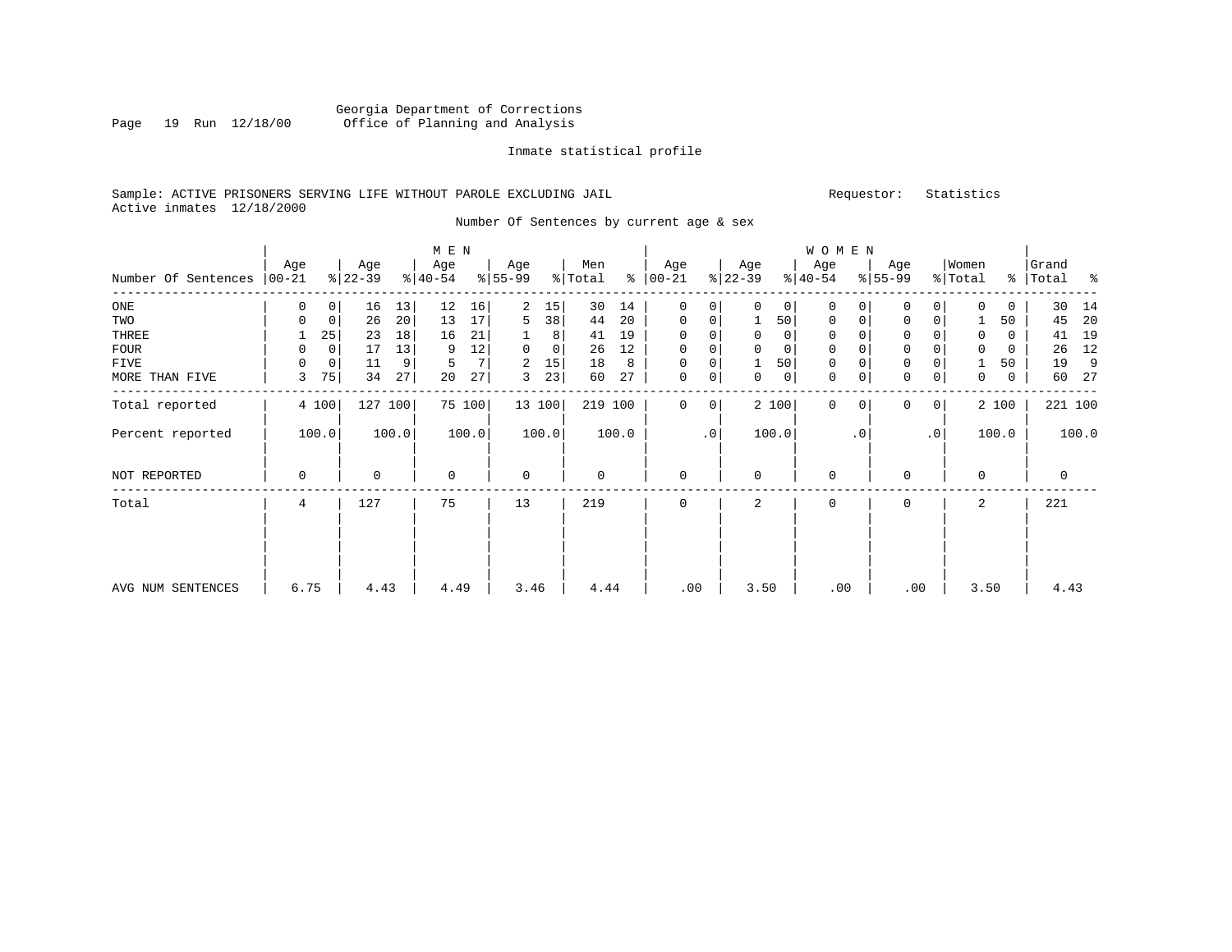Georgia Department of Corrections
Office of Planning and Analysis

Inmate statistical profile

Sample: ACTIVE PRISONERS SERVING LIFE WITHOUT PAROLE EXCLUDING JAIL　　　Requestor: Statistics
Active inmates 12/18/2000

Number Of Sentences by current age & sex

| Number Of Sentences | MEN Age 00-21 | % | Age 22-39 | % | Age 40-54 | % | Age 55-99 | % | Men Total | % | WOMEN Age 00-21 | % | Age 22-39 | % | Age 40-54 | % | Age 55-99 | % | Women Total | % | Grand Total | % |
|---|---|---|---|---|---|---|---|---|---|---|---|---|---|---|---|---|---|---|---|---|---|---|
| ONE | 0 | 0 | 16 | 13 | 12 | 16 | 2 | 15 | 30 | 14 | 0 | 0 | 0 | 0 | 0 | 0 | 0 | 0 | 0 | 0 | 30 | 14 |
| TWO | 0 | 0 | 26 | 20 | 13 | 17 | 5 | 38 | 44 | 20 | 0 | 0 | 1 | 50 | 0 | 0 | 0 | 0 | 1 | 50 | 45 | 20 |
| THREE | 1 | 25 | 23 | 18 | 16 | 21 | 1 | 8 | 41 | 19 | 0 | 0 | 0 | 0 | 0 | 0 | 0 | 0 | 0 | 0 | 41 | 19 |
| FOUR | 0 | 0 | 17 | 13 | 9 | 12 | 0 | 0 | 26 | 12 | 0 | 0 | 0 | 0 | 0 | 0 | 0 | 0 | 0 | 0 | 26 | 12 |
| FIVE | 0 | 0 | 11 | 9 | 5 | 7 | 2 | 15 | 18 | 8 | 0 | 0 | 1 | 50 | 0 | 0 | 0 | 0 | 1 | 50 | 19 | 9 |
| MORE THAN FIVE | 3 | 75 | 34 | 27 | 20 | 27 | 3 | 23 | 60 | 27 | 0 | 0 | 0 | 0 | 0 | 0 | 0 | 0 | 0 | 0 | 60 | 27 |
| Total reported | 4 | 100 | 127 | 100 | 75 | 100 | 13 | 100 | 219 | 100 | 0 | 0 | 2 | 100 | 0 | 0 | 0 | 0 | 2 | 100 | 221 | 100 |
| Percent reported | | 100.0 | | 100.0 | | 100.0 | | 100.0 | | 100.0 | | .0 | | 100.0 | | .0 | | .0 | | 100.0 | | 100.0 |
| NOT REPORTED | 0 | | 0 | | 0 | | 0 | | 0 | | 0 | | 0 | | 0 | | 0 | | 0 | | 0 | |
| Total | 4 | | 127 | | 75 | | 13 | | 219 | | 0 | | 2 | | 0 | | 0 | | 2 | | 221 | |
| AVG NUM SENTENCES | 6.75 | | 4.43 | | 4.49 | | 3.46 | | 4.44 | | .00 | | 3.50 | | .00 | | .00 | | 3.50 | | 4.43 | |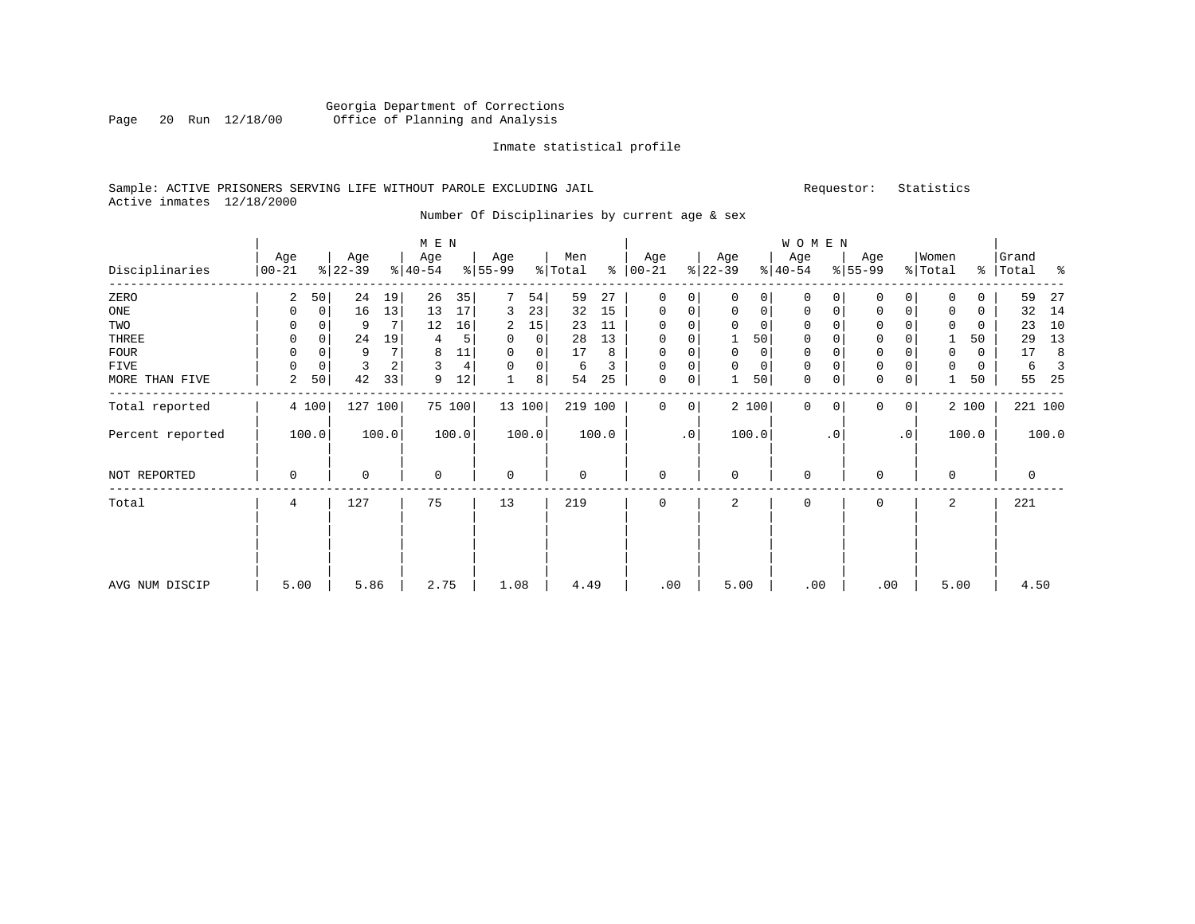Georgia Department of Corrections
Office of Planning and Analysis

Inmate statistical profile

Sample: ACTIVE PRISONERS SERVING LIFE WITHOUT PAROLE EXCLUDING JAIL        Requestor: Statistics
Active inmates 12/18/2000

Number Of Disciplinaries by current age & sex

| Disciplinaries | MEN Age 00-21 | % | Age 22-39 | % | Age 40-54 | % | Age 55-99 | % | Men Total | % | WOMEN Age 00-21 | % | Age 22-39 | % | Age 40-54 | % | Age 55-99 | % | Women Total | % | Grand Total | % |
|---|---|---|---|---|---|---|---|---|---|---|---|---|---|---|---|---|---|---|---|---|---|---|
| ZERO | 2 | 50 | 24 | 19 | 26 | 35 | 7 | 54 | 59 | 27 | 0 | 0 | 0 | 0 | 0 | 0 | 0 | 0 | 0 | 0 | 59 | 27 |
| ONE | 0 | 0 | 16 | 13 | 13 | 17 | 3 | 23 | 32 | 15 | 0 | 0 | 0 | 0 | 0 | 0 | 0 | 0 | 0 | 0 | 32 | 14 |
| TWO | 0 | 0 | 9 | 7 | 12 | 16 | 2 | 15 | 23 | 11 | 0 | 0 | 0 | 0 | 0 | 0 | 0 | 0 | 0 | 0 | 23 | 10 |
| THREE | 0 | 0 | 24 | 19 | 4 | 5 | 0 | 0 | 28 | 13 | 0 | 0 | 1 | 50 | 0 | 0 | 0 | 0 | 1 | 50 | 29 | 13 |
| FOUR | 0 | 0 | 9 | 7 | 8 | 11 | 0 | 0 | 17 | 8 | 0 | 0 | 0 | 0 | 0 | 0 | 0 | 0 | 0 | 0 | 17 | 8 |
| FIVE | 0 | 0 | 3 | 2 | 3 | 4 | 0 | 0 | 6 | 3 | 0 | 0 | 0 | 0 | 0 | 0 | 0 | 0 | 0 | 0 | 6 | 3 |
| MORE THAN FIVE | 2 | 50 | 42 | 33 | 9 | 12 | 1 | 8 | 54 | 25 | 0 | 0 | 1 | 50 | 0 | 0 | 0 | 0 | 1 | 50 | 55 | 25 |
| Total reported | 4 | 100 | 127 | 100 | 75 | 100 | 13 | 100 | 219 | 100 | 0 | 0 | 2 | 100 | 0 | 0 | 0 | 0 | 2 | 100 | 221 | 100 |
| Percent reported | 100.0 | | 100.0 | | 100.0 | | 100.0 | | 100.0 | | .0 | | 100.0 | | .0 | | .0 | | 100.0 | | 100.0 | |
| NOT REPORTED | 0 | | 0 | | 0 | | 0 | | 0 | | 0 | | 0 | | 0 | | 0 | | 0 | | 0 | |
| Total | 4 | | 127 | | 75 | | 13 | | 219 | | 0 | | 2 | | 0 | | 0 | | 2 | | 221 | |
| AVG NUM DISCIP | 5.00 | | 5.86 | | 2.75 | | 1.08 | | 4.49 | | .00 | | 5.00 | | .00 | | .00 | | 5.00 | | 4.50 | |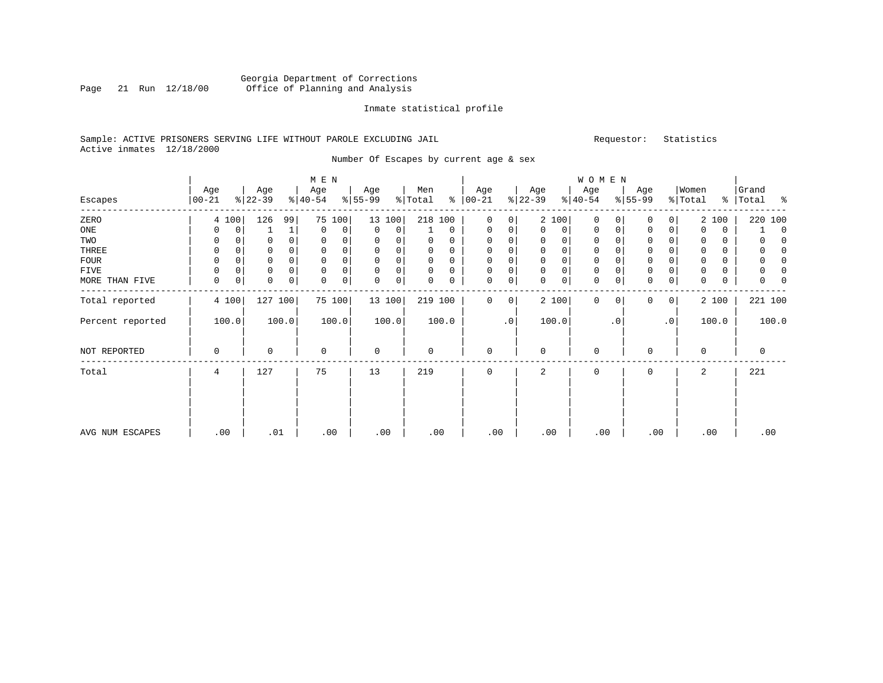Georgia Department of Corrections
Office of Planning and Analysis

Inmate statistical profile

Sample: ACTIVE PRISONERS SERVING LIFE WITHOUT PAROLE EXCLUDING JAIL    Requestor: Statistics
Active inmates 12/18/2000

Number Of Escapes by current age & sex

| Escapes | MEN Age 00-21 | % | Age 22-39 | % | Age 40-54 | % | Age 55-99 | % | Men Total | % | WOMEN Age 00-21 | % | Age 22-39 | % | Age 40-54 | % | Age 55-99 | % | Women Total | % | Grand Total | % |
|---|---|---|---|---|---|---|---|---|---|---|---|---|---|---|---|---|---|---|---|---|---|---|
| ZERO | 4 | 100 | 126 | 99 | 75 | 100 | 13 | 100 | 218 | 100 | 0 | 0 | 2 | 100 | 0 | 0 | 0 | 0 | 2 | 100 | 220 | 100 |
| ONE | 0 | 0 | 1 | 1 | 0 | 0 | 0 | 0 | 1 | 0 | 0 | 0 | 0 | 0 | 0 | 0 | 0 | 0 | 0 | 0 | 1 | 0 |
| TWO | 0 | 0 | 0 | 0 | 0 | 0 | 0 | 0 | 0 | 0 | 0 | 0 | 0 | 0 | 0 | 0 | 0 | 0 | 0 | 0 | 0 | 0 |
| THREE | 0 | 0 | 0 | 0 | 0 | 0 | 0 | 0 | 0 | 0 | 0 | 0 | 0 | 0 | 0 | 0 | 0 | 0 | 0 | 0 | 0 | 0 |
| FOUR | 0 | 0 | 0 | 0 | 0 | 0 | 0 | 0 | 0 | 0 | 0 | 0 | 0 | 0 | 0 | 0 | 0 | 0 | 0 | 0 | 0 | 0 |
| FIVE | 0 | 0 | 0 | 0 | 0 | 0 | 0 | 0 | 0 | 0 | 0 | 0 | 0 | 0 | 0 | 0 | 0 | 0 | 0 | 0 | 0 | 0 |
| MORE THAN FIVE | 0 | 0 | 0 | 0 | 0 | 0 | 0 | 0 | 0 | 0 | 0 | 0 | 0 | 0 | 0 | 0 | 0 | 0 | 0 | 0 | 0 | 0 |
| Total reported | 4 | 100 | 127 | 100 | 75 | 100 | 13 | 100 | 219 | 100 | 0 | 0 | 2 | 100 | 0 | 0 | 0 | 0 | 2 | 100 | 221 | 100 |
| Percent reported | 100.0 | | 100.0 | | 100.0 | | 100.0 | | 100.0 | | .0 | | 100.0 | | .0 | | .0 | | 100.0 | | 100.0 | |
| NOT REPORTED | 0 | | 0 | | 0 | | 0 | | 0 | | 0 | | 0 | | 0 | | 0 | | 0 | | 0 | |
| Total | 4 | | 127 | | 75 | | 13 | | 219 | | 0 | | 2 | | 0 | | 0 | | 2 | | 221 | |
| AVG NUM ESCAPES | .00 | | .01 | | .00 | | .00 | | .00 | | .00 | | .00 | | .00 | | .00 | | .00 | | .00 | |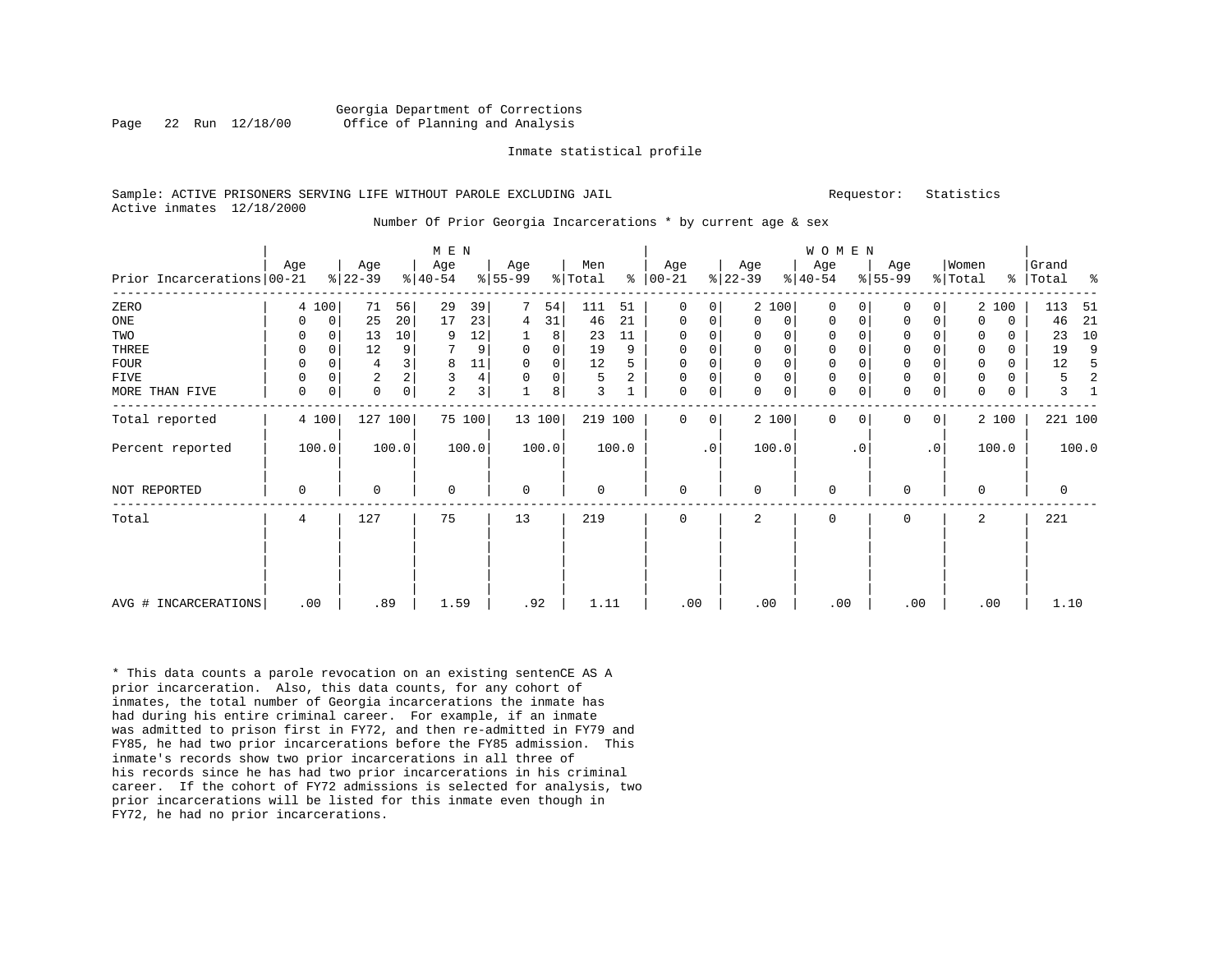Georgia Department of Corrections
Office of Planning and Analysis

Inmate statistical profile

Sample: ACTIVE PRISONERS SERVING LIFE WITHOUT PAROLE EXCLUDING JAIL          Requestor: Statistics
Active inmates 12/18/2000

Number Of Prior Georgia Incarcerations * by current age & sex

| Prior Incarcerations | MEN Age 00-21 | % | Age 22-39 | % | Age 40-54 | % | Age 55-99 | % | Men Total | % | WOMEN Age 00-21 | % | Age 22-39 | % | Age 40-54 | % | Age 55-99 | % | Women Total | % | Grand Total | % |
|---|---|---|---|---|---|---|---|---|---|---|---|---|---|---|---|---|---|---|---|---|---|---|
| ZERO | 4 | 100 | 71 | 56 | 29 | 39 | 7 | 54 | 111 | 51 | 0 | 0 | 2 | 100 | 0 | 0 | 0 | 0 | 2 | 100 | 113 | 51 |
| ONE | 0 | 0 | 25 | 20 | 17 | 23 | 4 | 31 | 46 | 21 | 0 | 0 | 0 | 0 | 0 | 0 | 0 | 0 | 0 | 0 | 46 | 21 |
| TWO | 0 | 0 | 13 | 10 | 9 | 12 | 1 | 8 | 23 | 11 | 0 | 0 | 0 | 0 | 0 | 0 | 0 | 0 | 0 | 0 | 23 | 10 |
| THREE | 0 | 0 | 12 | 9 | 7 | 9 | 0 | 0 | 19 | 9 | 0 | 0 | 0 | 0 | 0 | 0 | 0 | 0 | 0 | 0 | 19 | 9 |
| FOUR | 0 | 0 | 4 | 3 | 8 | 11 | 0 | 0 | 12 | 5 | 0 | 0 | 0 | 0 | 0 | 0 | 0 | 0 | 0 | 0 | 12 | 5 |
| FIVE | 0 | 0 | 2 | 2 | 3 | 4 | 0 | 0 | 5 | 2 | 0 | 0 | 0 | 0 | 0 | 0 | 0 | 0 | 0 | 0 | 5 | 2 |
| MORE THAN FIVE | 0 | 0 | 0 | 0 | 2 | 3 | 1 | 8 | 3 | 1 | 0 | 0 | 0 | 0 | 0 | 0 | 0 | 0 | 0 | 0 | 3 | 1 |
| Total reported | 4 | 100 | 127 | 100 | 75 | 100 | 13 | 100 | 219 | 100 | 0 | 0 | 2 | 100 | 0 | 0 | 0 | 0 | 2 | 100 | 221 | 100 |
| Percent reported | 100.0 | | 100.0 | | 100.0 | | 100.0 | | 100.0 | | .0 | | 100.0 | | .0 | | .0 | | 100.0 | | 100.0 | |
| NOT REPORTED | 0 | | 0 | | 0 | | 0 | | 0 | | 0 | | 0 | | 0 | | 0 | | 0 | | 0 | |
| Total | 4 | | 127 | | 75 | | 13 | | 219 | | 0 | | 2 | | 0 | | 0 | | 2 | | 221 | |
| AVG # INCARCERATIONS | .00 | | .89 | | 1.59 | | .92 | | 1.11 | | .00 | | .00 | | .00 | | .00 | | .00 | | 1.10 | |

* This data counts a parole revocation on an existing sentenCE AS A prior incarceration. Also, this data counts, for any cohort of inmates, the total number of Georgia incarcerations the inmate has had during his entire criminal career. For example, if an inmate was admitted to prison first in FY72, and then re-admitted in FY79 and FY85, he had two prior incarcerations before the FY85 admission. This inmate's records show two prior incarcerations in all three of his records since he has had two prior incarcerations in his criminal career. If the cohort of FY72 admissions is selected for analysis, two prior incarcerations will be listed for this inmate even though in FY72, he had no prior incarcerations.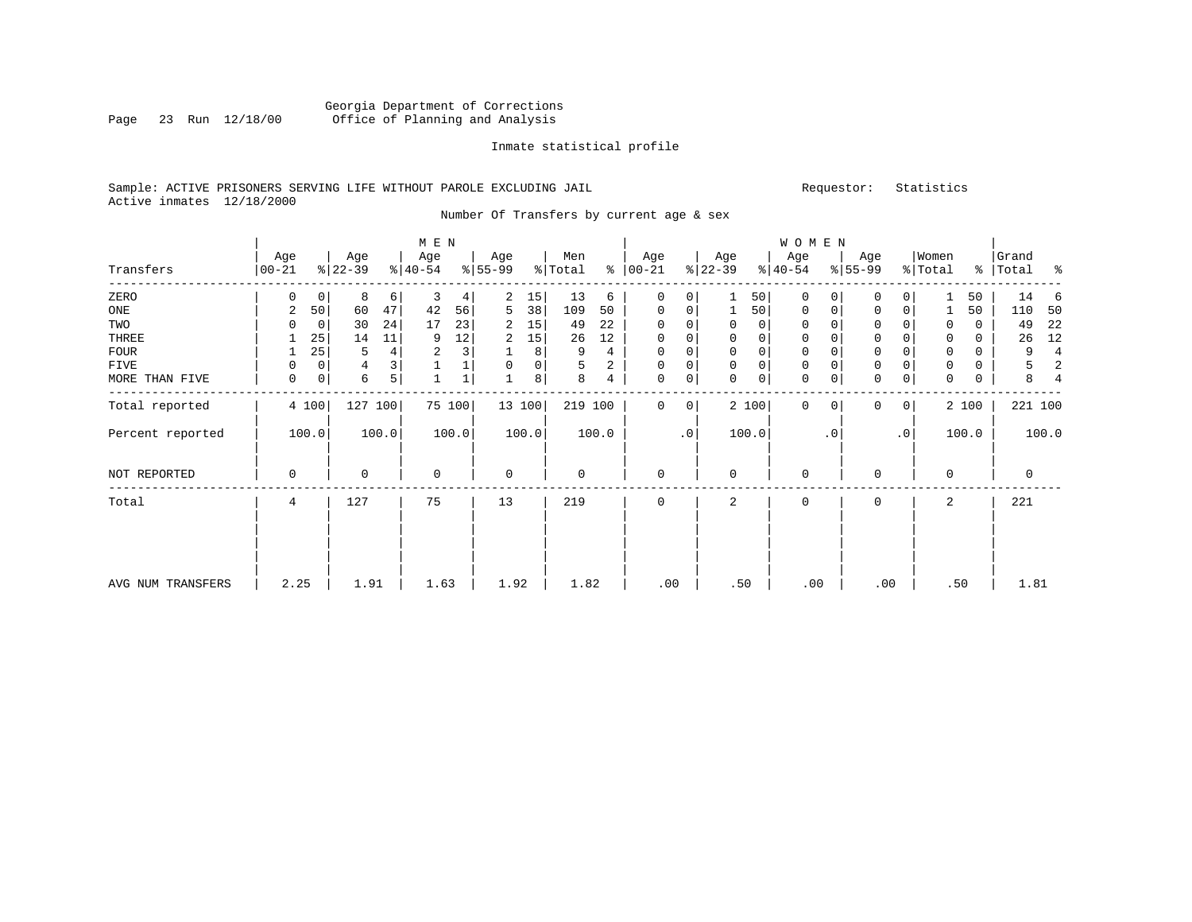Georgia Department of Corrections
Office of Planning and Analysis

Inmate statistical profile

Sample: ACTIVE PRISONERS SERVING LIFE WITHOUT PAROLE EXCLUDING JAIL    Requestor: Statistics
Active inmates 12/18/2000

Number Of Transfers by current age & sex

| Transfers | MEN Age 00-21 | % | Age 22-39 | % | Age 40-54 | % | Age 55-99 | % | Men Total | % | WOMEN Age 00-21 | % | Age 22-39 | % | Age 40-54 | % | Age 55-99 | % | Women Total | % | Grand Total | % |
|---|---|---|---|---|---|---|---|---|---|---|---|---|---|---|---|---|---|---|---|---|---|---|
| ZERO | 0 | 0 | 8 | 6 | 3 | 4 | 2 | 15 | 13 | 6 | 0 | 0 | 1 | 50 | 0 | 0 | 0 | 0 | 1 | 50 | 14 | 6 |
| ONE | 2 | 50 | 60 | 47 | 42 | 56 | 5 | 38 | 109 | 50 | 0 | 0 | 1 | 50 | 0 | 0 | 0 | 0 | 1 | 50 | 110 | 50 |
| TWO | 0 | 0 | 30 | 24 | 17 | 23 | 2 | 15 | 49 | 22 | 0 | 0 | 0 | 0 | 0 | 0 | 0 | 0 | 0 | 0 | 49 | 22 |
| THREE | 1 | 25 | 14 | 11 | 9 | 12 | 2 | 15 | 26 | 12 | 0 | 0 | 0 | 0 | 0 | 0 | 0 | 0 | 0 | 0 | 26 | 12 |
| FOUR | 1 | 25 | 5 | 4 | 2 | 3 | 1 | 8 | 9 | 4 | 0 | 0 | 0 | 0 | 0 | 0 | 0 | 0 | 0 | 0 | 9 | 4 |
| FIVE | 0 | 0 | 4 | 3 | 1 | 1 | 0 | 0 | 5 | 2 | 0 | 0 | 0 | 0 | 0 | 0 | 0 | 0 | 0 | 0 | 5 | 2 |
| MORE THAN FIVE | 0 | 0 | 6 | 5 | 1 | 1 | 1 | 8 | 8 | 4 | 0 | 0 | 0 | 0 | 0 | 0 | 0 | 0 | 0 | 0 | 8 | 4 |
| Total reported | 4 | 100 | 127 | 100 | 75 | 100 | 13 | 100 | 219 | 100 | 0 | 0 | 2 | 100 | 0 | 0 | 0 | 0 | 2 | 100 | 221 | 100 |
| Percent reported | 100.0 | | 100.0 | | 100.0 | | 100.0 | | 100.0 | | .0 | | 100.0 | | .0 | | .0 | | 100.0 | | 100.0 | |
| NOT REPORTED | 0 | | 0 | | 0 | | 0 | | 0 | | 0 | | 0 | | 0 | | 0 | | 0 | | 0 | |
| Total | 4 | | 127 | | 75 | | 13 | | 219 | | 0 | | 2 | | 0 | | 0 | | 2 | | 221 | |
| AVG NUM TRANSFERS | 2.25 | | 1.91 | | 1.63 | | 1.92 | | 1.82 | | .00 | | .50 | | .00 | | .00 | | .50 | | 1.81 | |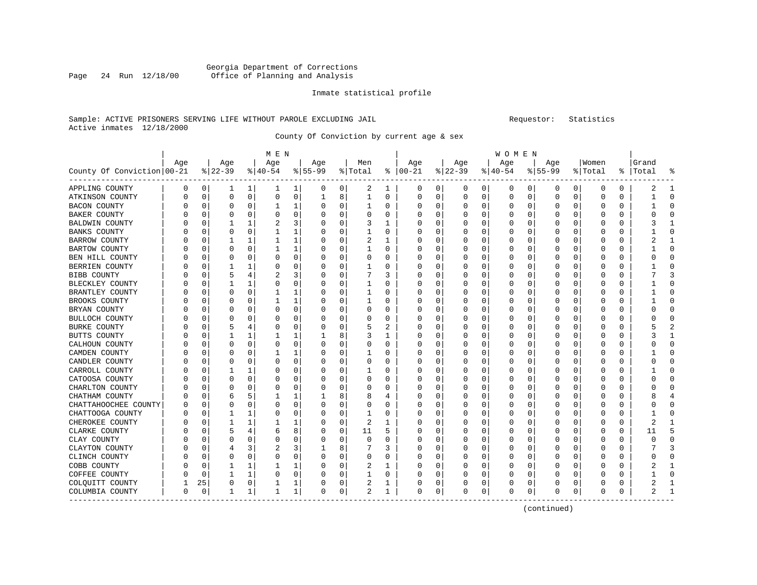Georgia Department of Corrections
Office of Planning and Analysis

Inmate statistical profile

Sample: ACTIVE PRISONERS SERVING LIFE WITHOUT PAROLE EXCLUDING JAIL    Requestor: Statistics
Active inmates 12/18/2000

County Of Conviction by current age & sex

| County Of Conviction | MEN Age 00-21 | % | Age 22-39 | % | Age 40-54 | % | Age 55-99 | % | Men Total | % | WOMEN Age 00-21 | % | Age 22-39 | % | Age 40-54 | % | Age 55-99 | % | Women Total | % | Grand Total | % |
|---|---|---|---|---|---|---|---|---|---|---|---|---|---|---|---|---|---|---|---|---|---|---|
| APPLING COUNTY | 0 | 0 | 1 | 1 | 1 | 1 | 0 | 0 | 2 | 1 | 0 | 0 | 0 | 0 | 0 | 0 | 0 | 0 | 0 | 0 | 2 | 1 |
| ATKINSON COUNTY | 0 | 0 | 0 | 0 | 0 | 0 | 1 | 8 | 1 | 0 | 0 | 0 | 0 | 0 | 0 | 0 | 0 | 0 | 0 | 0 | 1 | 0 |
| BACON COUNTY | 0 | 0 | 0 | 0 | 1 | 1 | 0 | 0 | 1 | 0 | 0 | 0 | 0 | 0 | 0 | 0 | 0 | 0 | 0 | 0 | 1 | 0 |
| BAKER COUNTY | 0 | 0 | 0 | 0 | 0 | 0 | 0 | 0 | 0 | 0 | 0 | 0 | 0 | 0 | 0 | 0 | 0 | 0 | 0 | 0 | 0 | 0 |
| BALDWIN COUNTY | 0 | 0 | 1 | 1 | 2 | 3 | 0 | 0 | 3 | 1 | 0 | 0 | 0 | 0 | 0 | 0 | 0 | 0 | 0 | 0 | 3 | 1 |
| BANKS COUNTY | 0 | 0 | 0 | 0 | 1 | 1 | 0 | 0 | 1 | 0 | 0 | 0 | 0 | 0 | 0 | 0 | 0 | 0 | 0 | 0 | 1 | 0 |
| BARROW COUNTY | 0 | 0 | 1 | 1 | 1 | 1 | 0 | 0 | 2 | 1 | 0 | 0 | 0 | 0 | 0 | 0 | 0 | 0 | 0 | 0 | 2 | 1 |
| BARTOW COUNTY | 0 | 0 | 0 | 0 | 1 | 1 | 0 | 0 | 1 | 0 | 0 | 0 | 0 | 0 | 0 | 0 | 0 | 0 | 0 | 0 | 1 | 0 |
| BEN HILL COUNTY | 0 | 0 | 0 | 0 | 0 | 0 | 0 | 0 | 0 | 0 | 0 | 0 | 0 | 0 | 0 | 0 | 0 | 0 | 0 | 0 | 0 | 0 |
| BERRIEN COUNTY | 0 | 0 | 1 | 1 | 0 | 0 | 0 | 0 | 1 | 0 | 0 | 0 | 0 | 0 | 0 | 0 | 0 | 0 | 0 | 0 | 1 | 0 |
| BIBB COUNTY | 0 | 0 | 5 | 4 | 2 | 3 | 0 | 0 | 7 | 3 | 0 | 0 | 0 | 0 | 0 | 0 | 0 | 0 | 0 | 0 | 7 | 3 |
| BLECKLEY COUNTY | 0 | 0 | 1 | 1 | 0 | 0 | 0 | 0 | 1 | 0 | 0 | 0 | 0 | 0 | 0 | 0 | 0 | 0 | 0 | 0 | 1 | 0 |
| BRANTLEY COUNTY | 0 | 0 | 0 | 0 | 1 | 1 | 0 | 0 | 1 | 0 | 0 | 0 | 0 | 0 | 0 | 0 | 0 | 0 | 0 | 0 | 1 | 0 |
| BROOKS COUNTY | 0 | 0 | 0 | 0 | 1 | 1 | 0 | 0 | 1 | 0 | 0 | 0 | 0 | 0 | 0 | 0 | 0 | 0 | 0 | 0 | 1 | 0 |
| BRYAN COUNTY | 0 | 0 | 0 | 0 | 0 | 0 | 0 | 0 | 0 | 0 | 0 | 0 | 0 | 0 | 0 | 0 | 0 | 0 | 0 | 0 | 0 | 0 |
| BULLOCH COUNTY | 0 | 0 | 0 | 0 | 0 | 0 | 0 | 0 | 0 | 0 | 0 | 0 | 0 | 0 | 0 | 0 | 0 | 0 | 0 | 0 | 0 | 0 |
| BURKE COUNTY | 0 | 0 | 5 | 4 | 0 | 0 | 0 | 0 | 5 | 2 | 0 | 0 | 0 | 0 | 0 | 0 | 0 | 0 | 0 | 0 | 5 | 2 |
| BUTTS COUNTY | 0 | 0 | 1 | 1 | 1 | 1 | 1 | 8 | 3 | 1 | 0 | 0 | 0 | 0 | 0 | 0 | 0 | 0 | 0 | 0 | 3 | 1 |
| CALHOUN COUNTY | 0 | 0 | 0 | 0 | 0 | 0 | 0 | 0 | 0 | 0 | 0 | 0 | 0 | 0 | 0 | 0 | 0 | 0 | 0 | 0 | 0 | 0 |
| CAMDEN COUNTY | 0 | 0 | 0 | 0 | 1 | 1 | 0 | 0 | 1 | 0 | 0 | 0 | 0 | 0 | 0 | 0 | 0 | 0 | 0 | 0 | 1 | 0 |
| CANDLER COUNTY | 0 | 0 | 0 | 0 | 0 | 0 | 0 | 0 | 0 | 0 | 0 | 0 | 0 | 0 | 0 | 0 | 0 | 0 | 0 | 0 | 0 | 0 |
| CARROLL COUNTY | 0 | 0 | 1 | 1 | 0 | 0 | 0 | 0 | 1 | 0 | 0 | 0 | 0 | 0 | 0 | 0 | 0 | 0 | 0 | 0 | 1 | 0 |
| CATOOSA COUNTY | 0 | 0 | 0 | 0 | 0 | 0 | 0 | 0 | 0 | 0 | 0 | 0 | 0 | 0 | 0 | 0 | 0 | 0 | 0 | 0 | 0 | 0 |
| CHARLTON COUNTY | 0 | 0 | 0 | 0 | 0 | 0 | 0 | 0 | 0 | 0 | 0 | 0 | 0 | 0 | 0 | 0 | 0 | 0 | 0 | 0 | 0 | 0 |
| CHATHAM COUNTY | 0 | 0 | 6 | 5 | 1 | 1 | 1 | 8 | 8 | 4 | 0 | 0 | 0 | 0 | 0 | 0 | 0 | 0 | 0 | 0 | 8 | 4 |
| CHATTAHOOCHEE COUNTY | 0 | 0 | 0 | 0 | 0 | 0 | 0 | 0 | 0 | 0 | 0 | 0 | 0 | 0 | 0 | 0 | 0 | 0 | 0 | 0 | 0 | 0 |
| CHATTOOGA COUNTY | 0 | 0 | 1 | 1 | 0 | 0 | 0 | 0 | 1 | 0 | 0 | 0 | 0 | 0 | 0 | 0 | 0 | 0 | 0 | 0 | 1 | 0 |
| CHEROKEE COUNTY | 0 | 0 | 1 | 1 | 1 | 1 | 0 | 0 | 2 | 1 | 0 | 0 | 0 | 0 | 0 | 0 | 0 | 0 | 0 | 0 | 2 | 1 |
| CLARKE COUNTY | 0 | 0 | 5 | 4 | 6 | 8 | 0 | 0 | 11 | 5 | 0 | 0 | 0 | 0 | 0 | 0 | 0 | 0 | 0 | 0 | 11 | 5 |
| CLAY COUNTY | 0 | 0 | 0 | 0 | 0 | 0 | 0 | 0 | 0 | 0 | 0 | 0 | 0 | 0 | 0 | 0 | 0 | 0 | 0 | 0 | 0 | 0 |
| CLAYTON COUNTY | 0 | 0 | 4 | 3 | 2 | 3 | 1 | 8 | 7 | 3 | 0 | 0 | 0 | 0 | 0 | 0 | 0 | 0 | 0 | 0 | 7 | 3 |
| CLINCH COUNTY | 0 | 0 | 0 | 0 | 0 | 0 | 0 | 0 | 0 | 0 | 0 | 0 | 0 | 0 | 0 | 0 | 0 | 0 | 0 | 0 | 0 | 0 |
| COBB COUNTY | 0 | 0 | 1 | 1 | 1 | 1 | 0 | 0 | 2 | 1 | 0 | 0 | 0 | 0 | 0 | 0 | 0 | 0 | 0 | 0 | 2 | 1 |
| COFFEE COUNTY | 0 | 0 | 1 | 1 | 0 | 0 | 0 | 0 | 1 | 0 | 0 | 0 | 0 | 0 | 0 | 0 | 0 | 0 | 0 | 0 | 1 | 0 |
| COLQUITT COUNTY | 1 | 25 | 0 | 0 | 1 | 1 | 0 | 0 | 2 | 1 | 0 | 0 | 0 | 0 | 0 | 0 | 0 | 0 | 0 | 0 | 2 | 1 |
| COLUMBIA COUNTY | 0 | 0 | 1 | 1 | 1 | 1 | 0 | 0 | 2 | 1 | 0 | 0 | 0 | 0 | 0 | 0 | 0 | 0 | 0 | 0 | 2 | 1 |

(continued)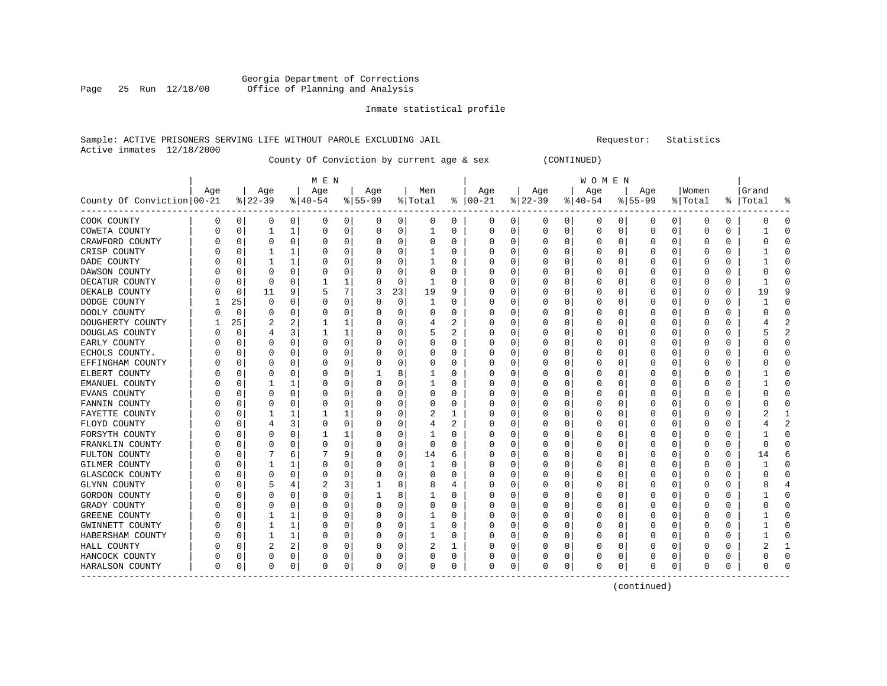Georgia Department of Corrections
Office of Planning and Analysis

Inmate statistical profile

Sample: ACTIVE PRISONERS SERVING LIFE WITHOUT PAROLE EXCLUDING JAIL    Requestor: Statistics
Active inmates 12/18/2000

County Of Conviction by current age & sex (CONTINUED)

| County Of Conviction | MEN Age 00-21 | % | Age 22-39 | % | Age 40-54 | % | Age 55-99 | % | Men Total | % | WOMEN Age 00-21 | % | Age 22-39 | % | Age 40-54 | % | Age 55-99 | % | Women Total | % | Grand Total | % |
|---|---|---|---|---|---|---|---|---|---|---|---|---|---|---|---|---|---|---|---|---|---|---|
| COOK COUNTY | 0 | 0 | 0 | 0 | 0 | 0 | 0 | 0 | 0 | 0 | 0 | 0 | 0 | 0 | 0 | 0 | 0 | 0 | 0 | 0 | 0 | 0 |
| COWETA COUNTY | 0 | 0 | 1 | 1 | 0 | 0 | 0 | 0 | 1 | 0 | 0 | 0 | 0 | 0 | 0 | 0 | 0 | 0 | 0 | 0 | 1 | 0 |
| CRAWFORD COUNTY | 0 | 0 | 0 | 0 | 0 | 0 | 0 | 0 | 0 | 0 | 0 | 0 | 0 | 0 | 0 | 0 | 0 | 0 | 0 | 0 | 0 | 0 |
| CRISP COUNTY | 0 | 0 | 1 | 1 | 0 | 0 | 0 | 0 | 1 | 0 | 0 | 0 | 0 | 0 | 0 | 0 | 0 | 0 | 0 | 0 | 1 | 0 |
| DADE COUNTY | 0 | 0 | 1 | 1 | 0 | 0 | 0 | 0 | 1 | 0 | 0 | 0 | 0 | 0 | 0 | 0 | 0 | 0 | 0 | 0 | 1 | 0 |
| DAWSON COUNTY | 0 | 0 | 0 | 0 | 0 | 0 | 0 | 0 | 0 | 0 | 0 | 0 | 0 | 0 | 0 | 0 | 0 | 0 | 0 | 0 | 0 | 0 |
| DECATUR COUNTY | 0 | 0 | 0 | 0 | 1 | 1 | 0 | 0 | 1 | 0 | 0 | 0 | 0 | 0 | 0 | 0 | 0 | 0 | 0 | 0 | 1 | 0 |
| DEKALB COUNTY | 0 | 0 | 11 | 9 | 5 | 7 | 3 | 23 | 19 | 9 | 0 | 0 | 0 | 0 | 0 | 0 | 0 | 0 | 0 | 0 | 19 | 9 |
| DODGE COUNTY | 1 | 25 | 0 | 0 | 0 | 0 | 0 | 0 | 1 | 0 | 0 | 0 | 0 | 0 | 0 | 0 | 0 | 0 | 0 | 0 | 1 | 0 |
| DOOLY COUNTY | 0 | 0 | 0 | 0 | 0 | 0 | 0 | 0 | 0 | 0 | 0 | 0 | 0 | 0 | 0 | 0 | 0 | 0 | 0 | 0 | 0 | 0 |
| DOUGHERTY COUNTY | 1 | 25 | 2 | 2 | 1 | 1 | 0 | 0 | 4 | 2 | 0 | 0 | 0 | 0 | 0 | 0 | 0 | 0 | 0 | 0 | 4 | 2 |
| DOUGLAS COUNTY | 0 | 0 | 4 | 3 | 1 | 1 | 0 | 0 | 5 | 2 | 0 | 0 | 0 | 0 | 0 | 0 | 0 | 0 | 0 | 0 | 5 | 2 |
| EARLY COUNTY | 0 | 0 | 0 | 0 | 0 | 0 | 0 | 0 | 0 | 0 | 0 | 0 | 0 | 0 | 0 | 0 | 0 | 0 | 0 | 0 | 0 | 0 |
| ECHOLS COUNTY. | 0 | 0 | 0 | 0 | 0 | 0 | 0 | 0 | 0 | 0 | 0 | 0 | 0 | 0 | 0 | 0 | 0 | 0 | 0 | 0 | 0 | 0 |
| EFFINGHAM COUNTY | 0 | 0 | 0 | 0 | 0 | 0 | 0 | 0 | 0 | 0 | 0 | 0 | 0 | 0 | 0 | 0 | 0 | 0 | 0 | 0 | 0 | 0 |
| ELBERT COUNTY | 0 | 0 | 0 | 0 | 0 | 0 | 1 | 8 | 1 | 0 | 0 | 0 | 0 | 0 | 0 | 0 | 0 | 0 | 0 | 0 | 1 | 0 |
| EMANUEL COUNTY | 0 | 0 | 1 | 1 | 0 | 0 | 0 | 0 | 1 | 0 | 0 | 0 | 0 | 0 | 0 | 0 | 0 | 0 | 0 | 0 | 1 | 0 |
| EVANS COUNTY | 0 | 0 | 0 | 0 | 0 | 0 | 0 | 0 | 0 | 0 | 0 | 0 | 0 | 0 | 0 | 0 | 0 | 0 | 0 | 0 | 0 | 0 |
| FANNIN COUNTY | 0 | 0 | 0 | 0 | 0 | 0 | 0 | 0 | 0 | 0 | 0 | 0 | 0 | 0 | 0 | 0 | 0 | 0 | 0 | 0 | 0 | 0 |
| FAYETTE COUNTY | 0 | 0 | 1 | 1 | 1 | 1 | 0 | 0 | 2 | 1 | 0 | 0 | 0 | 0 | 0 | 0 | 0 | 0 | 0 | 0 | 2 | 1 |
| FLOYD COUNTY | 0 | 0 | 4 | 3 | 0 | 0 | 0 | 0 | 4 | 2 | 0 | 0 | 0 | 0 | 0 | 0 | 0 | 0 | 0 | 0 | 4 | 2 |
| FORSYTH COUNTY | 0 | 0 | 0 | 0 | 1 | 1 | 0 | 0 | 1 | 0 | 0 | 0 | 0 | 0 | 0 | 0 | 0 | 0 | 0 | 0 | 1 | 0 |
| FRANKLIN COUNTY | 0 | 0 | 0 | 0 | 0 | 0 | 0 | 0 | 0 | 0 | 0 | 0 | 0 | 0 | 0 | 0 | 0 | 0 | 0 | 0 | 0 | 0 |
| FULTON COUNTY | 0 | 0 | 7 | 6 | 7 | 9 | 0 | 0 | 14 | 6 | 0 | 0 | 0 | 0 | 0 | 0 | 0 | 0 | 0 | 0 | 14 | 6 |
| GILMER COUNTY | 0 | 0 | 1 | 1 | 0 | 0 | 0 | 0 | 1 | 0 | 0 | 0 | 0 | 0 | 0 | 0 | 0 | 0 | 0 | 0 | 1 | 0 |
| GLASCOCK COUNTY | 0 | 0 | 0 | 0 | 0 | 0 | 0 | 0 | 0 | 0 | 0 | 0 | 0 | 0 | 0 | 0 | 0 | 0 | 0 | 0 | 0 | 0 |
| GLYNN COUNTY | 0 | 0 | 5 | 4 | 2 | 3 | 1 | 8 | 8 | 4 | 0 | 0 | 0 | 0 | 0 | 0 | 0 | 0 | 0 | 0 | 8 | 4 |
| GORDON COUNTY | 0 | 0 | 0 | 0 | 0 | 0 | 1 | 8 | 1 | 0 | 0 | 0 | 0 | 0 | 0 | 0 | 0 | 0 | 0 | 0 | 1 | 0 |
| GRADY COUNTY | 0 | 0 | 0 | 0 | 0 | 0 | 0 | 0 | 0 | 0 | 0 | 0 | 0 | 0 | 0 | 0 | 0 | 0 | 0 | 0 | 0 | 0 |
| GREENE COUNTY | 0 | 0 | 1 | 1 | 0 | 0 | 0 | 0 | 1 | 0 | 0 | 0 | 0 | 0 | 0 | 0 | 0 | 0 | 0 | 0 | 1 | 0 |
| GWINNETT COUNTY | 0 | 0 | 1 | 1 | 0 | 0 | 0 | 0 | 1 | 0 | 0 | 0 | 0 | 0 | 0 | 0 | 0 | 0 | 0 | 0 | 1 | 0 |
| HABERSHAM COUNTY | 0 | 0 | 1 | 1 | 0 | 0 | 0 | 0 | 1 | 0 | 0 | 0 | 0 | 0 | 0 | 0 | 0 | 0 | 0 | 0 | 1 | 0 |
| HALL COUNTY | 0 | 0 | 2 | 2 | 0 | 0 | 0 | 0 | 2 | 1 | 0 | 0 | 0 | 0 | 0 | 0 | 0 | 0 | 0 | 0 | 2 | 1 |
| HANCOCK COUNTY | 0 | 0 | 0 | 0 | 0 | 0 | 0 | 0 | 0 | 0 | 0 | 0 | 0 | 0 | 0 | 0 | 0 | 0 | 0 | 0 | 0 | 0 |
| HARALSON COUNTY | 0 | 0 | 0 | 0 | 0 | 0 | 0 | 0 | 0 | 0 | 0 | 0 | 0 | 0 | 0 | 0 | 0 | 0 | 0 | 0 | 0 | 0 |

(continued)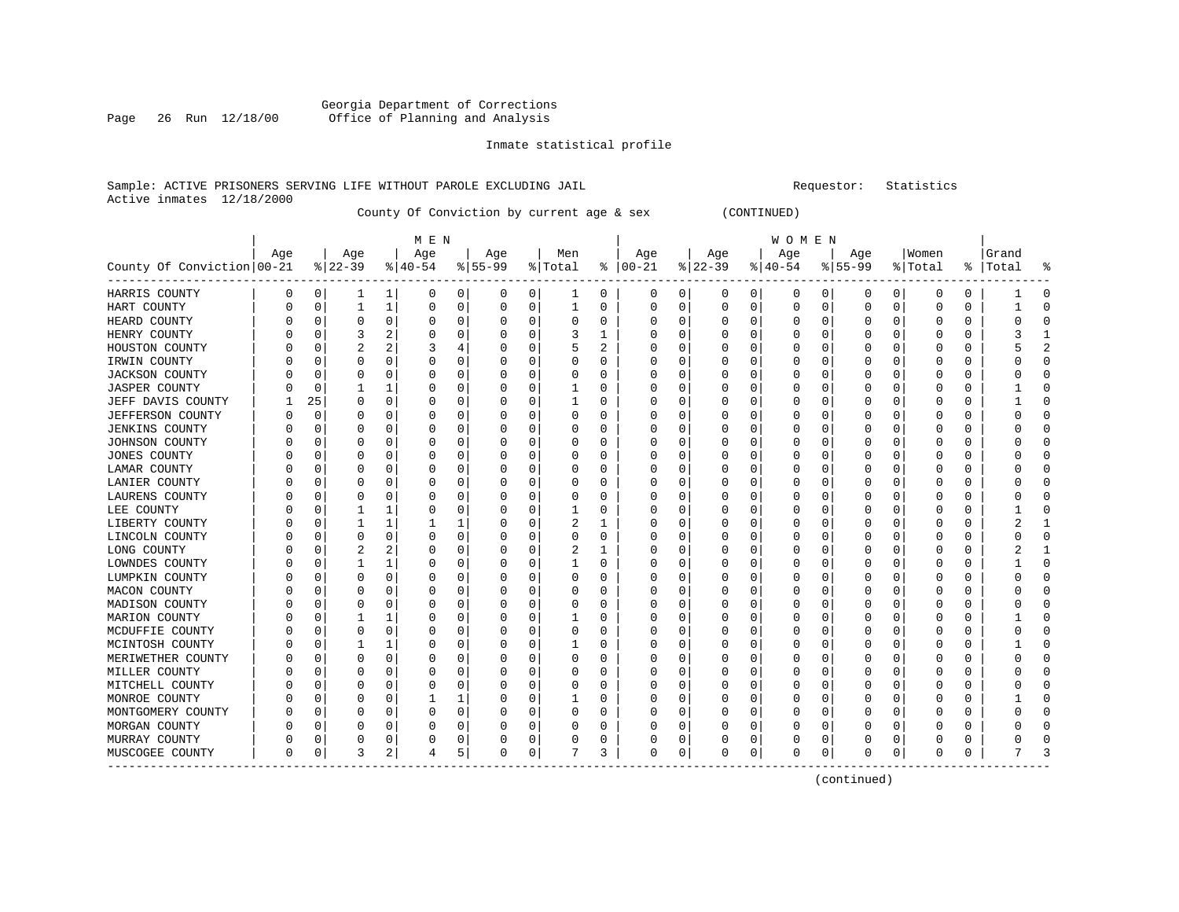Georgia Department of Corrections
Office of Planning and Analysis

Inmate statistical profile

Sample: ACTIVE PRISONERS SERVING LIFE WITHOUT PAROLE EXCLUDING JAIL    Requestor: Statistics
Active inmates 12/18/2000

County Of Conviction by current age & sex (CONTINUED)

| County Of Conviction | MEN Age 00-21 | % | Age 22-39 | % | Age 40-54 | % | Age 55-99 | % | Men Total | % | WOMEN Age 00-21 | % | Age 22-39 | % | Age 40-54 | % | Age 55-99 | % | Women Total | % | Grand Total | % |
|---|---|---|---|---|---|---|---|---|---|---|---|---|---|---|---|---|---|---|---|---|---|---|
| HARRIS COUNTY | 0 | 0 | 1 | 1 | 0 | 0 | 0 | 0 | 1 | 0 | 0 | 0 | 0 | 0 | 0 | 0 | 0 | 0 | 0 | 0 | 1 | 0 |
| HART COUNTY | 0 | 0 | 1 | 1 | 0 | 0 | 0 | 0 | 1 | 0 | 0 | 0 | 0 | 0 | 0 | 0 | 0 | 0 | 0 | 0 | 1 | 0 |
| HEARD COUNTY | 0 | 0 | 0 | 0 | 0 | 0 | 0 | 0 | 0 | 0 | 0 | 0 | 0 | 0 | 0 | 0 | 0 | 0 | 0 | 0 | 0 | 0 |
| HENRY COUNTY | 0 | 0 | 3 | 2 | 0 | 0 | 0 | 0 | 3 | 1 | 0 | 0 | 0 | 0 | 0 | 0 | 0 | 0 | 0 | 0 | 3 | 1 |
| HOUSTON COUNTY | 0 | 0 | 2 | 2 | 3 | 4 | 0 | 0 | 5 | 2 | 0 | 0 | 0 | 0 | 0 | 0 | 0 | 0 | 0 | 0 | 5 | 2 |
| IRWIN COUNTY | 0 | 0 | 0 | 0 | 0 | 0 | 0 | 0 | 0 | 0 | 0 | 0 | 0 | 0 | 0 | 0 | 0 | 0 | 0 | 0 | 0 | 0 |
| JACKSON COUNTY | 0 | 0 | 0 | 0 | 0 | 0 | 0 | 0 | 0 | 0 | 0 | 0 | 0 | 0 | 0 | 0 | 0 | 0 | 0 | 0 | 0 | 0 |
| JASPER COUNTY | 0 | 0 | 1 | 1 | 0 | 0 | 0 | 0 | 1 | 0 | 0 | 0 | 0 | 0 | 0 | 0 | 0 | 0 | 0 | 0 | 1 | 0 |
| JEFF DAVIS COUNTY | 1 | 25 | 0 | 0 | 0 | 0 | 0 | 0 | 1 | 0 | 0 | 0 | 0 | 0 | 0 | 0 | 0 | 0 | 0 | 0 | 1 | 0 |
| JEFFERSON COUNTY | 0 | 0 | 0 | 0 | 0 | 0 | 0 | 0 | 0 | 0 | 0 | 0 | 0 | 0 | 0 | 0 | 0 | 0 | 0 | 0 | 0 | 0 |
| JENKINS COUNTY | 0 | 0 | 0 | 0 | 0 | 0 | 0 | 0 | 0 | 0 | 0 | 0 | 0 | 0 | 0 | 0 | 0 | 0 | 0 | 0 | 0 | 0 |
| JOHNSON COUNTY | 0 | 0 | 0 | 0 | 0 | 0 | 0 | 0 | 0 | 0 | 0 | 0 | 0 | 0 | 0 | 0 | 0 | 0 | 0 | 0 | 0 | 0 |
| JONES COUNTY | 0 | 0 | 0 | 0 | 0 | 0 | 0 | 0 | 0 | 0 | 0 | 0 | 0 | 0 | 0 | 0 | 0 | 0 | 0 | 0 | 0 | 0 |
| LAMAR COUNTY | 0 | 0 | 0 | 0 | 0 | 0 | 0 | 0 | 0 | 0 | 0 | 0 | 0 | 0 | 0 | 0 | 0 | 0 | 0 | 0 | 0 | 0 |
| LANIER COUNTY | 0 | 0 | 0 | 0 | 0 | 0 | 0 | 0 | 0 | 0 | 0 | 0 | 0 | 0 | 0 | 0 | 0 | 0 | 0 | 0 | 0 | 0 |
| LAURENS COUNTY | 0 | 0 | 0 | 0 | 0 | 0 | 0 | 0 | 0 | 0 | 0 | 0 | 0 | 0 | 0 | 0 | 0 | 0 | 0 | 0 | 0 | 0 |
| LEE COUNTY | 0 | 0 | 1 | 1 | 0 | 0 | 0 | 0 | 1 | 0 | 0 | 0 | 0 | 0 | 0 | 0 | 0 | 0 | 0 | 0 | 1 | 0 |
| LIBERTY COUNTY | 0 | 0 | 1 | 1 | 1 | 1 | 0 | 0 | 2 | 1 | 0 | 0 | 0 | 0 | 0 | 0 | 0 | 0 | 0 | 0 | 2 | 1 |
| LINCOLN COUNTY | 0 | 0 | 0 | 0 | 0 | 0 | 0 | 0 | 0 | 0 | 0 | 0 | 0 | 0 | 0 | 0 | 0 | 0 | 0 | 0 | 0 | 0 |
| LONG COUNTY | 0 | 0 | 2 | 2 | 0 | 0 | 0 | 0 | 2 | 1 | 0 | 0 | 0 | 0 | 0 | 0 | 0 | 0 | 0 | 0 | 2 | 1 |
| LOWNDES COUNTY | 0 | 0 | 1 | 1 | 0 | 0 | 0 | 0 | 1 | 0 | 0 | 0 | 0 | 0 | 0 | 0 | 0 | 0 | 0 | 0 | 1 | 0 |
| LUMPKIN COUNTY | 0 | 0 | 0 | 0 | 0 | 0 | 0 | 0 | 0 | 0 | 0 | 0 | 0 | 0 | 0 | 0 | 0 | 0 | 0 | 0 | 0 | 0 |
| MACON COUNTY | 0 | 0 | 0 | 0 | 0 | 0 | 0 | 0 | 0 | 0 | 0 | 0 | 0 | 0 | 0 | 0 | 0 | 0 | 0 | 0 | 0 | 0 |
| MADISON COUNTY | 0 | 0 | 0 | 0 | 0 | 0 | 0 | 0 | 0 | 0 | 0 | 0 | 0 | 0 | 0 | 0 | 0 | 0 | 0 | 0 | 0 | 0 |
| MARION COUNTY | 0 | 0 | 1 | 1 | 0 | 0 | 0 | 0 | 1 | 0 | 0 | 0 | 0 | 0 | 0 | 0 | 0 | 0 | 0 | 0 | 1 | 0 |
| MCDUFFIE COUNTY | 0 | 0 | 0 | 0 | 0 | 0 | 0 | 0 | 0 | 0 | 0 | 0 | 0 | 0 | 0 | 0 | 0 | 0 | 0 | 0 | 0 | 0 |
| MCINTOSH COUNTY | 0 | 0 | 1 | 1 | 0 | 0 | 0 | 0 | 1 | 0 | 0 | 0 | 0 | 0 | 0 | 0 | 0 | 0 | 0 | 0 | 1 | 0 |
| MERIWETHER COUNTY | 0 | 0 | 0 | 0 | 0 | 0 | 0 | 0 | 0 | 0 | 0 | 0 | 0 | 0 | 0 | 0 | 0 | 0 | 0 | 0 | 0 | 0 |
| MILLER COUNTY | 0 | 0 | 0 | 0 | 0 | 0 | 0 | 0 | 0 | 0 | 0 | 0 | 0 | 0 | 0 | 0 | 0 | 0 | 0 | 0 | 0 | 0 |
| MITCHELL COUNTY | 0 | 0 | 0 | 0 | 0 | 0 | 0 | 0 | 0 | 0 | 0 | 0 | 0 | 0 | 0 | 0 | 0 | 0 | 0 | 0 | 0 | 0 |
| MONROE COUNTY | 0 | 0 | 0 | 0 | 1 | 1 | 0 | 0 | 1 | 0 | 0 | 0 | 0 | 0 | 0 | 0 | 0 | 0 | 0 | 0 | 1 | 0 |
| MONTGOMERY COUNTY | 0 | 0 | 0 | 0 | 0 | 0 | 0 | 0 | 0 | 0 | 0 | 0 | 0 | 0 | 0 | 0 | 0 | 0 | 0 | 0 | 0 | 0 |
| MORGAN COUNTY | 0 | 0 | 0 | 0 | 0 | 0 | 0 | 0 | 0 | 0 | 0 | 0 | 0 | 0 | 0 | 0 | 0 | 0 | 0 | 0 | 0 | 0 |
| MURRAY COUNTY | 0 | 0 | 0 | 0 | 0 | 0 | 0 | 0 | 0 | 0 | 0 | 0 | 0 | 0 | 0 | 0 | 0 | 0 | 0 | 0 | 0 | 0 |
| MUSCOGEE COUNTY | 0 | 0 | 3 | 2 | 4 | 5 | 0 | 0 | 7 | 3 | 0 | 0 | 0 | 0 | 0 | 0 | 0 | 0 | 0 | 0 | 7 | 3 |

(continued)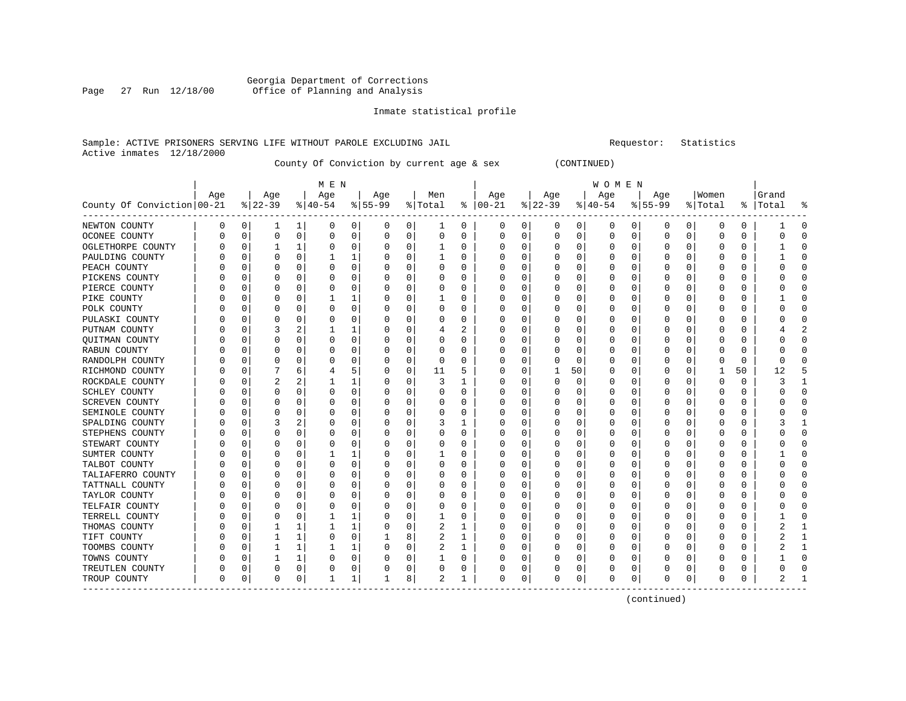Georgia Department of Corrections
Office of Planning and Analysis

Inmate statistical profile

Sample: ACTIVE PRISONERS SERVING LIFE WITHOUT PAROLE EXCLUDING JAIL    Requestor: Statistics
Active inmates 12/18/2000

County Of Conviction by current age & sex (CONTINUED)

| County Of Conviction | MEN Age 00-21 | % | Age 22-39 | % | Age 40-54 | % | Age 55-99 | % | Men Total | % | WOMEN Age 00-21 | % | Age 22-39 | % | Age 40-54 | % | Age 55-99 | % | Women Total | % | Grand Total | % |
|---|---|---|---|---|---|---|---|---|---|---|---|---|---|---|---|---|---|---|---|---|---|---|
| NEWTON COUNTY | 0 | 0 | 1 | 1 | 0 | 0 | 0 | 0 | 1 | 0 | 0 | 0 | 0 | 0 | 0 | 0 | 0 | 0 | 0 | 0 | 1 | 0 |
| OCONEE COUNTY | 0 | 0 | 0 | 0 | 0 | 0 | 0 | 0 | 0 | 0 | 0 | 0 | 0 | 0 | 0 | 0 | 0 | 0 | 0 | 0 | 0 | 0 |
| OGLETHORPE COUNTY | 0 | 0 | 1 | 1 | 0 | 0 | 0 | 0 | 1 | 0 | 0 | 0 | 0 | 0 | 0 | 0 | 0 | 0 | 0 | 0 | 1 | 0 |
| PAULDING COUNTY | 0 | 0 | 0 | 0 | 1 | 1 | 0 | 0 | 1 | 0 | 0 | 0 | 0 | 0 | 0 | 0 | 0 | 0 | 0 | 0 | 1 | 0 |
| PEACH COUNTY | 0 | 0 | 0 | 0 | 0 | 0 | 0 | 0 | 0 | 0 | 0 | 0 | 0 | 0 | 0 | 0 | 0 | 0 | 0 | 0 | 0 | 0 |
| PICKENS COUNTY | 0 | 0 | 0 | 0 | 0 | 0 | 0 | 0 | 0 | 0 | 0 | 0 | 0 | 0 | 0 | 0 | 0 | 0 | 0 | 0 | 0 | 0 |
| PIERCE COUNTY | 0 | 0 | 0 | 0 | 0 | 0 | 0 | 0 | 0 | 0 | 0 | 0 | 0 | 0 | 0 | 0 | 0 | 0 | 0 | 0 | 0 | 0 |
| PIKE COUNTY | 0 | 0 | 0 | 0 | 1 | 1 | 0 | 0 | 1 | 0 | 0 | 0 | 0 | 0 | 0 | 0 | 0 | 0 | 0 | 0 | 1 | 0 |
| POLK COUNTY | 0 | 0 | 0 | 0 | 0 | 0 | 0 | 0 | 0 | 0 | 0 | 0 | 0 | 0 | 0 | 0 | 0 | 0 | 0 | 0 | 0 | 0 |
| PULASKI COUNTY | 0 | 0 | 0 | 0 | 0 | 0 | 0 | 0 | 0 | 0 | 0 | 0 | 0 | 0 | 0 | 0 | 0 | 0 | 0 | 0 | 0 | 0 |
| PUTNAM COUNTY | 0 | 0 | 3 | 2 | 1 | 1 | 0 | 0 | 4 | 2 | 0 | 0 | 0 | 0 | 0 | 0 | 0 | 0 | 0 | 0 | 4 | 2 |
| QUITMAN COUNTY | 0 | 0 | 0 | 0 | 0 | 0 | 0 | 0 | 0 | 0 | 0 | 0 | 0 | 0 | 0 | 0 | 0 | 0 | 0 | 0 | 0 | 0 |
| RABUN COUNTY | 0 | 0 | 0 | 0 | 0 | 0 | 0 | 0 | 0 | 0 | 0 | 0 | 0 | 0 | 0 | 0 | 0 | 0 | 0 | 0 | 0 | 0 |
| RANDOLPH COUNTY | 0 | 0 | 0 | 0 | 0 | 0 | 0 | 0 | 0 | 0 | 0 | 0 | 0 | 0 | 0 | 0 | 0 | 0 | 0 | 0 | 0 | 0 |
| RICHMOND COUNTY | 0 | 0 | 7 | 6 | 4 | 5 | 0 | 0 | 11 | 5 | 0 | 0 | 1 | 50 | 0 | 0 | 0 | 0 | 1 | 50 | 12 | 5 |
| ROCKDALE COUNTY | 0 | 0 | 2 | 2 | 1 | 1 | 0 | 0 | 3 | 1 | 0 | 0 | 0 | 0 | 0 | 0 | 0 | 0 | 0 | 0 | 3 | 1 |
| SCHLEY COUNTY | 0 | 0 | 0 | 0 | 0 | 0 | 0 | 0 | 0 | 0 | 0 | 0 | 0 | 0 | 0 | 0 | 0 | 0 | 0 | 0 | 0 | 0 |
| SCREVEN COUNTY | 0 | 0 | 0 | 0 | 0 | 0 | 0 | 0 | 0 | 0 | 0 | 0 | 0 | 0 | 0 | 0 | 0 | 0 | 0 | 0 | 0 | 0 |
| SEMINOLE COUNTY | 0 | 0 | 0 | 0 | 0 | 0 | 0 | 0 | 0 | 0 | 0 | 0 | 0 | 0 | 0 | 0 | 0 | 0 | 0 | 0 | 0 | 0 |
| SPALDING COUNTY | 0 | 0 | 3 | 2 | 0 | 0 | 0 | 0 | 3 | 1 | 0 | 0 | 0 | 0 | 0 | 0 | 0 | 0 | 0 | 0 | 3 | 1 |
| STEPHENS COUNTY | 0 | 0 | 0 | 0 | 0 | 0 | 0 | 0 | 0 | 0 | 0 | 0 | 0 | 0 | 0 | 0 | 0 | 0 | 0 | 0 | 0 | 0 |
| STEWART COUNTY | 0 | 0 | 0 | 0 | 0 | 0 | 0 | 0 | 0 | 0 | 0 | 0 | 0 | 0 | 0 | 0 | 0 | 0 | 0 | 0 | 0 | 0 |
| SUMTER COUNTY | 0 | 0 | 0 | 0 | 1 | 1 | 0 | 0 | 1 | 0 | 0 | 0 | 0 | 0 | 0 | 0 | 0 | 0 | 0 | 0 | 1 | 0 |
| TALBOT COUNTY | 0 | 0 | 0 | 0 | 0 | 0 | 0 | 0 | 0 | 0 | 0 | 0 | 0 | 0 | 0 | 0 | 0 | 0 | 0 | 0 | 0 | 0 |
| TALIAFERRO COUNTY | 0 | 0 | 0 | 0 | 0 | 0 | 0 | 0 | 0 | 0 | 0 | 0 | 0 | 0 | 0 | 0 | 0 | 0 | 0 | 0 | 0 | 0 |
| TATTNALL COUNTY | 0 | 0 | 0 | 0 | 0 | 0 | 0 | 0 | 0 | 0 | 0 | 0 | 0 | 0 | 0 | 0 | 0 | 0 | 0 | 0 | 0 | 0 |
| TAYLOR COUNTY | 0 | 0 | 0 | 0 | 0 | 0 | 0 | 0 | 0 | 0 | 0 | 0 | 0 | 0 | 0 | 0 | 0 | 0 | 0 | 0 | 0 | 0 |
| TELFAIR COUNTY | 0 | 0 | 0 | 0 | 0 | 0 | 0 | 0 | 0 | 0 | 0 | 0 | 0 | 0 | 0 | 0 | 0 | 0 | 0 | 0 | 0 | 0 |
| TERRELL COUNTY | 0 | 0 | 0 | 0 | 1 | 1 | 0 | 0 | 1 | 0 | 0 | 0 | 0 | 0 | 0 | 0 | 0 | 0 | 0 | 0 | 1 | 0 |
| THOMAS COUNTY | 0 | 0 | 1 | 1 | 1 | 1 | 0 | 0 | 2 | 1 | 0 | 0 | 0 | 0 | 0 | 0 | 0 | 0 | 0 | 0 | 2 | 1 |
| TIFT COUNTY | 0 | 0 | 1 | 1 | 0 | 0 | 1 | 8 | 2 | 1 | 0 | 0 | 0 | 0 | 0 | 0 | 0 | 0 | 0 | 0 | 2 | 1 |
| TOOMBS COUNTY | 0 | 0 | 1 | 1 | 1 | 1 | 0 | 0 | 2 | 1 | 0 | 0 | 0 | 0 | 0 | 0 | 0 | 0 | 0 | 0 | 2 | 1 |
| TOWNS COUNTY | 0 | 0 | 1 | 1 | 0 | 0 | 0 | 0 | 1 | 0 | 0 | 0 | 0 | 0 | 0 | 0 | 0 | 0 | 0 | 0 | 1 | 0 |
| TREUTLEN COUNTY | 0 | 0 | 0 | 0 | 0 | 0 | 0 | 0 | 0 | 0 | 0 | 0 | 0 | 0 | 0 | 0 | 0 | 0 | 0 | 0 | 0 | 0 |
| TROUP COUNTY | 0 | 0 | 0 | 0 | 1 | 1 | 1 | 8 | 2 | 1 | 0 | 0 | 0 | 0 | 0 | 0 | 0 | 0 | 0 | 0 | 2 | 1 |

(continued)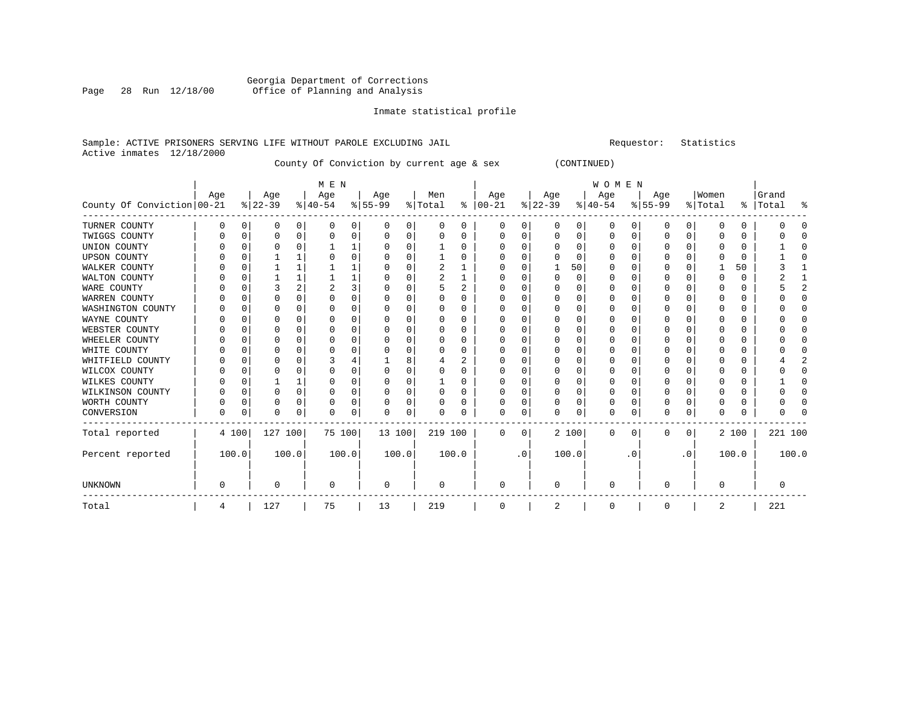Georgia Department of Corrections
Office of Planning and Analysis

Inmate statistical profile

Sample: ACTIVE PRISONERS SERVING LIFE WITHOUT PAROLE EXCLUDING JAIL    Requestor: Statistics
Active inmates 12/18/2000

County Of Conviction by current age & sex (CONTINUED)

| County Of Conviction | MEN Age 00-21 | % | Age 22-39 | % | Age 40-54 | % | Age 55-99 | % | Men Total | % | WOMEN Age 00-21 | % | Age 22-39 | % | Age 40-54 | % | Age 55-99 | % | Women Total | % | Grand Total | % |
|---|---|---|---|---|---|---|---|---|---|---|---|---|---|---|---|---|---|---|---|---|---|---|
| TURNER COUNTY | 0 | 0 | 0 | 0 | 0 | 0 | 0 | 0 | 0 | 0 | 0 | 0 | 0 | 0 | 0 | 0 | 0 | 0 | 0 | 0 | 0 | 0 |
| TWIGGS COUNTY | 0 | 0 | 0 | 0 | 0 | 0 | 0 | 0 | 0 | 0 | 0 | 0 | 0 | 0 | 0 | 0 | 0 | 0 | 0 | 0 | 0 | 0 |
| UNION COUNTY | 0 | 0 | 0 | 0 | 1 | 1 | 0 | 0 | 1 | 0 | 0 | 0 | 0 | 0 | 0 | 0 | 0 | 0 | 0 | 0 | 1 | 0 |
| UPSON COUNTY | 0 | 0 | 1 | 1 | 0 | 0 | 0 | 0 | 1 | 0 | 0 | 0 | 0 | 0 | 0 | 0 | 0 | 0 | 0 | 0 | 1 | 0 |
| WALKER COUNTY | 0 | 0 | 1 | 1 | 1 | 1 | 0 | 0 | 2 | 1 | 0 | 0 | 1 | 50 | 0 | 0 | 0 | 0 | 1 | 50 | 3 | 1 |
| WALTON COUNTY | 0 | 0 | 1 | 1 | 1 | 1 | 0 | 0 | 2 | 1 | 0 | 0 | 0 | 0 | 0 | 0 | 0 | 0 | 0 | 0 | 2 | 1 |
| WARE COUNTY | 0 | 0 | 3 | 2 | 2 | 3 | 0 | 0 | 5 | 2 | 0 | 0 | 0 | 0 | 0 | 0 | 0 | 0 | 0 | 0 | 5 | 2 |
| WARREN COUNTY | 0 | 0 | 0 | 0 | 0 | 0 | 0 | 0 | 0 | 0 | 0 | 0 | 0 | 0 | 0 | 0 | 0 | 0 | 0 | 0 | 0 | 0 |
| WASHINGTON COUNTY | 0 | 0 | 0 | 0 | 0 | 0 | 0 | 0 | 0 | 0 | 0 | 0 | 0 | 0 | 0 | 0 | 0 | 0 | 0 | 0 | 0 | 0 |
| WAYNE COUNTY | 0 | 0 | 0 | 0 | 0 | 0 | 0 | 0 | 0 | 0 | 0 | 0 | 0 | 0 | 0 | 0 | 0 | 0 | 0 | 0 | 0 | 0 |
| WEBSTER COUNTY | 0 | 0 | 0 | 0 | 0 | 0 | 0 | 0 | 0 | 0 | 0 | 0 | 0 | 0 | 0 | 0 | 0 | 0 | 0 | 0 | 0 | 0 |
| WHEELER COUNTY | 0 | 0 | 0 | 0 | 0 | 0 | 0 | 0 | 0 | 0 | 0 | 0 | 0 | 0 | 0 | 0 | 0 | 0 | 0 | 0 | 0 | 0 |
| WHITE COUNTY | 0 | 0 | 0 | 0 | 0 | 0 | 0 | 0 | 0 | 0 | 0 | 0 | 0 | 0 | 0 | 0 | 0 | 0 | 0 | 0 | 0 | 0 |
| WHITFIELD COUNTY | 0 | 0 | 0 | 0 | 3 | 4 | 1 | 8 | 4 | 2 | 0 | 0 | 0 | 0 | 0 | 0 | 0 | 0 | 0 | 0 | 4 | 2 |
| WILCOX COUNTY | 0 | 0 | 0 | 0 | 0 | 0 | 0 | 0 | 0 | 0 | 0 | 0 | 0 | 0 | 0 | 0 | 0 | 0 | 0 | 0 | 0 | 0 |
| WILKES COUNTY | 0 | 0 | 1 | 1 | 0 | 0 | 0 | 0 | 1 | 0 | 0 | 0 | 0 | 0 | 0 | 0 | 0 | 0 | 0 | 0 | 1 | 0 |
| WILKINSON COUNTY | 0 | 0 | 0 | 0 | 0 | 0 | 0 | 0 | 0 | 0 | 0 | 0 | 0 | 0 | 0 | 0 | 0 | 0 | 0 | 0 | 0 | 0 |
| WORTH COUNTY | 0 | 0 | 0 | 0 | 0 | 0 | 0 | 0 | 0 | 0 | 0 | 0 | 0 | 0 | 0 | 0 | 0 | 0 | 0 | 0 | 0 | 0 |
| CONVERSION | 0 | 0 | 0 | 0 | 0 | 0 | 0 | 0 | 0 | 0 | 0 | 0 | 0 | 0 | 0 | 0 | 0 | 0 | 0 | 0 | 0 | 0 |
| Total reported | 4 | 100 | 127 | 100 | 75 | 100 | 13 | 100 | 219 | 100 | 0 | 0 | 2 | 100 | 0 | 0 | 0 | 0 | 2 | 100 | 221 | 100 |
| Percent reported | 100.0 | | 100.0 | | 100.0 | | 100.0 | | 100.0 | | .0 | | 100.0 | | .0 | | .0 | | 100.0 | | 100.0 | |
| UNKNOWN | 0 | | 0 | | 0 | | 0 | | 0 | | 0 | | 0 | | 0 | | 0 | | 0 | | 0 | |
| Total | 4 | | 127 | | 75 | | 13 | | 219 | | 0 | | 2 | | 0 | | 0 | | 2 | | 221 | |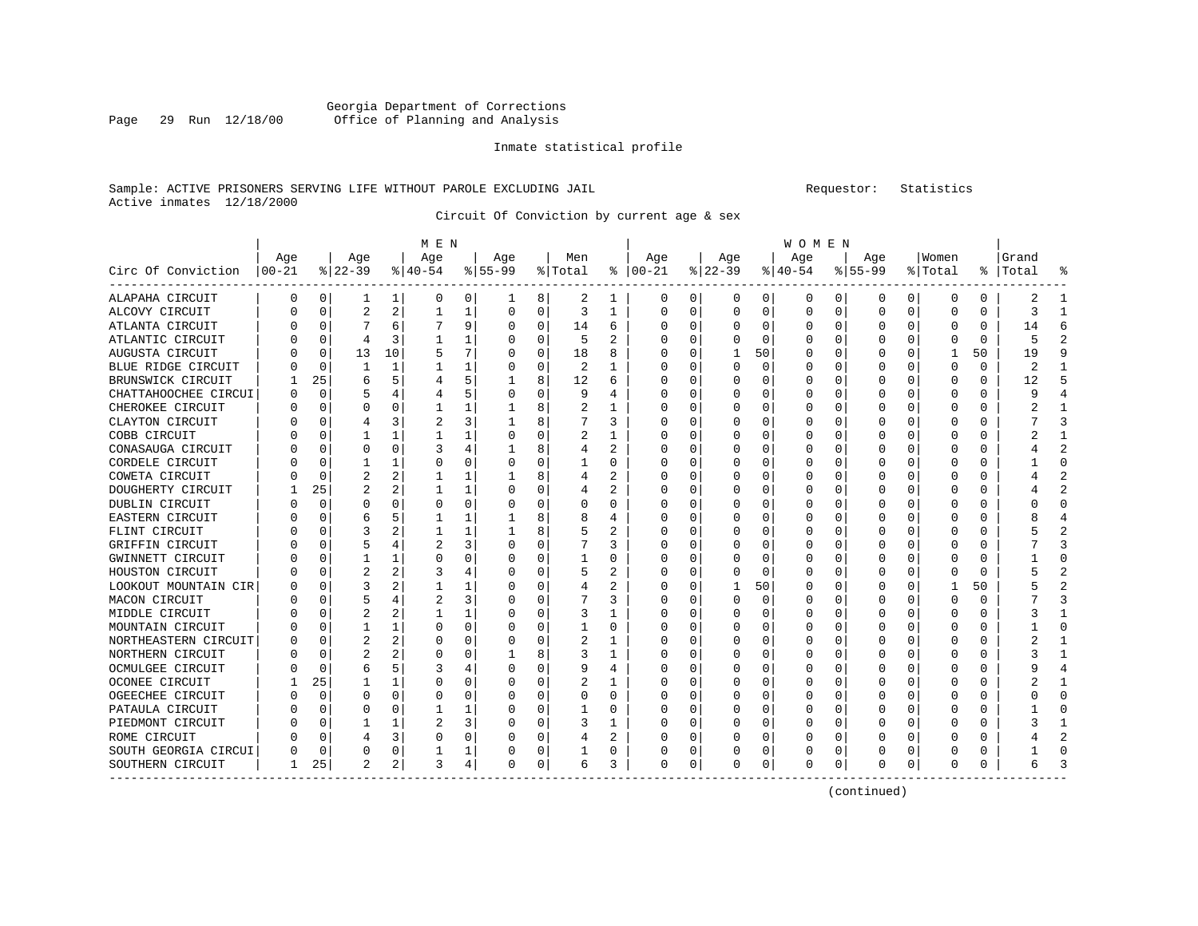Georgia Department of Corrections
Office of Planning and Analysis

Inmate statistical profile

Sample: ACTIVE PRISONERS SERVING LIFE WITHOUT PAROLE EXCLUDING JAIL     Requestor: Statistics
Active inmates 12/18/2000

Circuit Of Conviction by current age & sex

| Circ Of Conviction | MEN Age 00-21 | % | Age 22-39 | % | Age 40-54 | % | Age 55-99 | % | Men Total | % | WOMEN Age 00-21 | % | Age 22-39 | % | Age 40-54 | % | Age 55-99 | % | Women Total | % | Grand Total | % |
|---|---|---|---|---|---|---|---|---|---|---|---|---|---|---|---|---|---|---|---|---|---|---|
| ALAPAHA CIRCUIT | 0 | 0 | 1 | 1 | 0 | 0 | 1 | 8 | 2 | 1 | 0 | 0 | 0 | 0 | 0 | 0 | 0 | 0 | 0 | 0 | 2 | 1 |
| ALCOVY CIRCUIT | 0 | 0 | 2 | 2 | 1 | 1 | 0 | 0 | 3 | 1 | 0 | 0 | 0 | 0 | 0 | 0 | 0 | 0 | 0 | 0 | 3 | 1 |
| ATLANTA CIRCUIT | 0 | 0 | 7 | 6 | 7 | 9 | 0 | 0 | 14 | 6 | 0 | 0 | 0 | 0 | 0 | 0 | 0 | 0 | 0 | 0 | 14 | 6 |
| ATLANTIC CIRCUIT | 0 | 0 | 4 | 3 | 1 | 1 | 0 | 0 | 5 | 2 | 0 | 0 | 0 | 0 | 0 | 0 | 0 | 0 | 0 | 0 | 5 | 2 |
| AUGUSTA CIRCUIT | 0 | 0 | 13 | 10 | 5 | 7 | 0 | 0 | 18 | 8 | 0 | 0 | 1 | 50 | 0 | 0 | 0 | 0 | 1 | 50 | 19 | 9 |
| BLUE RIDGE CIRCUIT | 0 | 0 | 1 | 1 | 1 | 1 | 0 | 0 | 2 | 1 | 0 | 0 | 0 | 0 | 0 | 0 | 0 | 0 | 0 | 0 | 2 | 1 |
| BRUNSWICK CIRCUIT | 1 | 25 | 6 | 5 | 4 | 5 | 1 | 8 | 12 | 6 | 0 | 0 | 0 | 0 | 0 | 0 | 0 | 0 | 0 | 0 | 12 | 5 |
| CHATTAHOOCHEE CIRCUI | 0 | 0 | 5 | 4 | 4 | 5 | 0 | 0 | 9 | 4 | 0 | 0 | 0 | 0 | 0 | 0 | 0 | 0 | 0 | 0 | 9 | 4 |
| CHEROKEE CIRCUIT | 0 | 0 | 0 | 0 | 1 | 1 | 1 | 8 | 2 | 1 | 0 | 0 | 0 | 0 | 0 | 0 | 0 | 0 | 0 | 0 | 2 | 1 |
| CLAYTON CIRCUIT | 0 | 0 | 4 | 3 | 2 | 3 | 1 | 8 | 7 | 3 | 0 | 0 | 0 | 0 | 0 | 0 | 0 | 0 | 0 | 0 | 7 | 3 |
| COBB CIRCUIT | 0 | 0 | 1 | 1 | 1 | 1 | 0 | 0 | 2 | 1 | 0 | 0 | 0 | 0 | 0 | 0 | 0 | 0 | 0 | 0 | 2 | 1 |
| CONASAUGA CIRCUIT | 0 | 0 | 0 | 0 | 3 | 4 | 1 | 8 | 4 | 2 | 0 | 0 | 0 | 0 | 0 | 0 | 0 | 0 | 0 | 0 | 4 | 2 |
| CORDELE CIRCUIT | 0 | 0 | 1 | 1 | 0 | 0 | 0 | 0 | 1 | 0 | 0 | 0 | 0 | 0 | 0 | 0 | 0 | 0 | 0 | 0 | 1 | 0 |
| COWETA CIRCUIT | 0 | 0 | 2 | 2 | 1 | 1 | 1 | 8 | 4 | 2 | 0 | 0 | 0 | 0 | 0 | 0 | 0 | 0 | 0 | 0 | 4 | 2 |
| DOUGHERTY CIRCUIT | 1 | 25 | 2 | 2 | 1 | 1 | 0 | 0 | 4 | 2 | 0 | 0 | 0 | 0 | 0 | 0 | 0 | 0 | 0 | 0 | 4 | 2 |
| DUBLIN CIRCUIT | 0 | 0 | 0 | 0 | 0 | 0 | 0 | 0 | 0 | 0 | 0 | 0 | 0 | 0 | 0 | 0 | 0 | 0 | 0 | 0 | 0 | 0 |
| EASTERN CIRCUIT | 0 | 0 | 6 | 5 | 1 | 1 | 1 | 8 | 8 | 4 | 0 | 0 | 0 | 0 | 0 | 0 | 0 | 0 | 0 | 0 | 8 | 4 |
| FLINT CIRCUIT | 0 | 0 | 3 | 2 | 1 | 1 | 1 | 8 | 5 | 2 | 0 | 0 | 0 | 0 | 0 | 0 | 0 | 0 | 0 | 0 | 5 | 2 |
| GRIFFIN CIRCUIT | 0 | 0 | 5 | 4 | 2 | 3 | 0 | 0 | 7 | 3 | 0 | 0 | 0 | 0 | 0 | 0 | 0 | 0 | 0 | 0 | 7 | 3 |
| GWINNETT CIRCUIT | 0 | 0 | 1 | 1 | 0 | 0 | 0 | 0 | 1 | 0 | 0 | 0 | 0 | 0 | 0 | 0 | 0 | 0 | 0 | 0 | 1 | 0 |
| HOUSTON CIRCUIT | 0 | 0 | 2 | 2 | 3 | 4 | 0 | 0 | 5 | 2 | 0 | 0 | 0 | 0 | 0 | 0 | 0 | 0 | 0 | 0 | 5 | 2 |
| LOOKOUT MOUNTAIN CIR | 0 | 0 | 3 | 2 | 1 | 1 | 0 | 0 | 4 | 2 | 0 | 0 | 1 | 50 | 0 | 0 | 0 | 0 | 1 | 50 | 5 | 2 |
| MACON CIRCUIT | 0 | 0 | 5 | 4 | 2 | 3 | 0 | 0 | 7 | 3 | 0 | 0 | 0 | 0 | 0 | 0 | 0 | 0 | 0 | 0 | 7 | 3 |
| MIDDLE CIRCUIT | 0 | 0 | 2 | 2 | 1 | 1 | 0 | 0 | 3 | 1 | 0 | 0 | 0 | 0 | 0 | 0 | 0 | 0 | 0 | 0 | 3 | 1 |
| MOUNTAIN CIRCUIT | 0 | 0 | 1 | 1 | 0 | 0 | 0 | 0 | 1 | 0 | 0 | 0 | 0 | 0 | 0 | 0 | 0 | 0 | 0 | 0 | 1 | 0 |
| NORTHEASTERN CIRCUIT | 0 | 0 | 2 | 2 | 0 | 0 | 0 | 0 | 2 | 1 | 0 | 0 | 0 | 0 | 0 | 0 | 0 | 0 | 0 | 0 | 2 | 1 |
| NORTHERN CIRCUIT | 0 | 0 | 2 | 2 | 0 | 0 | 1 | 8 | 3 | 1 | 0 | 0 | 0 | 0 | 0 | 0 | 0 | 0 | 0 | 0 | 3 | 1 |
| OCMULGEE CIRCUIT | 0 | 0 | 6 | 5 | 3 | 4 | 0 | 0 | 9 | 4 | 0 | 0 | 0 | 0 | 0 | 0 | 0 | 0 | 0 | 0 | 9 | 4 |
| OCONEE CIRCUIT | 1 | 25 | 1 | 1 | 0 | 0 | 0 | 0 | 2 | 1 | 0 | 0 | 0 | 0 | 0 | 0 | 0 | 0 | 0 | 0 | 2 | 1 |
| OGEECHEE CIRCUIT | 0 | 0 | 0 | 0 | 0 | 0 | 0 | 0 | 0 | 0 | 0 | 0 | 0 | 0 | 0 | 0 | 0 | 0 | 0 | 0 | 0 | 0 |
| PATAULA CIRCUIT | 0 | 0 | 0 | 0 | 1 | 1 | 0 | 0 | 1 | 0 | 0 | 0 | 0 | 0 | 0 | 0 | 0 | 0 | 0 | 0 | 1 | 0 |
| PIEDMONT CIRCUIT | 0 | 0 | 1 | 1 | 2 | 3 | 0 | 0 | 3 | 1 | 0 | 0 | 0 | 0 | 0 | 0 | 0 | 0 | 0 | 0 | 3 | 1 |
| ROME CIRCUIT | 0 | 0 | 4 | 3 | 0 | 0 | 0 | 0 | 4 | 2 | 0 | 0 | 0 | 0 | 0 | 0 | 0 | 0 | 0 | 0 | 4 | 2 |
| SOUTH GEORGIA CIRCUI | 0 | 0 | 0 | 0 | 1 | 1 | 0 | 0 | 1 | 0 | 0 | 0 | 0 | 0 | 0 | 0 | 0 | 0 | 0 | 0 | 1 | 0 |
| SOUTHERN CIRCUIT | 1 | 25 | 2 | 2 | 3 | 4 | 0 | 0 | 6 | 3 | 0 | 0 | 0 | 0 | 0 | 0 | 0 | 0 | 0 | 0 | 6 | 3 |

(continued)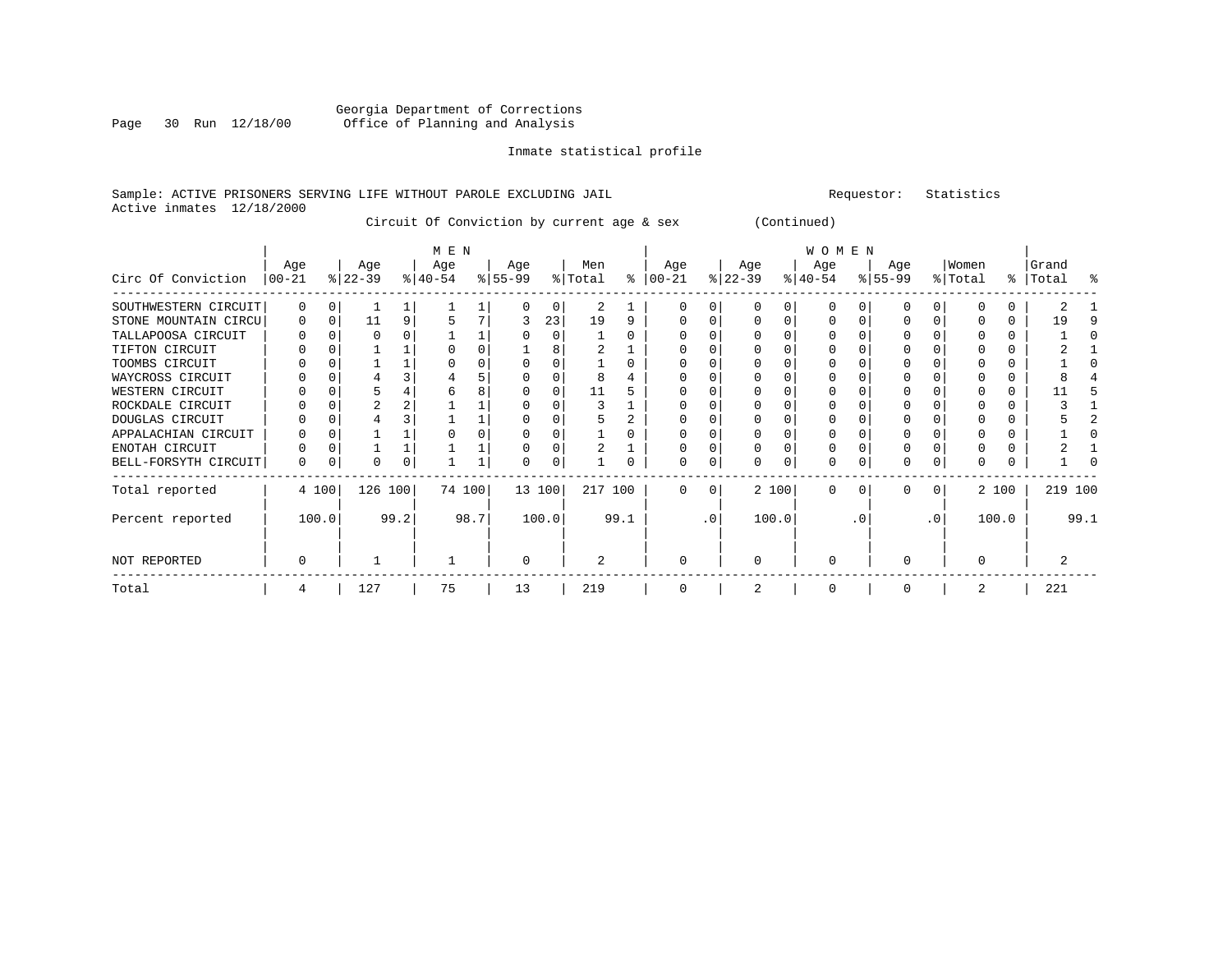Georgia Department of Corrections
Office of Planning and Analysis

Inmate statistical profile

Sample: ACTIVE PRISONERS SERVING LIFE WITHOUT PAROLE EXCLUDING JAIL

Requestor: Statistics

Active inmates 12/18/2000

Circuit Of Conviction by current age & sex (Continued)

| Circ Of Conviction | MEN Age 00-21 | % | Age 22-39 | % | Age 40-54 | % | Age 55-99 | % | Men Total | % | WOMEN Age 00-21 | % | Age 22-39 | % | Age 40-54 | % | Age 55-99 | % | Women Total | % | Grand Total | % |
|---|---|---|---|---|---|---|---|---|---|---|---|---|---|---|---|---|---|---|---|---|---|---|
| SOUTHWESTERN CIRCUIT | 0 | 0 | 1 | 1 | 1 | 1 | 0 | 0 | 2 | 1 | 0 | 0 | 0 | 0 | 0 | 0 | 0 | 0 | 0 | 0 | 2 | 1 |
| STONE MOUNTAIN CIRCU | 0 | 0 | 11 | 9 | 5 | 7 | 3 | 23 | 19 | 9 | 0 | 0 | 0 | 0 | 0 | 0 | 0 | 0 | 0 | 0 | 19 | 9 |
| TALLAPOOSA CIRCUIT | 0 | 0 | 0 | 0 | 1 | 1 | 0 | 0 | 1 | 0 | 0 | 0 | 0 | 0 | 0 | 0 | 0 | 0 | 0 | 0 | 1 | 0 |
| TIFTON CIRCUIT | 0 | 0 | 1 | 1 | 0 | 0 | 1 | 8 | 2 | 1 | 0 | 0 | 0 | 0 | 0 | 0 | 0 | 0 | 0 | 0 | 2 | 1 |
| TOOMBS CIRCUIT | 0 | 0 | 1 | 1 | 0 | 0 | 0 | 0 | 1 | 0 | 0 | 0 | 0 | 0 | 0 | 0 | 0 | 0 | 0 | 0 | 1 | 0 |
| WAYCROSS CIRCUIT | 0 | 0 | 4 | 3 | 4 | 5 | 0 | 0 | 8 | 4 | 0 | 0 | 0 | 0 | 0 | 0 | 0 | 0 | 0 | 0 | 8 | 4 |
| WESTERN CIRCUIT | 0 | 0 | 5 | 4 | 6 | 8 | 0 | 0 | 11 | 5 | 0 | 0 | 0 | 0 | 0 | 0 | 0 | 0 | 0 | 0 | 11 | 5 |
| ROCKDALE CIRCUIT | 0 | 0 | 2 | 2 | 1 | 1 | 0 | 0 | 3 | 1 | 0 | 0 | 0 | 0 | 0 | 0 | 0 | 0 | 0 | 0 | 3 | 1 |
| DOUGLAS CIRCUIT | 0 | 0 | 4 | 3 | 1 | 1 | 0 | 0 | 5 | 2 | 0 | 0 | 0 | 0 | 0 | 0 | 0 | 0 | 0 | 0 | 5 | 2 |
| APPALACHIAN CIRCUIT | 0 | 0 | 1 | 1 | 0 | 0 | 0 | 0 | 1 | 0 | 0 | 0 | 0 | 0 | 0 | 0 | 0 | 0 | 0 | 0 | 1 | 0 |
| ENOTAH CIRCUIT | 0 | 0 | 1 | 1 | 1 | 1 | 0 | 0 | 2 | 1 | 0 | 0 | 0 | 0 | 0 | 0 | 0 | 0 | 0 | 0 | 2 | 1 |
| BELL-FORSYTH CIRCUIT | 0 | 0 | 0 | 0 | 1 | 1 | 0 | 0 | 1 | 0 | 0 | 0 | 0 | 0 | 0 | 0 | 0 | 0 | 0 | 0 | 1 | 0 |
| Total reported | 4 | 100 | 126 | 100 | 74 | 100 | 13 | 100 | 217 | 100 | 0 | 0 | 2 | 100 | 0 | 0 | 0 | 0 | 2 | 100 | 219 | 100 |
| Percent reported | | 100.0 | | 99.2 | | 98.7 | | 100.0 | | 99.1 | | .0 | | 100.0 | | .0 | | .0 | | 100.0 | | 99.1 |
| NOT REPORTED | 0 | | 1 | | 1 | | 0 | | 2 | | 0 | | 0 | | 0 | | 0 | | 0 | | 2 | |
| Total | 4 | | 127 | | 75 | | 13 | | 219 | | 0 | | 2 | | 0 | | 0 | | 2 | | 221 | |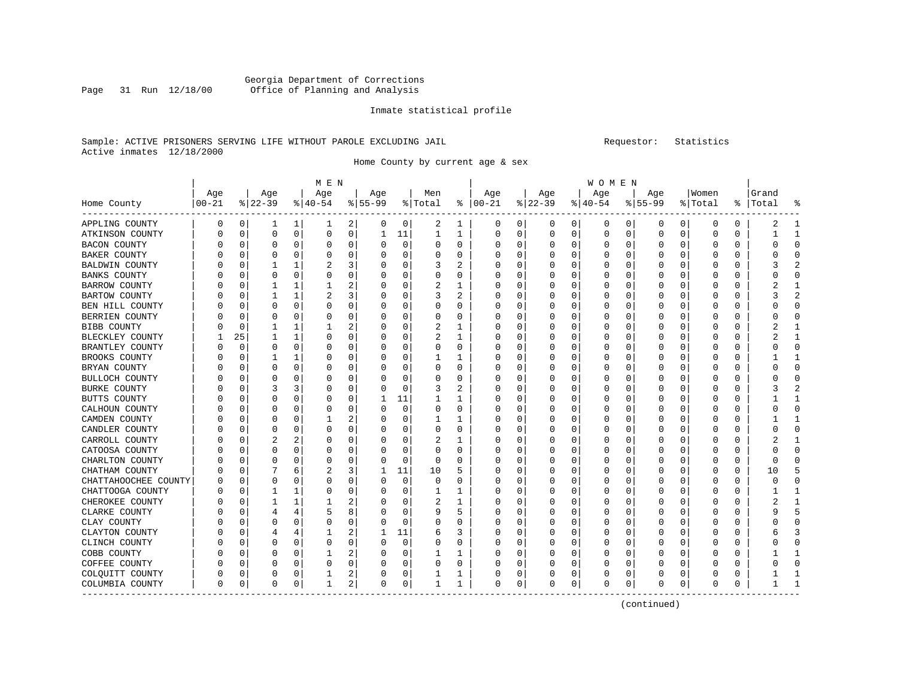Georgia Department of Corrections
Office of Planning and Analysis

Inmate statistical profile

Sample: ACTIVE PRISONERS SERVING LIFE WITHOUT PAROLE EXCLUDING JAIL  Requestor: Statistics
Active inmates 12/18/2000

Home County by current age & sex

| Home County | MEN Age 00-21 | % | Age 22-39 | % | Age 40-54 | % | Age 55-99 | % | Men Total | % | WOMEN Age 00-21 | % | Age 22-39 | % | Age 40-54 | % | Age 55-99 | % | Women Total | % | Grand Total | % |
|---|---|---|---|---|---|---|---|---|---|---|---|---|---|---|---|---|---|---|---|---|---|---|
| APPLING COUNTY | 0 | 0 | 1 | 1 | 1 | 2 | 0 | 0 | 2 | 1 | 0 | 0 | 0 | 0 | 0 | 0 | 0 | 0 | 0 | 0 | 2 | 1 |
| ATKINSON COUNTY | 0 | 0 | 0 | 0 | 0 | 0 | 1 | 11 | 1 | 1 | 0 | 0 | 0 | 0 | 0 | 0 | 0 | 0 | 0 | 0 | 1 | 1 |
| BACON COUNTY | 0 | 0 | 0 | 0 | 0 | 0 | 0 | 0 | 0 | 0 | 0 | 0 | 0 | 0 | 0 | 0 | 0 | 0 | 0 | 0 | 0 | 0 |
| BAKER COUNTY | 0 | 0 | 0 | 0 | 0 | 0 | 0 | 0 | 0 | 0 | 0 | 0 | 0 | 0 | 0 | 0 | 0 | 0 | 0 | 0 | 0 | 0 |
| BALDWIN COUNTY | 0 | 0 | 1 | 1 | 2 | 3 | 0 | 0 | 3 | 2 | 0 | 0 | 0 | 0 | 0 | 0 | 0 | 0 | 0 | 0 | 3 | 2 |
| BANKS COUNTY | 0 | 0 | 0 | 0 | 0 | 0 | 0 | 0 | 0 | 0 | 0 | 0 | 0 | 0 | 0 | 0 | 0 | 0 | 0 | 0 | 0 | 0 |
| BARROW COUNTY | 0 | 0 | 1 | 1 | 1 | 2 | 0 | 0 | 2 | 1 | 0 | 0 | 0 | 0 | 0 | 0 | 0 | 0 | 0 | 0 | 2 | 1 |
| BARTOW COUNTY | 0 | 0 | 1 | 1 | 2 | 3 | 0 | 0 | 3 | 2 | 0 | 0 | 0 | 0 | 0 | 0 | 0 | 0 | 0 | 0 | 3 | 2 |
| BEN HILL COUNTY | 0 | 0 | 0 | 0 | 0 | 0 | 0 | 0 | 0 | 0 | 0 | 0 | 0 | 0 | 0 | 0 | 0 | 0 | 0 | 0 | 0 | 0 |
| BERRIEN COUNTY | 0 | 0 | 0 | 0 | 0 | 0 | 0 | 0 | 0 | 0 | 0 | 0 | 0 | 0 | 0 | 0 | 0 | 0 | 0 | 0 | 0 | 0 |
| BIBB COUNTY | 0 | 0 | 1 | 1 | 1 | 2 | 0 | 0 | 2 | 1 | 0 | 0 | 0 | 0 | 0 | 0 | 0 | 0 | 0 | 0 | 2 | 1 |
| BLECKLEY COUNTY | 1 | 25 | 1 | 1 | 0 | 0 | 0 | 0 | 2 | 1 | 0 | 0 | 0 | 0 | 0 | 0 | 0 | 0 | 0 | 0 | 2 | 1 |
| BRANTLEY COUNTY | 0 | 0 | 0 | 0 | 0 | 0 | 0 | 0 | 0 | 0 | 0 | 0 | 0 | 0 | 0 | 0 | 0 | 0 | 0 | 0 | 0 | 0 |
| BROOKS COUNTY | 0 | 0 | 1 | 1 | 0 | 0 | 0 | 0 | 1 | 1 | 0 | 0 | 0 | 0 | 0 | 0 | 0 | 0 | 0 | 0 | 1 | 1 |
| BRYAN COUNTY | 0 | 0 | 0 | 0 | 0 | 0 | 0 | 0 | 0 | 0 | 0 | 0 | 0 | 0 | 0 | 0 | 0 | 0 | 0 | 0 | 0 | 0 |
| BULLOCH COUNTY | 0 | 0 | 0 | 0 | 0 | 0 | 0 | 0 | 0 | 0 | 0 | 0 | 0 | 0 | 0 | 0 | 0 | 0 | 0 | 0 | 0 | 0 |
| BURKE COUNTY | 0 | 0 | 3 | 3 | 0 | 0 | 0 | 0 | 3 | 2 | 0 | 0 | 0 | 0 | 0 | 0 | 0 | 0 | 0 | 0 | 3 | 2 |
| BUTTS COUNTY | 0 | 0 | 0 | 0 | 0 | 0 | 1 | 11 | 1 | 1 | 0 | 0 | 0 | 0 | 0 | 0 | 0 | 0 | 0 | 0 | 1 | 1 |
| CALHOUN COUNTY | 0 | 0 | 0 | 0 | 0 | 0 | 0 | 0 | 0 | 0 | 0 | 0 | 0 | 0 | 0 | 0 | 0 | 0 | 0 | 0 | 0 | 0 |
| CAMDEN COUNTY | 0 | 0 | 0 | 0 | 1 | 2 | 0 | 0 | 1 | 1 | 0 | 0 | 0 | 0 | 0 | 0 | 0 | 0 | 0 | 0 | 1 | 1 |
| CANDLER COUNTY | 0 | 0 | 0 | 0 | 0 | 0 | 0 | 0 | 0 | 0 | 0 | 0 | 0 | 0 | 0 | 0 | 0 | 0 | 0 | 0 | 0 | 0 |
| CARROLL COUNTY | 0 | 0 | 2 | 2 | 0 | 0 | 0 | 0 | 2 | 1 | 0 | 0 | 0 | 0 | 0 | 0 | 0 | 0 | 0 | 0 | 2 | 1 |
| CATOOSA COUNTY | 0 | 0 | 0 | 0 | 0 | 0 | 0 | 0 | 0 | 0 | 0 | 0 | 0 | 0 | 0 | 0 | 0 | 0 | 0 | 0 | 0 | 0 |
| CHARLTON COUNTY | 0 | 0 | 0 | 0 | 0 | 0 | 0 | 0 | 0 | 0 | 0 | 0 | 0 | 0 | 0 | 0 | 0 | 0 | 0 | 0 | 0 | 0 |
| CHATHAM COUNTY | 0 | 0 | 7 | 6 | 2 | 3 | 1 | 11 | 10 | 5 | 0 | 0 | 0 | 0 | 0 | 0 | 0 | 0 | 0 | 0 | 10 | 5 |
| CHATTAHOOCHEE COUNTY | 0 | 0 | 0 | 0 | 0 | 0 | 0 | 0 | 0 | 0 | 0 | 0 | 0 | 0 | 0 | 0 | 0 | 0 | 0 | 0 | 0 | 0 |
| CHATTOOGA COUNTY | 0 | 0 | 1 | 1 | 0 | 0 | 0 | 0 | 1 | 1 | 0 | 0 | 0 | 0 | 0 | 0 | 0 | 0 | 0 | 0 | 1 | 1 |
| CHEROKEE COUNTY | 0 | 0 | 1 | 1 | 1 | 2 | 0 | 0 | 2 | 1 | 0 | 0 | 0 | 0 | 0 | 0 | 0 | 0 | 0 | 0 | 2 | 1 |
| CLARKE COUNTY | 0 | 0 | 4 | 4 | 5 | 8 | 0 | 0 | 9 | 5 | 0 | 0 | 0 | 0 | 0 | 0 | 0 | 0 | 0 | 0 | 9 | 5 |
| CLAY COUNTY | 0 | 0 | 0 | 0 | 0 | 0 | 0 | 0 | 0 | 0 | 0 | 0 | 0 | 0 | 0 | 0 | 0 | 0 | 0 | 0 | 0 | 0 |
| CLAYTON COUNTY | 0 | 0 | 4 | 4 | 1 | 2 | 1 | 11 | 6 | 3 | 0 | 0 | 0 | 0 | 0 | 0 | 0 | 0 | 0 | 0 | 6 | 3 |
| CLINCH COUNTY | 0 | 0 | 0 | 0 | 0 | 0 | 0 | 0 | 0 | 0 | 0 | 0 | 0 | 0 | 0 | 0 | 0 | 0 | 0 | 0 | 0 | 0 |
| COBB COUNTY | 0 | 0 | 0 | 0 | 1 | 2 | 0 | 0 | 1 | 1 | 0 | 0 | 0 | 0 | 0 | 0 | 0 | 0 | 0 | 0 | 1 | 1 |
| COFFEE COUNTY | 0 | 0 | 0 | 0 | 0 | 0 | 0 | 0 | 0 | 0 | 0 | 0 | 0 | 0 | 0 | 0 | 0 | 0 | 0 | 0 | 0 | 0 |
| COLQUITT COUNTY | 0 | 0 | 0 | 0 | 1 | 2 | 0 | 0 | 1 | 1 | 0 | 0 | 0 | 0 | 0 | 0 | 0 | 0 | 0 | 0 | 1 | 1 |
| COLUMBIA COUNTY | 0 | 0 | 0 | 0 | 1 | 2 | 0 | 0 | 1 | 1 | 0 | 0 | 0 | 0 | 0 | 0 | 0 | 0 | 0 | 0 | 1 | 1 |

(continued)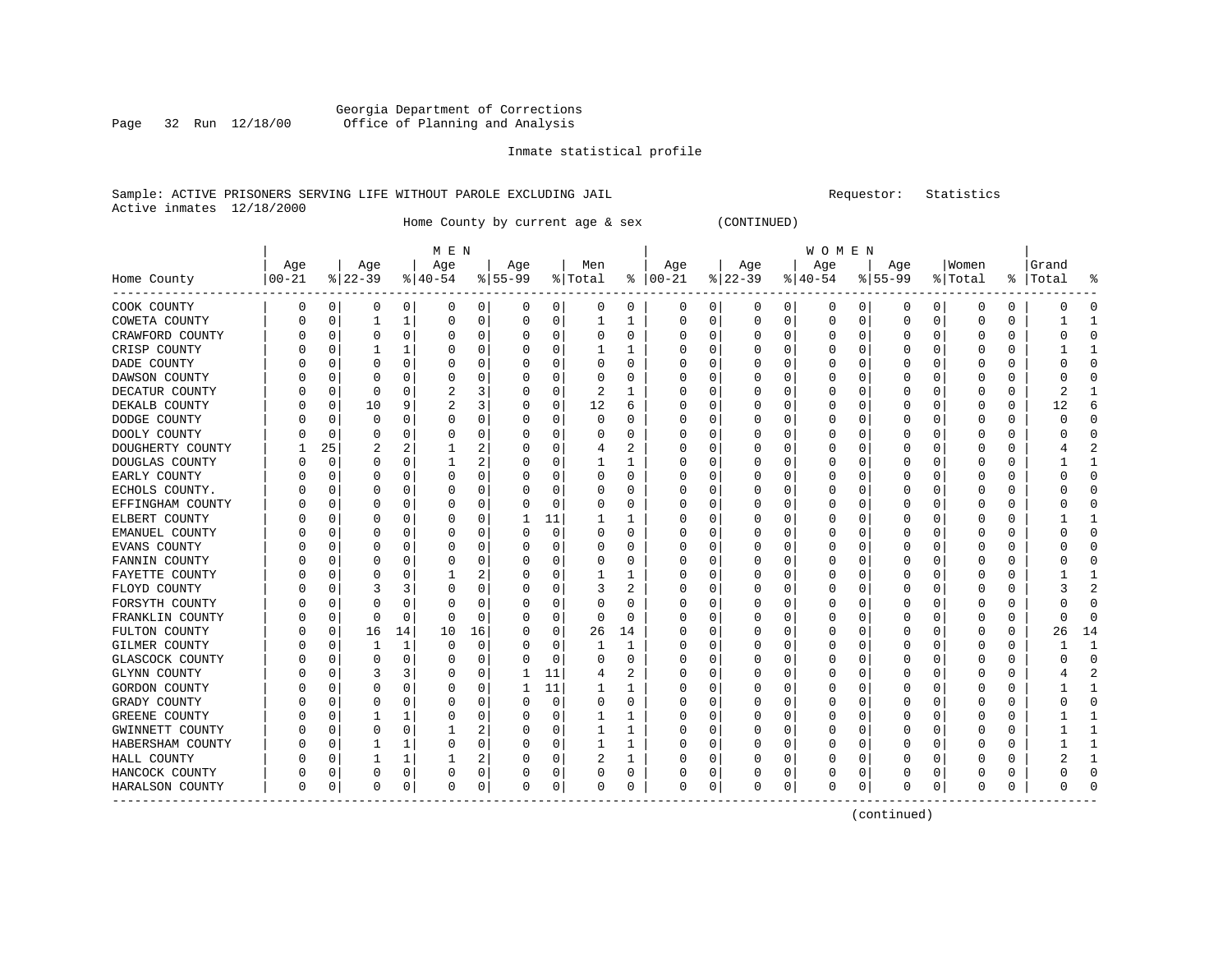Georgia Department of Corrections
Office of Planning and Analysis

Inmate statistical profile

Sample: ACTIVE PRISONERS SERVING LIFE WITHOUT PAROLE EXCLUDING JAIL    Requestor: Statistics
Active inmates 12/18/2000

Home County by current age & sex (CONTINUED)

| Home County | MEN Age 00-21 | % | Age 22-39 | % | Age 40-54 | % | Age 55-99 | % | Men Total | % | WOMEN Age 00-21 | % | Age 22-39 | % | Age 40-54 | % | Age 55-99 | % | Women Total | % | Grand Total | % |
|---|---|---|---|---|---|---|---|---|---|---|---|---|---|---|---|---|---|---|---|---|---|---|
| COOK COUNTY | 0 | 0 | 0 | 0 | 0 | 0 | 0 | 0 | 0 | 0 | 0 | 0 | 0 | 0 | 0 | 0 | 0 | 0 | 0 | 0 | 0 | 0 |
| COWETA COUNTY | 0 | 0 | 1 | 1 | 0 | 0 | 0 | 0 | 1 | 1 | 0 | 0 | 0 | 0 | 0 | 0 | 0 | 0 | 0 | 0 | 1 | 1 |
| CRAWFORD COUNTY | 0 | 0 | 0 | 0 | 0 | 0 | 0 | 0 | 0 | 0 | 0 | 0 | 0 | 0 | 0 | 0 | 0 | 0 | 0 | 0 | 0 | 0 |
| CRISP COUNTY | 0 | 0 | 1 | 1 | 0 | 0 | 0 | 0 | 1 | 1 | 0 | 0 | 0 | 0 | 0 | 0 | 0 | 0 | 0 | 0 | 1 | 1 |
| DADE COUNTY | 0 | 0 | 0 | 0 | 0 | 0 | 0 | 0 | 0 | 0 | 0 | 0 | 0 | 0 | 0 | 0 | 0 | 0 | 0 | 0 | 0 | 0 |
| DAWSON COUNTY | 0 | 0 | 0 | 0 | 0 | 0 | 0 | 0 | 0 | 0 | 0 | 0 | 0 | 0 | 0 | 0 | 0 | 0 | 0 | 0 | 0 | 0 |
| DECATUR COUNTY | 0 | 0 | 0 | 0 | 2 | 3 | 0 | 0 | 2 | 1 | 0 | 0 | 0 | 0 | 0 | 0 | 0 | 0 | 0 | 0 | 2 | 1 |
| DEKALB COUNTY | 0 | 0 | 10 | 9 | 2 | 3 | 0 | 0 | 12 | 6 | 0 | 0 | 0 | 0 | 0 | 0 | 0 | 0 | 0 | 0 | 12 | 6 |
| DODGE COUNTY | 0 | 0 | 0 | 0 | 0 | 0 | 0 | 0 | 0 | 0 | 0 | 0 | 0 | 0 | 0 | 0 | 0 | 0 | 0 | 0 | 0 | 0 |
| DOOLY COUNTY | 0 | 0 | 0 | 0 | 0 | 0 | 0 | 0 | 0 | 0 | 0 | 0 | 0 | 0 | 0 | 0 | 0 | 0 | 0 | 0 | 0 | 0 |
| DOUGHERTY COUNTY | 1 | 25 | 2 | 2 | 1 | 2 | 0 | 0 | 4 | 2 | 0 | 0 | 0 | 0 | 0 | 0 | 0 | 0 | 0 | 0 | 4 | 2 |
| DOUGLAS COUNTY | 0 | 0 | 0 | 0 | 1 | 2 | 0 | 0 | 1 | 1 | 0 | 0 | 0 | 0 | 0 | 0 | 0 | 0 | 0 | 0 | 1 | 1 |
| EARLY COUNTY | 0 | 0 | 0 | 0 | 0 | 0 | 0 | 0 | 0 | 0 | 0 | 0 | 0 | 0 | 0 | 0 | 0 | 0 | 0 | 0 | 0 | 0 |
| ECHOLS COUNTY. | 0 | 0 | 0 | 0 | 0 | 0 | 0 | 0 | 0 | 0 | 0 | 0 | 0 | 0 | 0 | 0 | 0 | 0 | 0 | 0 | 0 | 0 |
| EFFINGHAM COUNTY | 0 | 0 | 0 | 0 | 0 | 0 | 0 | 0 | 0 | 0 | 0 | 0 | 0 | 0 | 0 | 0 | 0 | 0 | 0 | 0 | 0 | 0 |
| ELBERT COUNTY | 0 | 0 | 0 | 0 | 0 | 0 | 1 | 11 | 1 | 1 | 0 | 0 | 0 | 0 | 0 | 0 | 0 | 0 | 0 | 0 | 1 | 1 |
| EMANUEL COUNTY | 0 | 0 | 0 | 0 | 0 | 0 | 0 | 0 | 0 | 0 | 0 | 0 | 0 | 0 | 0 | 0 | 0 | 0 | 0 | 0 | 0 | 0 |
| EVANS COUNTY | 0 | 0 | 0 | 0 | 0 | 0 | 0 | 0 | 0 | 0 | 0 | 0 | 0 | 0 | 0 | 0 | 0 | 0 | 0 | 0 | 0 | 0 |
| FANNIN COUNTY | 0 | 0 | 0 | 0 | 0 | 0 | 0 | 0 | 0 | 0 | 0 | 0 | 0 | 0 | 0 | 0 | 0 | 0 | 0 | 0 | 0 | 0 |
| FAYETTE COUNTY | 0 | 0 | 0 | 0 | 1 | 2 | 0 | 0 | 1 | 1 | 0 | 0 | 0 | 0 | 0 | 0 | 0 | 0 | 0 | 0 | 1 | 1 |
| FLOYD COUNTY | 0 | 0 | 3 | 3 | 0 | 0 | 0 | 0 | 3 | 2 | 0 | 0 | 0 | 0 | 0 | 0 | 0 | 0 | 0 | 0 | 3 | 2 |
| FORSYTH COUNTY | 0 | 0 | 0 | 0 | 0 | 0 | 0 | 0 | 0 | 0 | 0 | 0 | 0 | 0 | 0 | 0 | 0 | 0 | 0 | 0 | 0 | 0 |
| FRANKLIN COUNTY | 0 | 0 | 0 | 0 | 0 | 0 | 0 | 0 | 0 | 0 | 0 | 0 | 0 | 0 | 0 | 0 | 0 | 0 | 0 | 0 | 0 | 0 |
| FULTON COUNTY | 0 | 0 | 16 | 14 | 10 | 16 | 0 | 0 | 26 | 14 | 0 | 0 | 0 | 0 | 0 | 0 | 0 | 0 | 0 | 0 | 26 | 14 |
| GILMER COUNTY | 0 | 0 | 1 | 1 | 0 | 0 | 0 | 0 | 1 | 1 | 0 | 0 | 0 | 0 | 0 | 0 | 0 | 0 | 0 | 0 | 1 | 1 |
| GLASCOCK COUNTY | 0 | 0 | 0 | 0 | 0 | 0 | 0 | 0 | 0 | 0 | 0 | 0 | 0 | 0 | 0 | 0 | 0 | 0 | 0 | 0 | 0 | 0 |
| GLYNN COUNTY | 0 | 0 | 3 | 3 | 0 | 0 | 1 | 11 | 4 | 2 | 0 | 0 | 0 | 0 | 0 | 0 | 0 | 0 | 0 | 0 | 4 | 2 |
| GORDON COUNTY | 0 | 0 | 0 | 0 | 0 | 0 | 1 | 11 | 1 | 1 | 0 | 0 | 0 | 0 | 0 | 0 | 0 | 0 | 0 | 0 | 1 | 1 |
| GRADY COUNTY | 0 | 0 | 0 | 0 | 0 | 0 | 0 | 0 | 0 | 0 | 0 | 0 | 0 | 0 | 0 | 0 | 0 | 0 | 0 | 0 | 0 | 0 |
| GREENE COUNTY | 0 | 0 | 1 | 1 | 0 | 0 | 0 | 0 | 1 | 1 | 0 | 0 | 0 | 0 | 0 | 0 | 0 | 0 | 0 | 0 | 1 | 1 |
| GWINNETT COUNTY | 0 | 0 | 0 | 0 | 1 | 2 | 0 | 0 | 1 | 1 | 0 | 0 | 0 | 0 | 0 | 0 | 0 | 0 | 0 | 0 | 1 | 1 |
| HABERSHAM COUNTY | 0 | 0 | 1 | 1 | 0 | 0 | 0 | 0 | 1 | 1 | 0 | 0 | 0 | 0 | 0 | 0 | 0 | 0 | 0 | 0 | 1 | 1 |
| HALL COUNTY | 0 | 0 | 1 | 1 | 1 | 2 | 0 | 0 | 2 | 1 | 0 | 0 | 0 | 0 | 0 | 0 | 0 | 0 | 0 | 0 | 2 | 1 |
| HANCOCK COUNTY | 0 | 0 | 0 | 0 | 0 | 0 | 0 | 0 | 0 | 0 | 0 | 0 | 0 | 0 | 0 | 0 | 0 | 0 | 0 | 0 | 0 | 0 |
| HARALSON COUNTY | 0 | 0 | 0 | 0 | 0 | 0 | 0 | 0 | 0 | 0 | 0 | 0 | 0 | 0 | 0 | 0 | 0 | 0 | 0 | 0 | 0 | 0 |

(continued)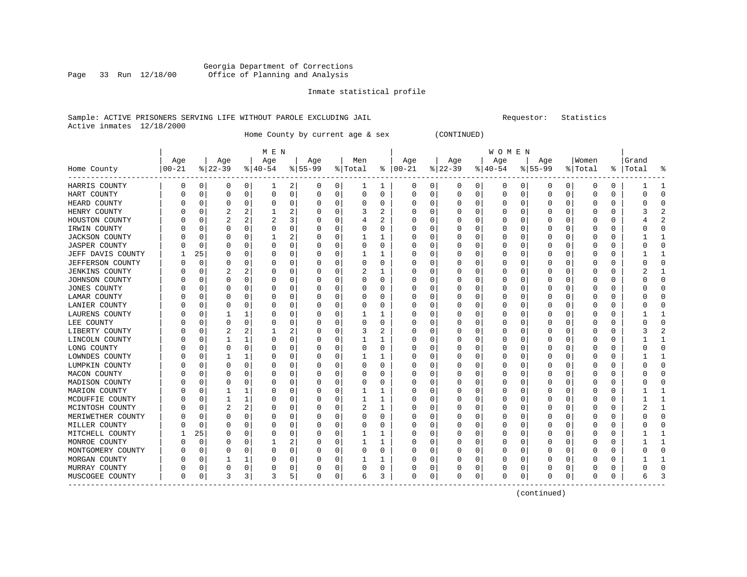Georgia Department of Corrections
Office of Planning and Analysis

Inmate statistical profile

Sample: ACTIVE PRISONERS SERVING LIFE WITHOUT PAROLE EXCLUDING JAIL    Requestor: Statistics
Active inmates 12/18/2000

Home County by current age & sex (CONTINUED)

| Home County | MEN Age 00-21 | % | Age 22-39 | % | Age 40-54 | % | Age 55-99 | % | Men Total | % | WOMEN Age 00-21 | % | Age 22-39 | % | Age 40-54 | % | Age 55-99 | % | Women Total | % | Grand Total | % |
|---|---|---|---|---|---|---|---|---|---|---|---|---|---|---|---|---|---|---|---|---|---|---|
| HARRIS COUNTY | 0 | 0 | 0 | 0 | 1 | 2 | 0 | 0 | 1 | 1 | 0 | 0 | 0 | 0 | 0 | 0 | 0 | 0 | 0 | 0 | 1 | 1 |
| HART COUNTY | 0 | 0 | 0 | 0 | 0 | 0 | 0 | 0 | 0 | 0 | 0 | 0 | 0 | 0 | 0 | 0 | 0 | 0 | 0 | 0 | 0 | 0 |
| HEARD COUNTY | 0 | 0 | 0 | 0 | 0 | 0 | 0 | 0 | 0 | 0 | 0 | 0 | 0 | 0 | 0 | 0 | 0 | 0 | 0 | 0 | 0 | 0 |
| HENRY COUNTY | 0 | 0 | 2 | 2 | 1 | 2 | 0 | 0 | 3 | 2 | 0 | 0 | 0 | 0 | 0 | 0 | 0 | 0 | 0 | 0 | 3 | 2 |
| HOUSTON COUNTY | 0 | 0 | 2 | 2 | 2 | 3 | 0 | 0 | 4 | 2 | 0 | 0 | 0 | 0 | 0 | 0 | 0 | 0 | 0 | 0 | 4 | 2 |
| IRWIN COUNTY | 0 | 0 | 0 | 0 | 0 | 0 | 0 | 0 | 0 | 0 | 0 | 0 | 0 | 0 | 0 | 0 | 0 | 0 | 0 | 0 | 0 | 0 |
| JACKSON COUNTY | 0 | 0 | 0 | 0 | 1 | 2 | 0 | 0 | 1 | 1 | 0 | 0 | 0 | 0 | 0 | 0 | 0 | 0 | 0 | 0 | 1 | 1 |
| JASPER COUNTY | 0 | 0 | 0 | 0 | 0 | 0 | 0 | 0 | 0 | 0 | 0 | 0 | 0 | 0 | 0 | 0 | 0 | 0 | 0 | 0 | 0 | 0 |
| JEFF DAVIS COUNTY | 1 | 25 | 0 | 0 | 0 | 0 | 0 | 0 | 1 | 1 | 0 | 0 | 0 | 0 | 0 | 0 | 0 | 0 | 0 | 0 | 1 | 1 |
| JEFFERSON COUNTY | 0 | 0 | 0 | 0 | 0 | 0 | 0 | 0 | 0 | 0 | 0 | 0 | 0 | 0 | 0 | 0 | 0 | 0 | 0 | 0 | 0 | 0 |
| JENKINS COUNTY | 0 | 0 | 2 | 2 | 0 | 0 | 0 | 0 | 2 | 1 | 0 | 0 | 0 | 0 | 0 | 0 | 0 | 0 | 0 | 0 | 2 | 1 |
| JOHNSON COUNTY | 0 | 0 | 0 | 0 | 0 | 0 | 0 | 0 | 0 | 0 | 0 | 0 | 0 | 0 | 0 | 0 | 0 | 0 | 0 | 0 | 0 | 0 |
| JONES COUNTY | 0 | 0 | 0 | 0 | 0 | 0 | 0 | 0 | 0 | 0 | 0 | 0 | 0 | 0 | 0 | 0 | 0 | 0 | 0 | 0 | 0 | 0 |
| LAMAR COUNTY | 0 | 0 | 0 | 0 | 0 | 0 | 0 | 0 | 0 | 0 | 0 | 0 | 0 | 0 | 0 | 0 | 0 | 0 | 0 | 0 | 0 | 0 |
| LANIER COUNTY | 0 | 0 | 0 | 0 | 0 | 0 | 0 | 0 | 0 | 0 | 0 | 0 | 0 | 0 | 0 | 0 | 0 | 0 | 0 | 0 | 0 | 0 |
| LAURENS COUNTY | 0 | 0 | 1 | 1 | 0 | 0 | 0 | 0 | 1 | 1 | 0 | 0 | 0 | 0 | 0 | 0 | 0 | 0 | 0 | 0 | 1 | 1 |
| LEE COUNTY | 0 | 0 | 0 | 0 | 0 | 0 | 0 | 0 | 0 | 0 | 0 | 0 | 0 | 0 | 0 | 0 | 0 | 0 | 0 | 0 | 0 | 0 |
| LIBERTY COUNTY | 0 | 0 | 2 | 2 | 1 | 2 | 0 | 0 | 3 | 2 | 0 | 0 | 0 | 0 | 0 | 0 | 0 | 0 | 0 | 0 | 3 | 2 |
| LINCOLN COUNTY | 0 | 0 | 1 | 1 | 0 | 0 | 0 | 0 | 1 | 1 | 0 | 0 | 0 | 0 | 0 | 0 | 0 | 0 | 0 | 0 | 1 | 1 |
| LONG COUNTY | 0 | 0 | 0 | 0 | 0 | 0 | 0 | 0 | 0 | 0 | 0 | 0 | 0 | 0 | 0 | 0 | 0 | 0 | 0 | 0 | 0 | 0 |
| LOWNDES COUNTY | 0 | 0 | 1 | 1 | 0 | 0 | 0 | 0 | 1 | 1 | 0 | 0 | 0 | 0 | 0 | 0 | 0 | 0 | 0 | 0 | 1 | 1 |
| LUMPKIN COUNTY | 0 | 0 | 0 | 0 | 0 | 0 | 0 | 0 | 0 | 0 | 0 | 0 | 0 | 0 | 0 | 0 | 0 | 0 | 0 | 0 | 0 | 0 |
| MACON COUNTY | 0 | 0 | 0 | 0 | 0 | 0 | 0 | 0 | 0 | 0 | 0 | 0 | 0 | 0 | 0 | 0 | 0 | 0 | 0 | 0 | 0 | 0 |
| MADISON COUNTY | 0 | 0 | 0 | 0 | 0 | 0 | 0 | 0 | 0 | 0 | 0 | 0 | 0 | 0 | 0 | 0 | 0 | 0 | 0 | 0 | 0 | 0 |
| MARION COUNTY | 0 | 0 | 1 | 1 | 0 | 0 | 0 | 0 | 1 | 1 | 0 | 0 | 0 | 0 | 0 | 0 | 0 | 0 | 0 | 0 | 1 | 1 |
| MCDUFFIE COUNTY | 0 | 0 | 1 | 1 | 0 | 0 | 0 | 0 | 1 | 1 | 0 | 0 | 0 | 0 | 0 | 0 | 0 | 0 | 0 | 0 | 1 | 1 |
| MCINTOSH COUNTY | 0 | 0 | 2 | 2 | 0 | 0 | 0 | 0 | 2 | 1 | 0 | 0 | 0 | 0 | 0 | 0 | 0 | 0 | 0 | 0 | 2 | 1 |
| MERIWETHER COUNTY | 0 | 0 | 0 | 0 | 0 | 0 | 0 | 0 | 0 | 0 | 0 | 0 | 0 | 0 | 0 | 0 | 0 | 0 | 0 | 0 | 0 | 0 |
| MILLER COUNTY | 0 | 0 | 0 | 0 | 0 | 0 | 0 | 0 | 0 | 0 | 0 | 0 | 0 | 0 | 0 | 0 | 0 | 0 | 0 | 0 | 0 | 0 |
| MITCHELL COUNTY | 1 | 25 | 0 | 0 | 0 | 0 | 0 | 0 | 1 | 1 | 0 | 0 | 0 | 0 | 0 | 0 | 0 | 0 | 0 | 0 | 1 | 1 |
| MONROE COUNTY | 0 | 0 | 0 | 0 | 1 | 2 | 0 | 0 | 1 | 1 | 0 | 0 | 0 | 0 | 0 | 0 | 0 | 0 | 0 | 0 | 1 | 1 |
| MONTGOMERY COUNTY | 0 | 0 | 0 | 0 | 0 | 0 | 0 | 0 | 0 | 0 | 0 | 0 | 0 | 0 | 0 | 0 | 0 | 0 | 0 | 0 | 0 | 0 |
| MORGAN COUNTY | 0 | 0 | 1 | 1 | 0 | 0 | 0 | 0 | 1 | 1 | 0 | 0 | 0 | 0 | 0 | 0 | 0 | 0 | 0 | 0 | 1 | 1 |
| MURRAY COUNTY | 0 | 0 | 0 | 0 | 0 | 0 | 0 | 0 | 0 | 0 | 0 | 0 | 0 | 0 | 0 | 0 | 0 | 0 | 0 | 0 | 0 | 0 |
| MUSCOGEE COUNTY | 0 | 0 | 3 | 3 | 3 | 5 | 0 | 0 | 6 | 3 | 0 | 0 | 0 | 0 | 0 | 0 | 0 | 0 | 0 | 0 | 6 | 3 |

(continued)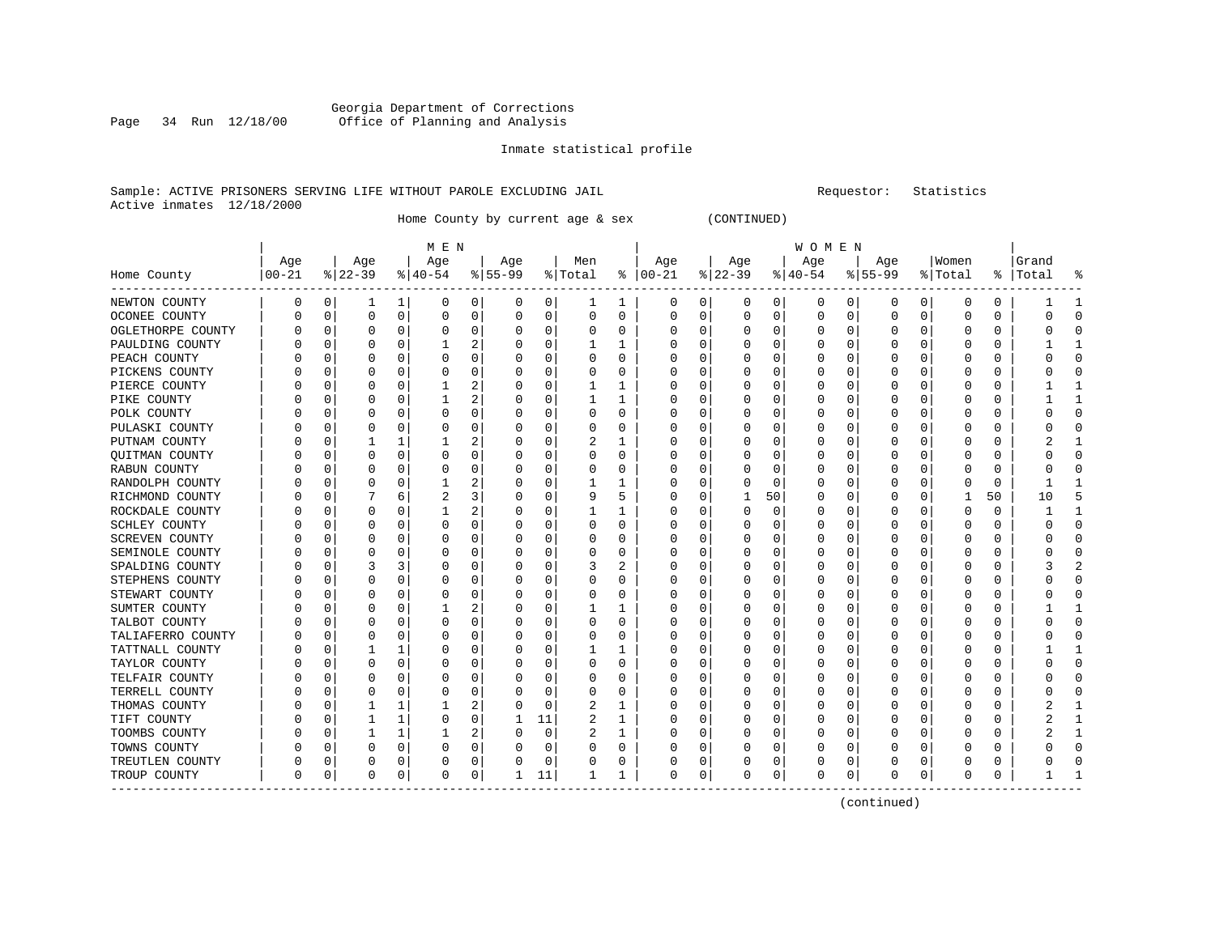Georgia Department of Corrections
Office of Planning and Analysis

Inmate statistical profile

Sample: ACTIVE PRISONERS SERVING LIFE WITHOUT PAROLE EXCLUDING JAIL    Requestor: Statistics
Active inmates 12/18/2000

Home County by current age & sex (CONTINUED)

| Home County | MEN Age 00-21 | % | Age 22-39 | % | Age 40-54 | % | Age 55-99 | % | Men Total | % | WOMEN Age 00-21 | % | Age 22-39 | % | Age 40-54 | % | Age 55-99 | % | Women Total | % | Grand Total | % |
|---|---|---|---|---|---|---|---|---|---|---|---|---|---|---|---|---|---|---|---|---|---|---|
| NEWTON COUNTY | 0 | 0 | 1 | 1 | 0 | 0 | 0 | 0 | 1 | 1 | 0 | 0 | 0 | 0 | 0 | 0 | 0 | 0 | 0 | 0 | 1 | 1 |
| OCONEE COUNTY | 0 | 0 | 0 | 0 | 0 | 0 | 0 | 0 | 0 | 0 | 0 | 0 | 0 | 0 | 0 | 0 | 0 | 0 | 0 | 0 | 0 | 0 |
| OGLETHORPE COUNTY | 0 | 0 | 0 | 0 | 0 | 0 | 0 | 0 | 0 | 0 | 0 | 0 | 0 | 0 | 0 | 0 | 0 | 0 | 0 | 0 | 0 | 0 |
| PAULDING COUNTY | 0 | 0 | 0 | 0 | 1 | 2 | 0 | 0 | 1 | 1 | 0 | 0 | 0 | 0 | 0 | 0 | 0 | 0 | 0 | 0 | 1 | 1 |
| PEACH COUNTY | 0 | 0 | 0 | 0 | 0 | 0 | 0 | 0 | 0 | 0 | 0 | 0 | 0 | 0 | 0 | 0 | 0 | 0 | 0 | 0 | 0 | 0 |
| PICKENS COUNTY | 0 | 0 | 0 | 0 | 0 | 0 | 0 | 0 | 0 | 0 | 0 | 0 | 0 | 0 | 0 | 0 | 0 | 0 | 0 | 0 | 0 | 0 |
| PIERCE COUNTY | 0 | 0 | 0 | 0 | 1 | 2 | 0 | 0 | 1 | 1 | 0 | 0 | 0 | 0 | 0 | 0 | 0 | 0 | 0 | 0 | 1 | 1 |
| PIKE COUNTY | 0 | 0 | 0 | 0 | 1 | 2 | 0 | 0 | 1 | 1 | 0 | 0 | 0 | 0 | 0 | 0 | 0 | 0 | 0 | 0 | 1 | 1 |
| POLK COUNTY | 0 | 0 | 0 | 0 | 0 | 0 | 0 | 0 | 0 | 0 | 0 | 0 | 0 | 0 | 0 | 0 | 0 | 0 | 0 | 0 | 0 | 0 |
| PULASKI COUNTY | 0 | 0 | 0 | 0 | 0 | 0 | 0 | 0 | 0 | 0 | 0 | 0 | 0 | 0 | 0 | 0 | 0 | 0 | 0 | 0 | 0 | 0 |
| PUTNAM COUNTY | 0 | 0 | 1 | 1 | 1 | 2 | 0 | 0 | 2 | 1 | 0 | 0 | 0 | 0 | 0 | 0 | 0 | 0 | 0 | 0 | 2 | 1 |
| QUITMAN COUNTY | 0 | 0 | 0 | 0 | 0 | 0 | 0 | 0 | 0 | 0 | 0 | 0 | 0 | 0 | 0 | 0 | 0 | 0 | 0 | 0 | 0 | 0 |
| RABUN COUNTY | 0 | 0 | 0 | 0 | 0 | 0 | 0 | 0 | 0 | 0 | 0 | 0 | 0 | 0 | 0 | 0 | 0 | 0 | 0 | 0 | 0 | 0 |
| RANDOLPH COUNTY | 0 | 0 | 0 | 0 | 1 | 2 | 0 | 0 | 1 | 1 | 0 | 0 | 0 | 0 | 0 | 0 | 0 | 0 | 0 | 0 | 1 | 1 |
| RICHMOND COUNTY | 0 | 0 | 7 | 6 | 2 | 3 | 0 | 0 | 9 | 5 | 0 | 0 | 1 | 50 | 0 | 0 | 0 | 0 | 1 | 50 | 10 | 5 |
| ROCKDALE COUNTY | 0 | 0 | 0 | 0 | 1 | 2 | 0 | 0 | 1 | 1 | 0 | 0 | 0 | 0 | 0 | 0 | 0 | 0 | 0 | 0 | 1 | 1 |
| SCHLEY COUNTY | 0 | 0 | 0 | 0 | 0 | 0 | 0 | 0 | 0 | 0 | 0 | 0 | 0 | 0 | 0 | 0 | 0 | 0 | 0 | 0 | 0 | 0 |
| SCREVEN COUNTY | 0 | 0 | 0 | 0 | 0 | 0 | 0 | 0 | 0 | 0 | 0 | 0 | 0 | 0 | 0 | 0 | 0 | 0 | 0 | 0 | 0 | 0 |
| SEMINOLE COUNTY | 0 | 0 | 0 | 0 | 0 | 0 | 0 | 0 | 0 | 0 | 0 | 0 | 0 | 0 | 0 | 0 | 0 | 0 | 0 | 0 | 0 | 0 |
| SPALDING COUNTY | 0 | 0 | 3 | 3 | 0 | 0 | 0 | 0 | 3 | 2 | 0 | 0 | 0 | 0 | 0 | 0 | 0 | 0 | 0 | 0 | 3 | 2 |
| STEPHENS COUNTY | 0 | 0 | 0 | 0 | 0 | 0 | 0 | 0 | 0 | 0 | 0 | 0 | 0 | 0 | 0 | 0 | 0 | 0 | 0 | 0 | 0 | 0 |
| STEWART COUNTY | 0 | 0 | 0 | 0 | 0 | 0 | 0 | 0 | 0 | 0 | 0 | 0 | 0 | 0 | 0 | 0 | 0 | 0 | 0 | 0 | 0 | 0 |
| SUMTER COUNTY | 0 | 0 | 0 | 0 | 1 | 2 | 0 | 0 | 1 | 1 | 0 | 0 | 0 | 0 | 0 | 0 | 0 | 0 | 0 | 0 | 1 | 1 |
| TALBOT COUNTY | 0 | 0 | 0 | 0 | 0 | 0 | 0 | 0 | 0 | 0 | 0 | 0 | 0 | 0 | 0 | 0 | 0 | 0 | 0 | 0 | 0 | 0 |
| TALIAFERRO COUNTY | 0 | 0 | 0 | 0 | 0 | 0 | 0 | 0 | 0 | 0 | 0 | 0 | 0 | 0 | 0 | 0 | 0 | 0 | 0 | 0 | 0 | 0 |
| TATTNALL COUNTY | 0 | 0 | 1 | 1 | 0 | 0 | 0 | 0 | 1 | 1 | 0 | 0 | 0 | 0 | 0 | 0 | 0 | 0 | 0 | 0 | 1 | 1 |
| TAYLOR COUNTY | 0 | 0 | 0 | 0 | 0 | 0 | 0 | 0 | 0 | 0 | 0 | 0 | 0 | 0 | 0 | 0 | 0 | 0 | 0 | 0 | 0 | 0 |
| TELFAIR COUNTY | 0 | 0 | 0 | 0 | 0 | 0 | 0 | 0 | 0 | 0 | 0 | 0 | 0 | 0 | 0 | 0 | 0 | 0 | 0 | 0 | 0 | 0 |
| TERRELL COUNTY | 0 | 0 | 0 | 0 | 0 | 0 | 0 | 0 | 0 | 0 | 0 | 0 | 0 | 0 | 0 | 0 | 0 | 0 | 0 | 0 | 0 | 0 |
| THOMAS COUNTY | 0 | 0 | 1 | 1 | 1 | 2 | 0 | 0 | 2 | 1 | 0 | 0 | 0 | 0 | 0 | 0 | 0 | 0 | 0 | 0 | 2 | 1 |
| TIFT COUNTY | 0 | 0 | 1 | 1 | 0 | 0 | 1 | 11 | 2 | 1 | 0 | 0 | 0 | 0 | 0 | 0 | 0 | 0 | 0 | 0 | 2 | 1 |
| TOOMBS COUNTY | 0 | 0 | 1 | 1 | 1 | 2 | 0 | 0 | 2 | 1 | 0 | 0 | 0 | 0 | 0 | 0 | 0 | 0 | 0 | 0 | 2 | 1 |
| TOWNS COUNTY | 0 | 0 | 0 | 0 | 0 | 0 | 0 | 0 | 0 | 0 | 0 | 0 | 0 | 0 | 0 | 0 | 0 | 0 | 0 | 0 | 0 | 0 |
| TREUTLEN COUNTY | 0 | 0 | 0 | 0 | 0 | 0 | 0 | 0 | 0 | 0 | 0 | 0 | 0 | 0 | 0 | 0 | 0 | 0 | 0 | 0 | 0 | 0 |
| TROUP COUNTY | 0 | 0 | 0 | 0 | 0 | 0 | 1 | 11 | 1 | 1 | 0 | 0 | 0 | 0 | 0 | 0 | 0 | 0 | 0 | 0 | 1 | 1 |

(continued)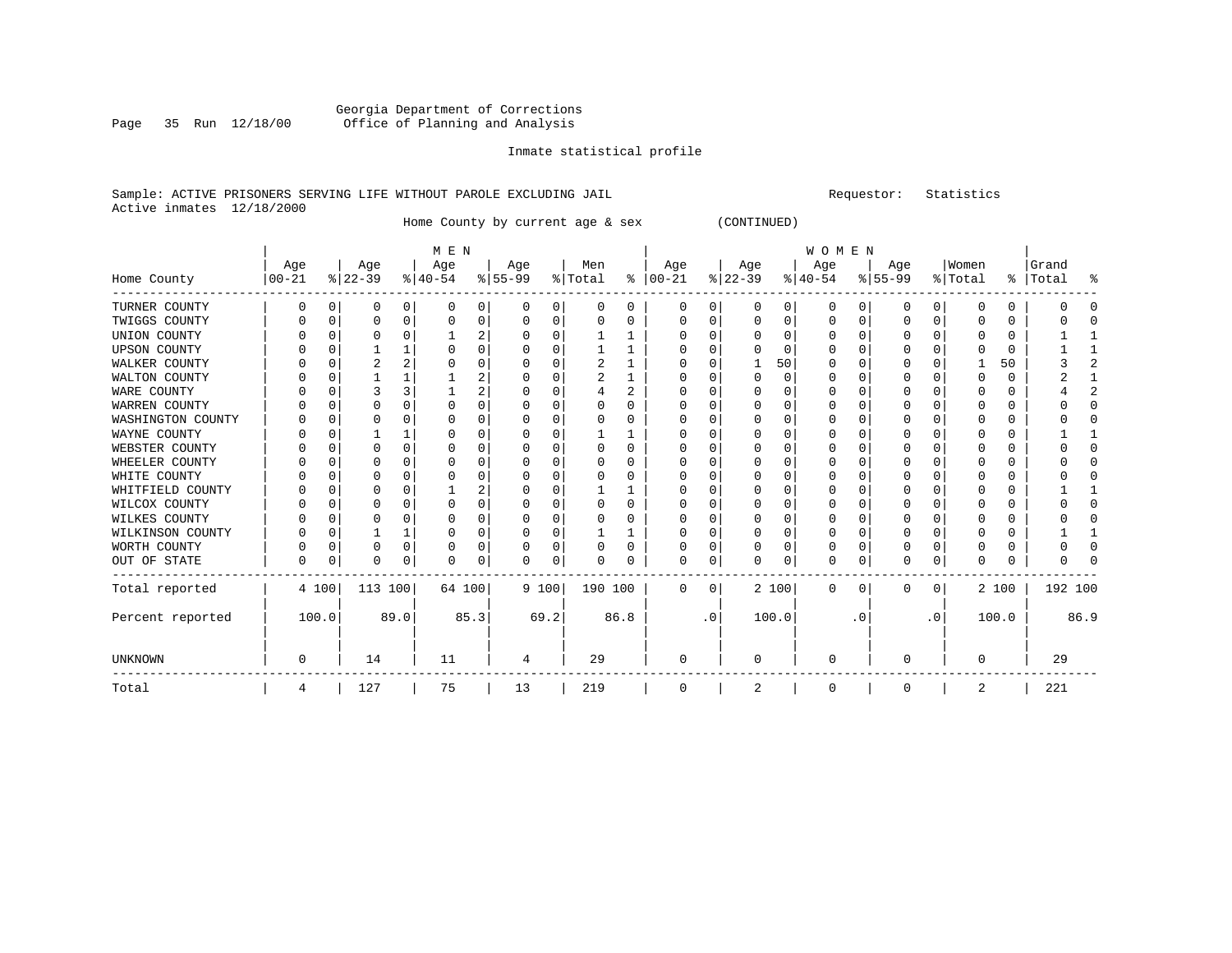Georgia Department of Corrections
Office of Planning and Analysis

Inmate statistical profile

Sample: ACTIVE PRISONERS SERVING LIFE WITHOUT PAROLE EXCLUDING JAIL    Requestor: Statistics
Active inmates 12/18/2000

Home County by current age & sex (CONTINUED)

| | MEN | | | | | | | | | | WOMEN | | | | | | | | | | | |
|---|---|---|---|---|---|---|---|---|---|---|---|---|---|---|---|---|---|---|---|---|---|---|
| Home County | Age 00-21 | % | Age 22-39 | % | Age 40-54 | % | Age 55-99 | % | Men Total | % | Age 00-21 | % | Age 22-39 | % | Age 40-54 | % | Age 55-99 | % | Women Total | % | Grand Total | % |
| TURNER COUNTY | 0 | 0 | 0 | 0 | 0 | 0 | 0 | 0 | 0 | 0 | 0 | 0 | 0 | 0 | 0 | 0 | 0 | 0 | 0 | 0 | 0 | 0 |
| TWIGGS COUNTY | 0 | 0 | 0 | 0 | 0 | 0 | 0 | 0 | 0 | 0 | 0 | 0 | 0 | 0 | 0 | 0 | 0 | 0 | 0 | 0 | 0 | 0 |
| UNION COUNTY | 0 | 0 | 0 | 0 | 1 | 2 | 0 | 0 | 1 | 1 | 0 | 0 | 0 | 0 | 0 | 0 | 0 | 0 | 0 | 0 | 1 | 1 |
| UPSON COUNTY | 0 | 0 | 1 | 1 | 0 | 0 | 0 | 0 | 1 | 1 | 0 | 0 | 0 | 0 | 0 | 0 | 0 | 0 | 0 | 0 | 1 | 1 |
| WALKER COUNTY | 0 | 0 | 2 | 2 | 0 | 0 | 0 | 0 | 2 | 1 | 0 | 0 | 1 | 50 | 0 | 0 | 0 | 0 | 1 | 50 | 3 | 2 |
| WALTON COUNTY | 0 | 0 | 1 | 1 | 1 | 2 | 0 | 0 | 2 | 1 | 0 | 0 | 0 | 0 | 0 | 0 | 0 | 0 | 0 | 0 | 2 | 1 |
| WARE COUNTY | 0 | 0 | 3 | 3 | 1 | 2 | 0 | 0 | 4 | 2 | 0 | 0 | 0 | 0 | 0 | 0 | 0 | 0 | 0 | 0 | 4 | 2 |
| WARREN COUNTY | 0 | 0 | 0 | 0 | 0 | 0 | 0 | 0 | 0 | 0 | 0 | 0 | 0 | 0 | 0 | 0 | 0 | 0 | 0 | 0 | 0 | 0 |
| WASHINGTON COUNTY | 0 | 0 | 0 | 0 | 0 | 0 | 0 | 0 | 0 | 0 | 0 | 0 | 0 | 0 | 0 | 0 | 0 | 0 | 0 | 0 | 0 | 0 |
| WAYNE COUNTY | 0 | 0 | 1 | 1 | 0 | 0 | 0 | 0 | 1 | 1 | 0 | 0 | 0 | 0 | 0 | 0 | 0 | 0 | 0 | 0 | 1 | 1 |
| WEBSTER COUNTY | 0 | 0 | 0 | 0 | 0 | 0 | 0 | 0 | 0 | 0 | 0 | 0 | 0 | 0 | 0 | 0 | 0 | 0 | 0 | 0 | 0 | 0 |
| WHEELER COUNTY | 0 | 0 | 0 | 0 | 0 | 0 | 0 | 0 | 0 | 0 | 0 | 0 | 0 | 0 | 0 | 0 | 0 | 0 | 0 | 0 | 0 | 0 |
| WHITE COUNTY | 0 | 0 | 0 | 0 | 0 | 0 | 0 | 0 | 0 | 0 | 0 | 0 | 0 | 0 | 0 | 0 | 0 | 0 | 0 | 0 | 0 | 0 |
| WHITFIELD COUNTY | 0 | 0 | 0 | 0 | 1 | 2 | 0 | 0 | 1 | 1 | 0 | 0 | 0 | 0 | 0 | 0 | 0 | 0 | 0 | 0 | 1 | 1 |
| WILCOX COUNTY | 0 | 0 | 0 | 0 | 0 | 0 | 0 | 0 | 0 | 0 | 0 | 0 | 0 | 0 | 0 | 0 | 0 | 0 | 0 | 0 | 0 | 0 |
| WILKES COUNTY | 0 | 0 | 0 | 0 | 0 | 0 | 0 | 0 | 0 | 0 | 0 | 0 | 0 | 0 | 0 | 0 | 0 | 0 | 0 | 0 | 0 | 0 |
| WILKINSON COUNTY | 0 | 0 | 1 | 1 | 0 | 0 | 0 | 0 | 1 | 1 | 0 | 0 | 0 | 0 | 0 | 0 | 0 | 0 | 0 | 0 | 1 | 1 |
| WORTH COUNTY | 0 | 0 | 0 | 0 | 0 | 0 | 0 | 0 | 0 | 0 | 0 | 0 | 0 | 0 | 0 | 0 | 0 | 0 | 0 | 0 | 0 | 0 |
| OUT OF STATE | 0 | 0 | 0 | 0 | 0 | 0 | 0 | 0 | 0 | 0 | 0 | 0 | 0 | 0 | 0 | 0 | 0 | 0 | 0 | 0 | 0 | 0 |
| Total reported | 4 | 100 | 113 | 100 | 64 | 100 | 9 | 100 | 190 | 100 | 0 | 0 | 2 | 100 | 0 | 0 | 0 | 0 | 2 | 100 | 192 | 100 |
| Percent reported | | 100.0 | | 89.0 | | 85.3 | | 69.2 | | 86.8 | | .0 | | 100.0 | | .0 | | .0 | | 100.0 | | 86.9 |
| UNKNOWN | 0 | | 14 | | 11 | | 4 | | 29 | | 0 | | 0 | | 0 | | 0 | | 0 | | 29 | |
| Total | 4 | | 127 | | 75 | | 13 | | 219 | | 0 | | 2 | | 0 | | 0 | | 2 | | 221 | |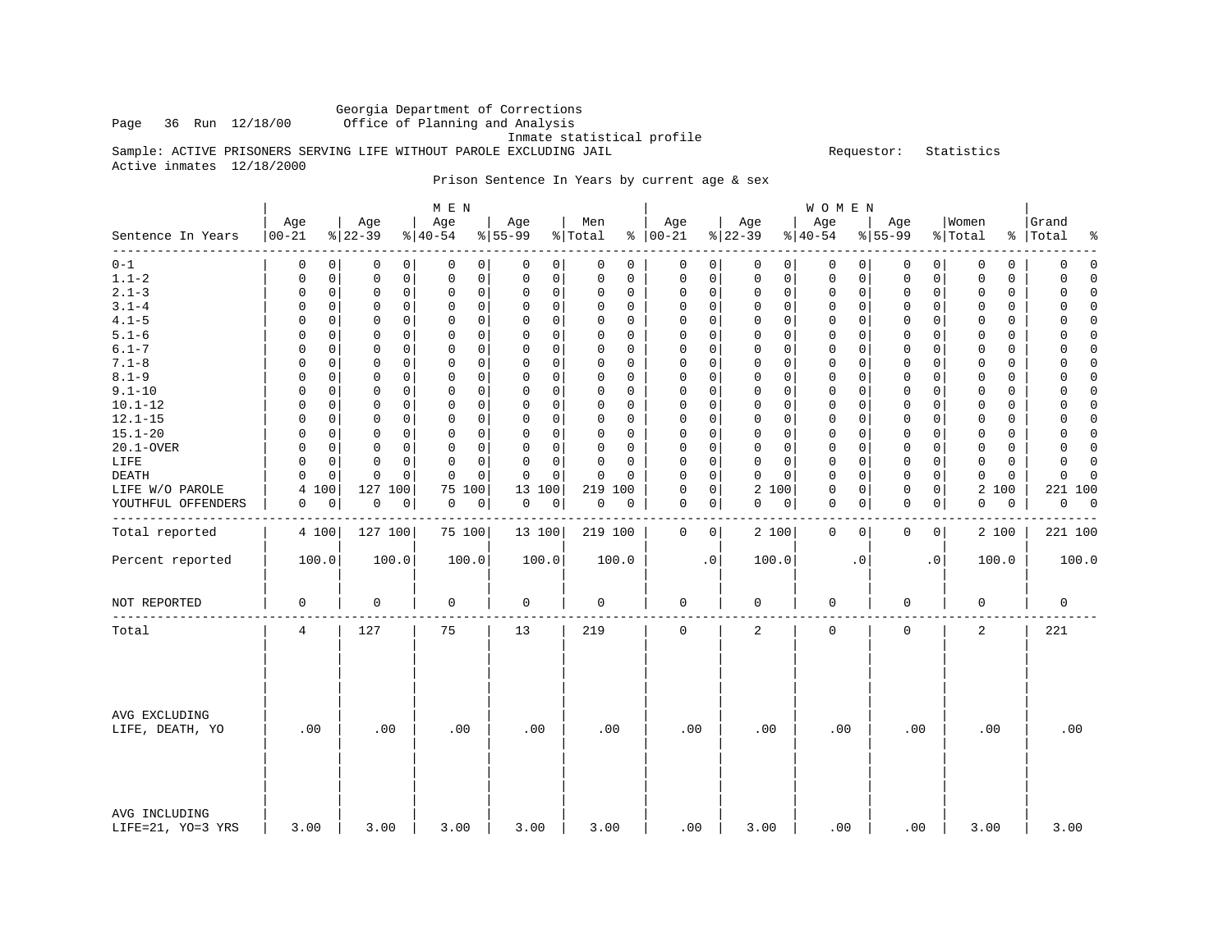Georgia Department of Corrections
Office of Planning and Analysis
Inmate statistical profile

Page 36 Run 12/18/00

Sample: ACTIVE PRISONERS SERVING LIFE WITHOUT PAROLE EXCLUDING JAIL

Requestor: Statistics

Active inmates 12/18/2000

Prison Sentence In Years by current age & sex

| Sentence In Years | MEN Age 00-21 | % | Age 22-39 | % | Age 40-54 | % | Age 55-99 | % | Men Total | % | WOMEN Age 00-21 | % | Age 22-39 | % | Age 40-54 | % | Age 55-99 | % | Women Total | % | Grand Total | % |
|---|---|---|---|---|---|---|---|---|---|---|---|---|---|---|---|---|---|---|---|---|---|---|
| 0-1 | 0 | 0 | 0 | 0 | 0 | 0 | 0 | 0 | 0 | 0 | 0 | 0 | 0 | 0 | 0 | 0 | 0 | 0 | 0 | 0 | 0 | 0 |
| 1.1-2 | 0 | 0 | 0 | 0 | 0 | 0 | 0 | 0 | 0 | 0 | 0 | 0 | 0 | 0 | 0 | 0 | 0 | 0 | 0 | 0 | 0 | 0 |
| 2.1-3 | 0 | 0 | 0 | 0 | 0 | 0 | 0 | 0 | 0 | 0 | 0 | 0 | 0 | 0 | 0 | 0 | 0 | 0 | 0 | 0 | 0 | 0 |
| 3.1-4 | 0 | 0 | 0 | 0 | 0 | 0 | 0 | 0 | 0 | 0 | 0 | 0 | 0 | 0 | 0 | 0 | 0 | 0 | 0 | 0 | 0 | 0 |
| 4.1-5 | 0 | 0 | 0 | 0 | 0 | 0 | 0 | 0 | 0 | 0 | 0 | 0 | 0 | 0 | 0 | 0 | 0 | 0 | 0 | 0 | 0 | 0 |
| 5.1-6 | 0 | 0 | 0 | 0 | 0 | 0 | 0 | 0 | 0 | 0 | 0 | 0 | 0 | 0 | 0 | 0 | 0 | 0 | 0 | 0 | 0 | 0 |
| 6.1-7 | 0 | 0 | 0 | 0 | 0 | 0 | 0 | 0 | 0 | 0 | 0 | 0 | 0 | 0 | 0 | 0 | 0 | 0 | 0 | 0 | 0 | 0 |
| 7.1-8 | 0 | 0 | 0 | 0 | 0 | 0 | 0 | 0 | 0 | 0 | 0 | 0 | 0 | 0 | 0 | 0 | 0 | 0 | 0 | 0 | 0 | 0 |
| 8.1-9 | 0 | 0 | 0 | 0 | 0 | 0 | 0 | 0 | 0 | 0 | 0 | 0 | 0 | 0 | 0 | 0 | 0 | 0 | 0 | 0 | 0 | 0 |
| 9.1-10 | 0 | 0 | 0 | 0 | 0 | 0 | 0 | 0 | 0 | 0 | 0 | 0 | 0 | 0 | 0 | 0 | 0 | 0 | 0 | 0 | 0 | 0 |
| 10.1-12 | 0 | 0 | 0 | 0 | 0 | 0 | 0 | 0 | 0 | 0 | 0 | 0 | 0 | 0 | 0 | 0 | 0 | 0 | 0 | 0 | 0 | 0 |
| 12.1-15 | 0 | 0 | 0 | 0 | 0 | 0 | 0 | 0 | 0 | 0 | 0 | 0 | 0 | 0 | 0 | 0 | 0 | 0 | 0 | 0 | 0 | 0 |
| 15.1-20 | 0 | 0 | 0 | 0 | 0 | 0 | 0 | 0 | 0 | 0 | 0 | 0 | 0 | 0 | 0 | 0 | 0 | 0 | 0 | 0 | 0 | 0 |
| 20.1-OVER | 0 | 0 | 0 | 0 | 0 | 0 | 0 | 0 | 0 | 0 | 0 | 0 | 0 | 0 | 0 | 0 | 0 | 0 | 0 | 0 | 0 | 0 |
| LIFE | 0 | 0 | 0 | 0 | 0 | 0 | 0 | 0 | 0 | 0 | 0 | 0 | 0 | 0 | 0 | 0 | 0 | 0 | 0 | 0 | 0 | 0 |
| DEATH | 0 | 0 | 0 | 0 | 0 | 0 | 0 | 0 | 0 | 0 | 0 | 0 | 0 | 0 | 0 | 0 | 0 | 0 | 0 | 0 | 0 | 0 |
| LIFE W/O PAROLE | 4 | 100 | 127 | 100 | 75 | 100 | 13 | 100 | 219 | 100 | 0 | 0 | 2 | 100 | 0 | 0 | 0 | 0 | 2 | 100 | 221 | 100 |
| YOUTHFUL OFFENDERS | 0 | 0 | 0 | 0 | 0 | 0 | 0 | 0 | 0 | 0 | 0 | 0 | 0 | 0 | 0 | 0 | 0 | 0 | 0 | 0 | 0 | 0 |
| Total reported | 4 | 100 | 127 | 100 | 75 | 100 | 13 | 100 | 219 | 100 | 0 | 0 | 2 | 100 | 0 | 0 | 0 | 0 | 2 | 100 | 221 | 100 |
| Percent reported | 100.0 | | 100.0 | | 100.0 | | 100.0 | | 100.0 | | .0 | | 100.0 | | .0 | | .0 | | 100.0 | | 100.0 | |
| NOT REPORTED | 0 | | 0 | | 0 | | 0 | | 0 | | 0 | | 0 | | 0 | | 0 | | 0 | | 0 | |
| Total | 4 | | 127 | | 75 | | 13 | | 219 | | 0 | | 2 | | 0 | | 0 | | 2 | | 221 | |
| AVG EXCLUDING LIFE, DEATH, YO | .00 | | .00 | | .00 | | .00 | | .00 | | .00 | | .00 | | .00 | | .00 | | .00 | | .00 | |
| AVG INCLUDING LIFE=21, YO=3 YRS | 3.00 | | 3.00 | | 3.00 | | 3.00 | | 3.00 | | .00 | | 3.00 | | .00 | | .00 | | 3.00 | | 3.00 | |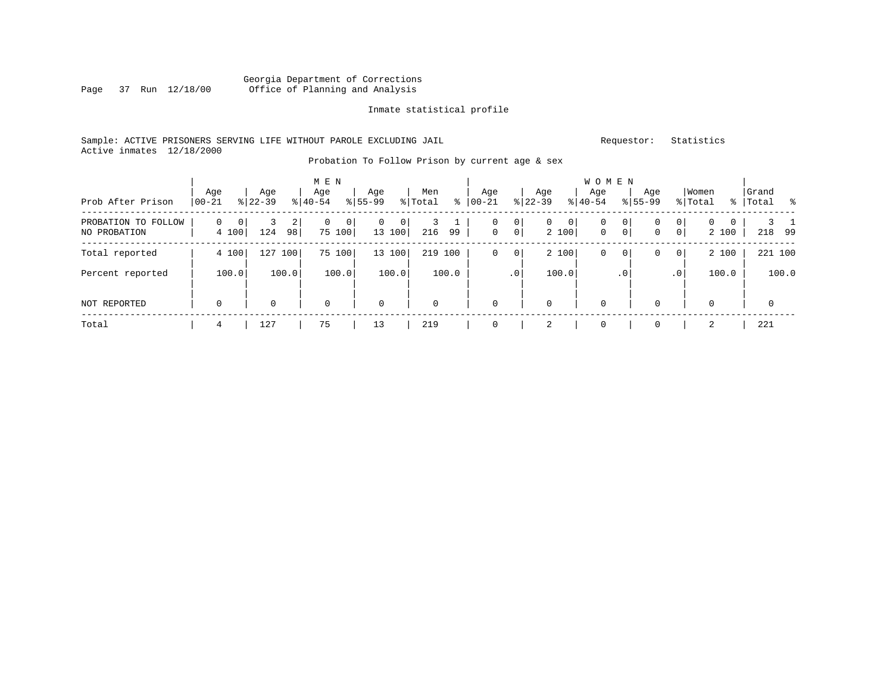Georgia Department of Corrections
Office of Planning and Analysis

Inmate statistical profile

Sample: ACTIVE PRISONERS SERVING LIFE WITHOUT PAROLE EXCLUDING JAIL

Requestor: Statistics

Active inmates 12/18/2000

Probation To Follow Prison by current age & sex

| Prob After Prison | MEN Age 00-21 | % | Age 22-39 | % | Age 40-54 | % | Age 55-99 | % | Men Total | % | WOMEN Age 00-21 | % | Age 22-39 | % | Age 40-54 | % | Age 55-99 | % | Women Total | % | Grand Total | % |
|---|---|---|---|---|---|---|---|---|---|---|---|---|---|---|---|---|---|---|---|---|---|---|
| PROBATION TO FOLLOW | 0 | 0 | 3 | 2 | 0 | 0 | 0 | 0 | 3 | 1 | 0 | 0 | 0 | 0 | 0 | 0 | 0 | 0 | 0 | 0 | 3 | 1 |
| NO PROBATION | 4 | 100 | 124 | 98 | 75 | 100 | 13 | 100 | 216 | 99 | 0 | 0 | 2 | 100 | 0 | 0 | 0 | 0 | 2 | 100 | 218 | 99 |
| Total reported | 4 | 100 | 127 | 100 | 75 | 100 | 13 | 100 | 219 | 100 | 0 | 0 | 2 | 100 | 0 | 0 | 0 | 0 | 2 | 100 | 221 | 100 |
| Percent reported | | 100.0 | | 100.0 | | 100.0 | | 100.0 | | 100.0 | | .0 | | 100.0 | | .0 | | .0 | | 100.0 | | 100.0 |
| NOT REPORTED | 0 | | 0 | | 0 | | 0 | | 0 | | 0 | | 0 | | 0 | | 0 | | 0 | | 0 | |
| Total | 4 | | 127 | | 75 | | 13 | | 219 | | 0 | | 2 | | 0 | | 0 | | 2 | | 221 | |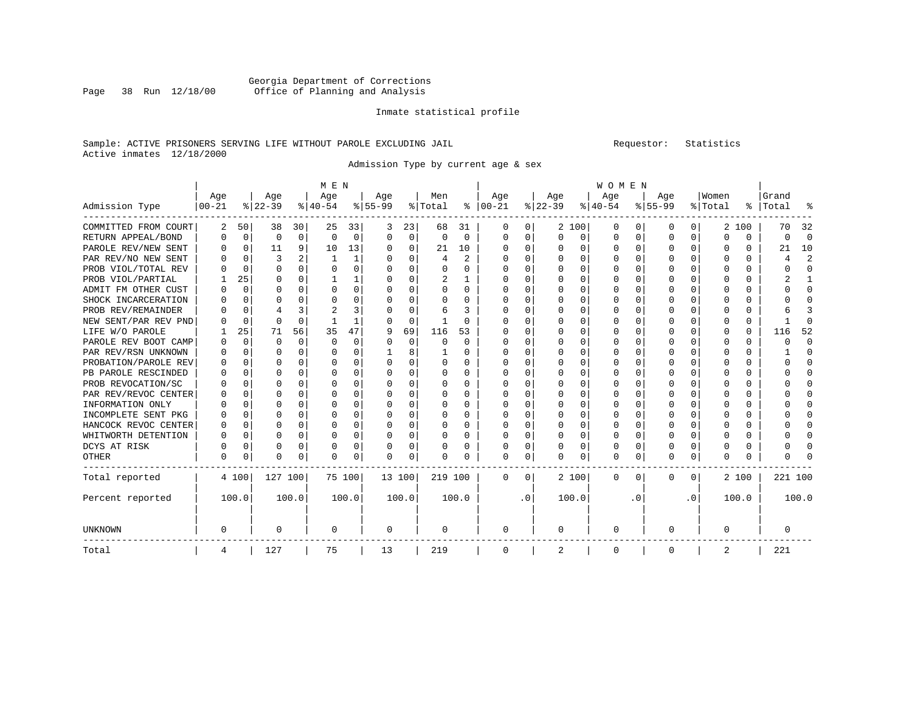Georgia Department of Corrections
Office of Planning and Analysis

Inmate statistical profile

Sample: ACTIVE PRISONERS SERVING LIFE WITHOUT PAROLE EXCLUDING JAIL
Active inmates 12/18/2000

Requestor: Statistics

Admission Type by current age & sex

| Admission Type | MEN Age 00-21 | % | Age 22-39 | % | Age 40-54 | % | Age 55-99 | % | Men Total | % | WOMEN Age 00-21 | % | Age 22-39 | % | Age 40-54 | % | Age 55-99 | % | Women Total | % | Grand Total | % |
|---|---|---|---|---|---|---|---|---|---|---|---|---|---|---|---|---|---|---|---|---|---|---|
| COMMITTED FROM COURT | 2 | 50 | 38 | 30 | 25 | 33 | 3 | 23 | 68 | 31 | 0 | 0 | 2 | 100 | 0 | 0 | 0 | 0 | 2 | 100 | 70 | 32 |
| RETURN APPEAL/BOND | 0 | 0 | 0 | 0 | 0 | 0 | 0 | 0 | 0 | 0 | 0 | 0 | 0 | 0 | 0 | 0 | 0 | 0 | 0 | 0 | 0 | 0 |
| PAROLE REV/NEW SENT | 0 | 0 | 11 | 9 | 10 | 13 | 0 | 0 | 21 | 10 | 0 | 0 | 0 | 0 | 0 | 0 | 0 | 0 | 0 | 0 | 21 | 10 |
| PAR REV/NO NEW SENT | 0 | 0 | 3 | 2 | 1 | 1 | 0 | 0 | 4 | 2 | 0 | 0 | 0 | 0 | 0 | 0 | 0 | 0 | 0 | 0 | 4 | 2 |
| PROB VIOL/TOTAL REV | 0 | 0 | 0 | 0 | 0 | 0 | 0 | 0 | 0 | 0 | 0 | 0 | 0 | 0 | 0 | 0 | 0 | 0 | 0 | 0 | 0 | 0 |
| PROB VIOL/PARTIAL | 1 | 25 | 0 | 0 | 1 | 1 | 0 | 0 | 2 | 1 | 0 | 0 | 0 | 0 | 0 | 0 | 0 | 0 | 0 | 0 | 2 | 1 |
| ADMIT FM OTHER CUST | 0 | 0 | 0 | 0 | 0 | 0 | 0 | 0 | 0 | 0 | 0 | 0 | 0 | 0 | 0 | 0 | 0 | 0 | 0 | 0 | 0 | 0 |
| SHOCK INCARCERATION | 0 | 0 | 0 | 0 | 0 | 0 | 0 | 0 | 0 | 0 | 0 | 0 | 0 | 0 | 0 | 0 | 0 | 0 | 0 | 0 | 0 | 0 |
| PROB REV/REMAINDER | 0 | 0 | 4 | 3 | 2 | 3 | 0 | 0 | 6 | 3 | 0 | 0 | 0 | 0 | 0 | 0 | 0 | 0 | 0 | 0 | 6 | 3 |
| NEW SENT/PAR REV PND | 0 | 0 | 0 | 0 | 1 | 1 | 0 | 0 | 1 | 0 | 0 | 0 | 0 | 0 | 0 | 0 | 0 | 0 | 0 | 0 | 1 | 0 |
| LIFE W/O PAROLE | 1 | 25 | 71 | 56 | 35 | 47 | 9 | 69 | 116 | 53 | 0 | 0 | 0 | 0 | 0 | 0 | 0 | 0 | 0 | 0 | 116 | 52 |
| PAROLE REV BOOT CAMP | 0 | 0 | 0 | 0 | 0 | 0 | 0 | 0 | 0 | 0 | 0 | 0 | 0 | 0 | 0 | 0 | 0 | 0 | 0 | 0 | 0 | 0 |
| PAR REV/RSN UNKNOWN | 0 | 0 | 0 | 0 | 0 | 0 | 1 | 8 | 1 | 0 | 0 | 0 | 0 | 0 | 0 | 0 | 0 | 0 | 0 | 0 | 1 | 0 |
| PROBATION/PAROLE REV | 0 | 0 | 0 | 0 | 0 | 0 | 0 | 0 | 0 | 0 | 0 | 0 | 0 | 0 | 0 | 0 | 0 | 0 | 0 | 0 | 0 | 0 |
| PB PAROLE RESCINDED | 0 | 0 | 0 | 0 | 0 | 0 | 0 | 0 | 0 | 0 | 0 | 0 | 0 | 0 | 0 | 0 | 0 | 0 | 0 | 0 | 0 | 0 |
| PROB REVOCATION/SC | 0 | 0 | 0 | 0 | 0 | 0 | 0 | 0 | 0 | 0 | 0 | 0 | 0 | 0 | 0 | 0 | 0 | 0 | 0 | 0 | 0 | 0 |
| PAR REV/REVOC CENTER | 0 | 0 | 0 | 0 | 0 | 0 | 0 | 0 | 0 | 0 | 0 | 0 | 0 | 0 | 0 | 0 | 0 | 0 | 0 | 0 | 0 | 0 |
| INFORMATION ONLY | 0 | 0 | 0 | 0 | 0 | 0 | 0 | 0 | 0 | 0 | 0 | 0 | 0 | 0 | 0 | 0 | 0 | 0 | 0 | 0 | 0 | 0 |
| INCOMPLETE SENT PKG | 0 | 0 | 0 | 0 | 0 | 0 | 0 | 0 | 0 | 0 | 0 | 0 | 0 | 0 | 0 | 0 | 0 | 0 | 0 | 0 | 0 | 0 |
| HANCOCK REVOC CENTER | 0 | 0 | 0 | 0 | 0 | 0 | 0 | 0 | 0 | 0 | 0 | 0 | 0 | 0 | 0 | 0 | 0 | 0 | 0 | 0 | 0 | 0 |
| WHITWORTH DETENTION | 0 | 0 | 0 | 0 | 0 | 0 | 0 | 0 | 0 | 0 | 0 | 0 | 0 | 0 | 0 | 0 | 0 | 0 | 0 | 0 | 0 | 0 |
| DCYS AT RISK | 0 | 0 | 0 | 0 | 0 | 0 | 0 | 0 | 0 | 0 | 0 | 0 | 0 | 0 | 0 | 0 | 0 | 0 | 0 | 0 | 0 | 0 |
| OTHER | 0 | 0 | 0 | 0 | 0 | 0 | 0 | 0 | 0 | 0 | 0 | 0 | 0 | 0 | 0 | 0 | 0 | 0 | 0 | 0 | 0 | 0 |
| Total reported | 4 | 100 | 127 | 100 | 75 | 100 | 13 | 100 | 219 | 100 | 0 | 0 | 2 | 100 | 0 | 0 | 0 | 0 | 2 | 100 | 221 | 100 |
| Percent reported | | 100.0 | | 100.0 | | 100.0 | | 100.0 | | 100.0 | | .0 | | 100.0 | | .0 | | .0 | | 100.0 | | 100.0 |
| UNKNOWN | 0 | | 0 | | 0 | | 0 | | 0 | | 0 | | 0 | | 0 | | 0 | | 0 | | 0 | |
| Total | 4 | | 127 | | 75 | | 13 | | 219 | | 0 | | 2 | | 0 | | 0 | | 2 | | 221 | |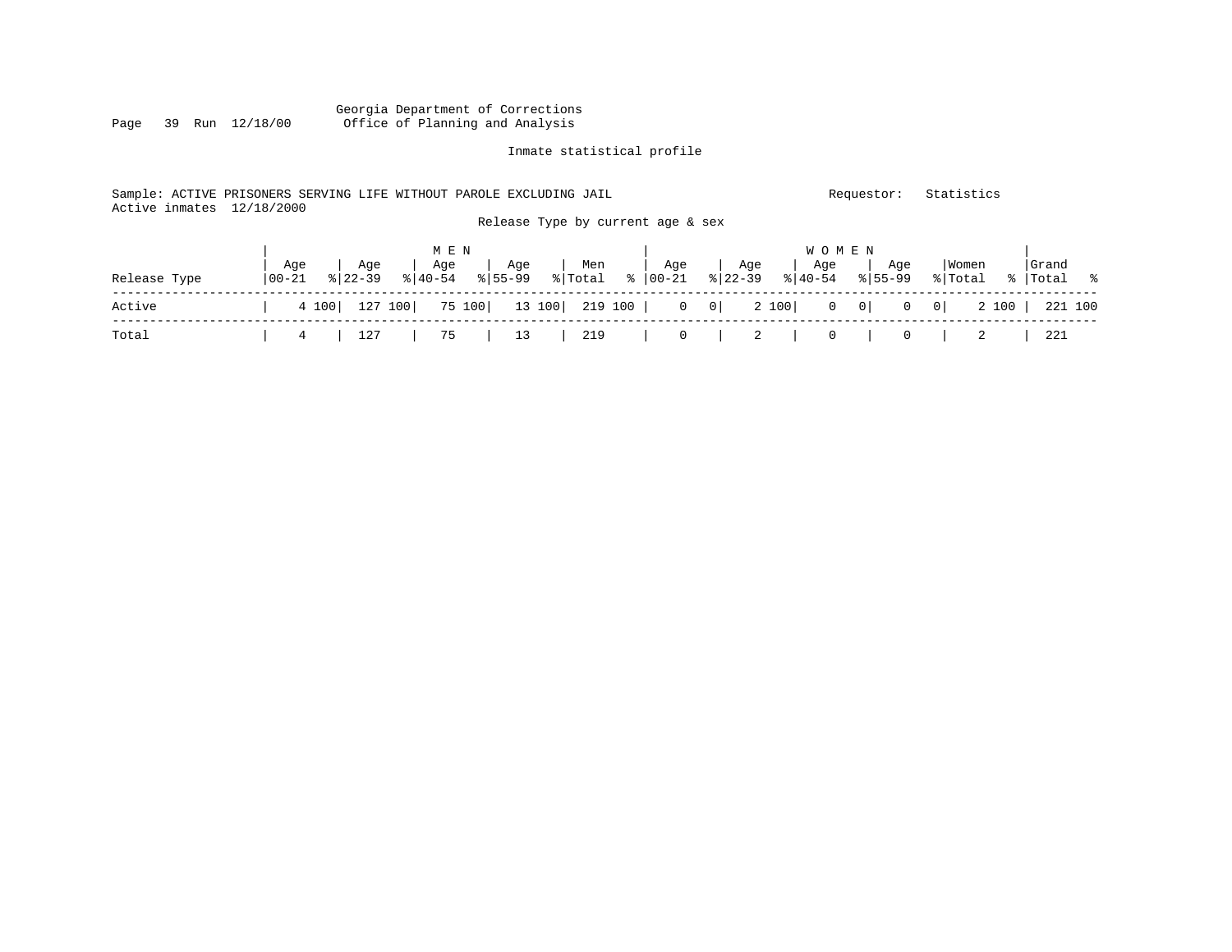Georgia Department of Corrections
Office of Planning and Analysis

Inmate statistical profile

Sample: ACTIVE PRISONERS SERVING LIFE WITHOUT PAROLE EXCLUDING JAIL

Requestor: Statistics

Active inmates 12/18/2000

Release Type by current age & sex

| Release Type | MEN Age 00-21 | % | Age 22-39 | % | Age 40-54 | % | Age 55-99 | % | Men Total | % | WOMEN Age 00-21 | % | Age 22-39 | % | Age 40-54 | % | Age 55-99 | % | Women Total | % | Grand Total | % |
|---|---|---|---|---|---|---|---|---|---|---|---|---|---|---|---|---|---|---|---|---|---|---|
| Active | 4 | 100 | 127 | 100 | 75 | 100 | 13 | 100 | 219 | 100 | 0 | 0 | 2 | 100 | 0 | 0 | 0 | 0 | 2 | 100 | 221 | 100 |
| Total | 4 | | 127 | | 75 | | 13 | | 219 | | 0 | | 2 | | 0 | | 0 | | 2 | | 221 | |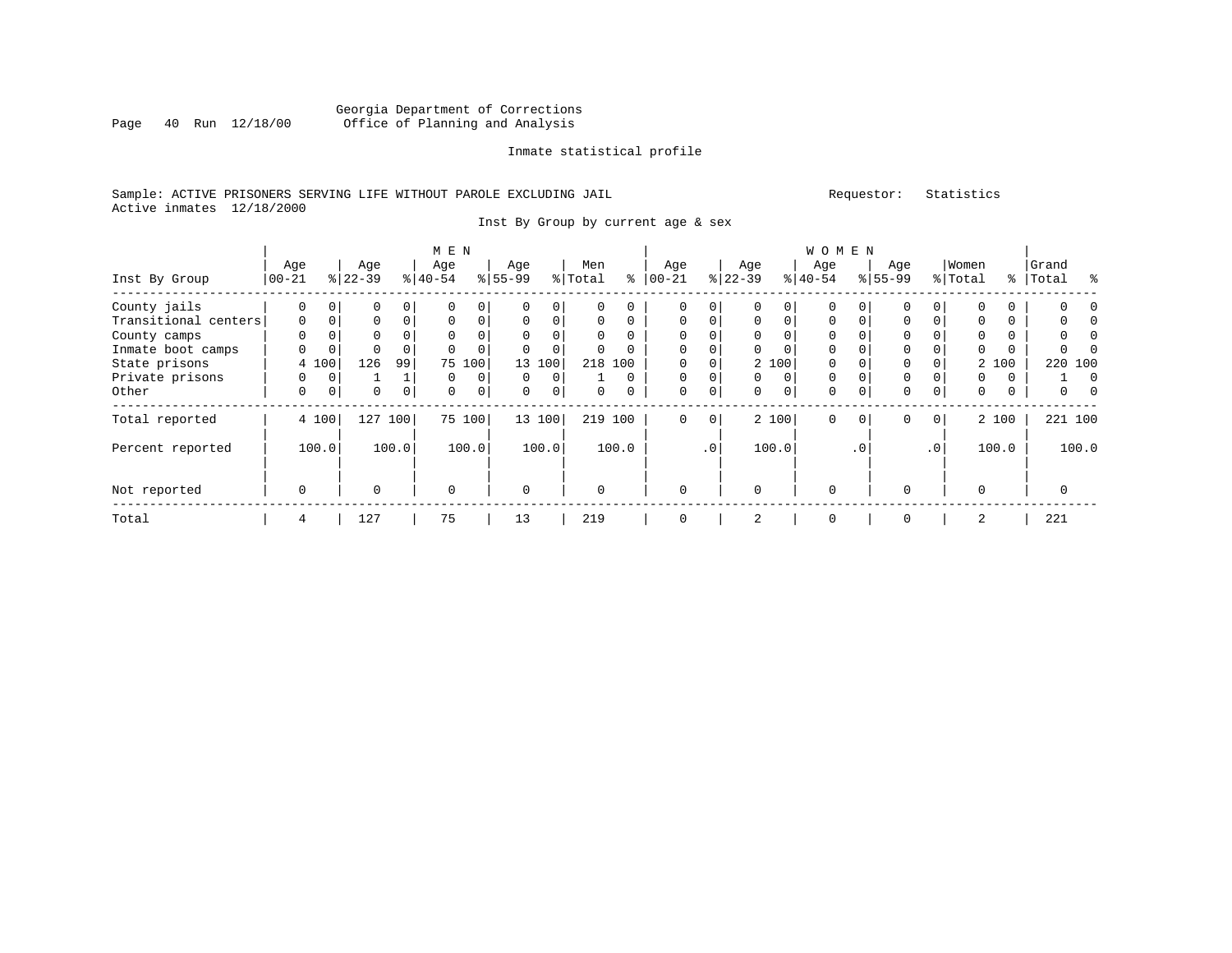Georgia Department of Corrections
Office of Planning and Analysis

Inmate statistical profile

Sample: ACTIVE PRISONERS SERVING LIFE WITHOUT PAROLE EXCLUDING JAIL

Requestor: Statistics

Active inmates 12/18/2000

Inst By Group by current age & sex

| Inst By Group | MEN Age 00-21 | % | Age 22-39 | % | Age 40-54 | % | Age 55-99 | % | Men Total | % | WOMEN Age 00-21 | % | Age 22-39 | % | Age 40-54 | % | Age 55-99 | % | Women Total | % | Grand Total | % |
|---|---|---|---|---|---|---|---|---|---|---|---|---|---|---|---|---|---|---|---|---|---|---|
| County jails | 0 | 0 | 0 | 0 | 0 | 0 | 0 | 0 | 0 | 0 | 0 | 0 | 0 | 0 | 0 | 0 | 0 | 0 | 0 | 0 | 0 | 0 |
| Transitional centers | 0 | 0 | 0 | 0 | 0 | 0 | 0 | 0 | 0 | 0 | 0 | 0 | 0 | 0 | 0 | 0 | 0 | 0 | 0 | 0 | 0 | 0 |
| County camps | 0 | 0 | 0 | 0 | 0 | 0 | 0 | 0 | 0 | 0 | 0 | 0 | 0 | 0 | 0 | 0 | 0 | 0 | 0 | 0 | 0 | 0 |
| Inmate boot camps | 0 | 0 | 0 | 0 | 0 | 0 | 0 | 0 | 0 | 0 | 0 | 0 | 0 | 0 | 0 | 0 | 0 | 0 | 0 | 0 | 0 | 0 |
| State prisons | 4 | 100 | 126 | 99 | 75 | 100 | 13 | 100 | 218 | 100 | 0 | 0 | 2 | 100 | 0 | 0 | 0 | 0 | 2 | 100 | 220 | 100 |
| Private prisons | 0 | 0 | 1 | 1 | 0 | 0 | 0 | 0 | 1 | 0 | 0 | 0 | 0 | 0 | 0 | 0 | 0 | 0 | 0 | 0 | 1 | 0 |
| Other | 0 | 0 | 0 | 0 | 0 | 0 | 0 | 0 | 0 | 0 | 0 | 0 | 0 | 0 | 0 | 0 | 0 | 0 | 0 | 0 | 0 | 0 |
| Total reported | 4 | 100 | 127 | 100 | 75 | 100 | 13 | 100 | 219 | 100 | 0 | 0 | 2 | 100 | 0 | 0 | 0 | 0 | 2 | 100 | 221 | 100 |
| Percent reported | | 100.0 | | 100.0 | | 100.0 | | 100.0 | | 100.0 | | .0 | | 100.0 | | .0 | | .0 | | 100.0 | | 100.0 |
| Not reported | 0 | | 0 | | 0 | | 0 | | 0 | | 0 | | 0 | | 0 | | 0 | | 0 | | 0 | |
| Total | 4 | | 127 | | 75 | | 13 | | 219 | | 0 | | 2 | | 0 | | 0 | | 2 | | 221 | |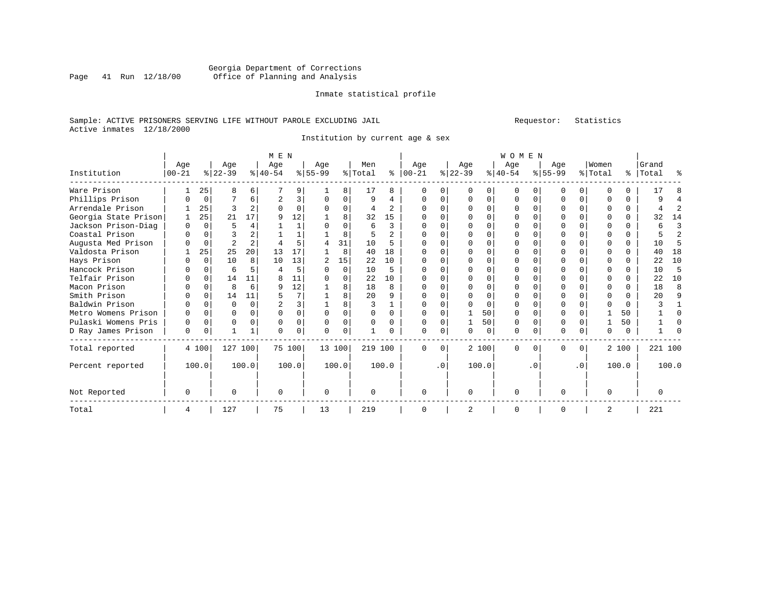Georgia Department of Corrections
Office of Planning and Analysis

Inmate statistical profile

Sample: ACTIVE PRISONERS SERVING LIFE WITHOUT PAROLE EXCLUDING JAIL

Requestor: Statistics

Active inmates 12/18/2000

Institution by current age & sex

| Institution | MEN Age 00-21 | % | Age 22-39 | % | Age 40-54 | % | Age 55-99 | % | Men Total | % | WOMEN Age 00-21 | % | Age 22-39 | % | Age 40-54 | % | Age 55-99 | % | Women Total | % | Grand Total | % |
|---|---|---|---|---|---|---|---|---|---|---|---|---|---|---|---|---|---|---|---|---|---|---|
| Ware Prison | 1 | 25 | 8 | 6 | 7 | 9 | 1 | 8 | 17 | 8 | 0 | 0 | 0 | 0 | 0 | 0 | 0 | 0 | 0 | 0 | 17 | 8 |
| Phillips Prison | 0 | 0 | 7 | 6 | 2 | 3 | 0 | 0 | 9 | 4 | 0 | 0 | 0 | 0 | 0 | 0 | 0 | 0 | 0 | 0 | 9 | 4 |
| Arrendale Prison | 1 | 25 | 3 | 2 | 0 | 0 | 0 | 0 | 4 | 2 | 0 | 0 | 0 | 0 | 0 | 0 | 0 | 0 | 0 | 0 | 4 | 2 |
| Georgia State Prison | 1 | 25 | 21 | 17 | 9 | 12 | 1 | 8 | 32 | 15 | 0 | 0 | 0 | 0 | 0 | 0 | 0 | 0 | 0 | 0 | 32 | 14 |
| Jackson Prison-Diag | 0 | 0 | 5 | 4 | 1 | 1 | 0 | 0 | 6 | 3 | 0 | 0 | 0 | 0 | 0 | 0 | 0 | 0 | 0 | 0 | 6 | 3 |
| Coastal Prison | 0 | 0 | 3 | 2 | 1 | 1 | 1 | 8 | 5 | 2 | 0 | 0 | 0 | 0 | 0 | 0 | 0 | 0 | 0 | 0 | 5 | 2 |
| Augusta Med Prison | 0 | 0 | 2 | 2 | 4 | 5 | 4 | 31 | 10 | 5 | 0 | 0 | 0 | 0 | 0 | 0 | 0 | 0 | 0 | 0 | 10 | 5 |
| Valdosta Prison | 1 | 25 | 25 | 20 | 13 | 17 | 1 | 8 | 40 | 18 | 0 | 0 | 0 | 0 | 0 | 0 | 0 | 0 | 0 | 0 | 40 | 18 |
| Hays Prison | 0 | 0 | 10 | 8 | 10 | 13 | 2 | 15 | 22 | 10 | 0 | 0 | 0 | 0 | 0 | 0 | 0 | 0 | 0 | 0 | 22 | 10 |
| Hancock Prison | 0 | 0 | 6 | 5 | 4 | 5 | 0 | 0 | 10 | 5 | 0 | 0 | 0 | 0 | 0 | 0 | 0 | 0 | 0 | 0 | 10 | 5 |
| Telfair Prison | 0 | 0 | 14 | 11 | 8 | 11 | 0 | 0 | 22 | 10 | 0 | 0 | 0 | 0 | 0 | 0 | 0 | 0 | 0 | 0 | 22 | 10 |
| Macon Prison | 0 | 0 | 8 | 6 | 9 | 12 | 1 | 8 | 18 | 8 | 0 | 0 | 0 | 0 | 0 | 0 | 0 | 0 | 0 | 0 | 18 | 8 |
| Smith Prison | 0 | 0 | 14 | 11 | 5 | 7 | 1 | 8 | 20 | 9 | 0 | 0 | 0 | 0 | 0 | 0 | 0 | 0 | 0 | 0 | 20 | 9 |
| Baldwin Prison | 0 | 0 | 0 | 0 | 2 | 3 | 1 | 8 | 3 | 1 | 0 | 0 | 0 | 0 | 0 | 0 | 0 | 0 | 0 | 0 | 3 | 1 |
| Metro Womens Prison | 0 | 0 | 0 | 0 | 0 | 0 | 0 | 0 | 0 | 0 | 0 | 0 | 1 | 50 | 0 | 0 | 0 | 0 | 1 | 50 | 1 | 0 |
| Pulaski Womens Pris | 0 | 0 | 0 | 0 | 0 | 0 | 0 | 0 | 0 | 0 | 0 | 0 | 1 | 50 | 0 | 0 | 0 | 0 | 1 | 50 | 1 | 0 |
| D Ray James Prison | 0 | 0 | 1 | 1 | 0 | 0 | 0 | 0 | 1 | 0 | 0 | 0 | 0 | 0 | 0 | 0 | 0 | 0 | 0 | 0 | 1 | 0 |
| Total reported | 4 | 100 | 127 | 100 | 75 | 100 | 13 | 100 | 219 | 100 | 0 | 0 | 2 | 100 | 0 | 0 | 0 | 0 | 2 | 100 | 221 | 100 |
| Percent reported | | 100.0 | | 100.0 | | 100.0 | | 100.0 | | 100.0 | | .0 | | 100.0 | | .0 | | .0 | | 100.0 | | 100.0 |
| Not Reported | 0 | | 0 | | 0 | | 0 | | 0 | | 0 | | 0 | | 0 | | 0 | | 0 | | 0 | |
| Total | 4 | | 127 | | 75 | | 13 | | 219 | | 0 | | 2 | | 0 | | 0 | | 2 | | 221 | |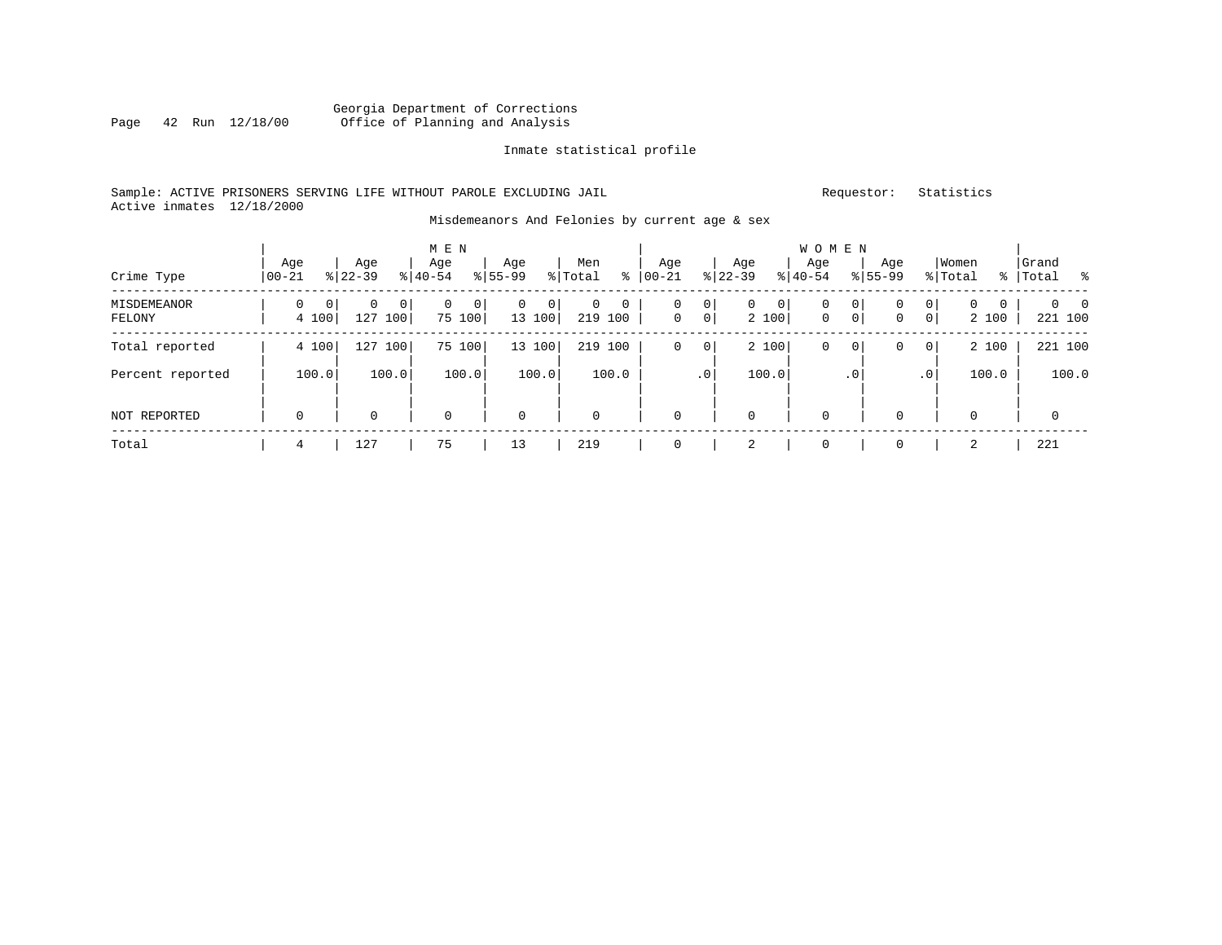Georgia Department of Corrections
Office of Planning and Analysis

Inmate statistical profile

Sample: ACTIVE PRISONERS SERVING LIFE WITHOUT PAROLE EXCLUDING JAIL

Requestor: Statistics

Active inmates 12/18/2000

Misdemeanors And Felonies by current age & sex

| Crime Type | MEN Age 00-21 | % | Age 22-39 | % | Age 40-54 | % | Age 55-99 | % | Men Total | % | WOMEN Age 00-21 | % | Age 22-39 | % | Age 40-54 | % | Age 55-99 | % | Women Total | % | Grand Total | % |
|---|---|---|---|---|---|---|---|---|---|---|---|---|---|---|---|---|---|---|---|---|---|---|
| MISDEMEANOR | 0 | 0 | 0 | 0 | 0 | 0 | 0 | 0 | 0 | 0 | 0 | 0 | 0 | 0 | 0 | 0 | 0 | 0 | 0 | 0 | 0 | 0 |
| FELONY | 4 | 100 | 127 | 100 | 75 | 100 | 13 | 100 | 219 | 100 | 0 | 0 | 2 | 100 | 0 | 0 | 0 | 0 | 2 | 100 | 221 | 100 |
| Total reported | 4 | 100 | 127 | 100 | 75 | 100 | 13 | 100 | 219 | 100 | 0 | 0 | 2 | 100 | 0 | 0 | 0 | 0 | 2 | 100 | 221 | 100 |
| Percent reported | | 100.0 | | 100.0 | | 100.0 | | 100.0 | | 100.0 | | .0 | | 100.0 | | .0 | | .0 | | 100.0 | | 100.0 |
| NOT REPORTED | 0 | | 0 | | 0 | | 0 | | 0 | | 0 | | 0 | | 0 | | 0 | | 0 | | 0 | |
| Total | 4 | | 127 | | 75 | | 13 | | 219 | | 0 | | 2 | | 0 | | 0 | | 2 | | 221 | |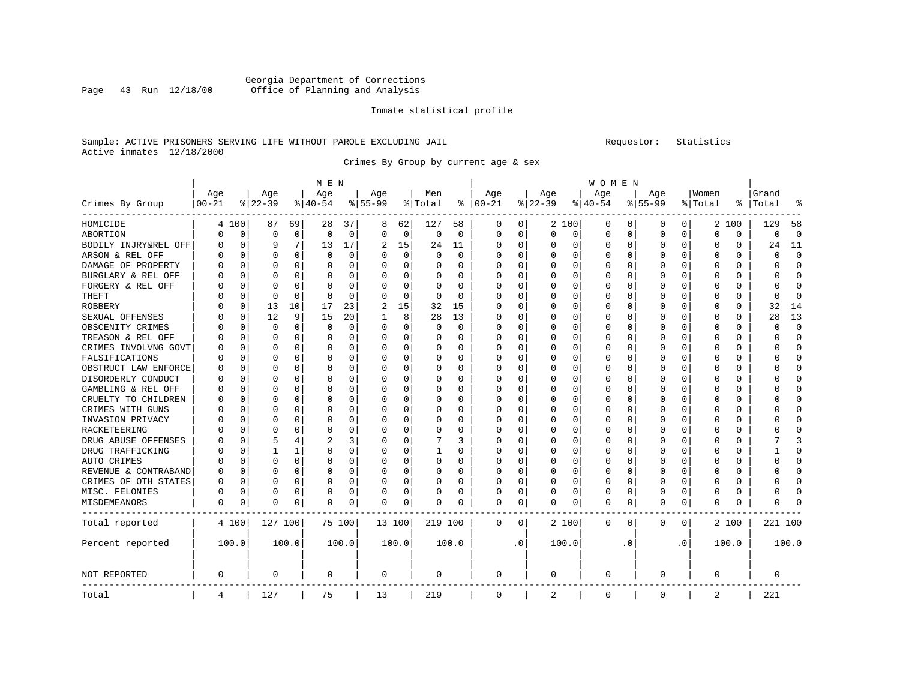Georgia Department of Corrections
Office of Planning and Analysis

Inmate statistical profile

Sample: ACTIVE PRISONERS SERVING LIFE WITHOUT PAROLE EXCLUDING JAIL    Requestor: Statistics
Active inmates 12/18/2000

Crimes By Group by current age & sex

| Crimes By Group | MEN Age 00-21 | % | Age 22-39 | % | Age 40-54 | % | Age 55-99 | % | Men Total | % | WOMEN Age 00-21 | % | Age 22-39 | % | Age 40-54 | % | Age 55-99 | % | Women Total | % | Grand Total | % |
|---|---|---|---|---|---|---|---|---|---|---|---|---|---|---|---|---|---|---|---|---|---|---|
| HOMICIDE | 4 | 100 | 87 | 69 | 28 | 37 | 8 | 62 | 127 | 58 | 0 | 0 | 2 | 100 | 0 | 0 | 0 | 0 | 2 | 100 | 129 | 58 |
| ABORTION | 0 | 0 | 0 | 0 | 0 | 0 | 0 | 0 | 0 | 0 | 0 | 0 | 0 | 0 | 0 | 0 | 0 | 0 | 0 | 0 | 0 | 0 |
| BODILY INJRY&REL OFF | 0 | 0 | 9 | 7 | 13 | 17 | 2 | 15 | 24 | 11 | 0 | 0 | 0 | 0 | 0 | 0 | 0 | 0 | 0 | 0 | 24 | 11 |
| ARSON & REL OFF | 0 | 0 | 0 | 0 | 0 | 0 | 0 | 0 | 0 | 0 | 0 | 0 | 0 | 0 | 0 | 0 | 0 | 0 | 0 | 0 | 0 | 0 |
| DAMAGE OF PROPERTY | 0 | 0 | 0 | 0 | 0 | 0 | 0 | 0 | 0 | 0 | 0 | 0 | 0 | 0 | 0 | 0 | 0 | 0 | 0 | 0 | 0 | 0 |
| BURGLARY & REL OFF | 0 | 0 | 0 | 0 | 0 | 0 | 0 | 0 | 0 | 0 | 0 | 0 | 0 | 0 | 0 | 0 | 0 | 0 | 0 | 0 | 0 | 0 |
| FORGERY & REL OFF | 0 | 0 | 0 | 0 | 0 | 0 | 0 | 0 | 0 | 0 | 0 | 0 | 0 | 0 | 0 | 0 | 0 | 0 | 0 | 0 | 0 | 0 |
| THEFT | 0 | 0 | 0 | 0 | 0 | 0 | 0 | 0 | 0 | 0 | 0 | 0 | 0 | 0 | 0 | 0 | 0 | 0 | 0 | 0 | 0 | 0 |
| ROBBERY | 0 | 0 | 13 | 10 | 17 | 23 | 2 | 15 | 32 | 15 | 0 | 0 | 0 | 0 | 0 | 0 | 0 | 0 | 0 | 0 | 32 | 14 |
| SEXUAL OFFENSES | 0 | 0 | 12 | 9 | 15 | 20 | 1 | 8 | 28 | 13 | 0 | 0 | 0 | 0 | 0 | 0 | 0 | 0 | 0 | 0 | 28 | 13 |
| OBSCENITY CRIMES | 0 | 0 | 0 | 0 | 0 | 0 | 0 | 0 | 0 | 0 | 0 | 0 | 0 | 0 | 0 | 0 | 0 | 0 | 0 | 0 | 0 | 0 |
| TREASON & REL OFF | 0 | 0 | 0 | 0 | 0 | 0 | 0 | 0 | 0 | 0 | 0 | 0 | 0 | 0 | 0 | 0 | 0 | 0 | 0 | 0 | 0 | 0 |
| CRIMES INVOLVNG GOVT | 0 | 0 | 0 | 0 | 0 | 0 | 0 | 0 | 0 | 0 | 0 | 0 | 0 | 0 | 0 | 0 | 0 | 0 | 0 | 0 | 0 | 0 |
| FALSIFICATIONS | 0 | 0 | 0 | 0 | 0 | 0 | 0 | 0 | 0 | 0 | 0 | 0 | 0 | 0 | 0 | 0 | 0 | 0 | 0 | 0 | 0 | 0 |
| OBSTRUCT LAW ENFORCE | 0 | 0 | 0 | 0 | 0 | 0 | 0 | 0 | 0 | 0 | 0 | 0 | 0 | 0 | 0 | 0 | 0 | 0 | 0 | 0 | 0 | 0 |
| DISORDERLY CONDUCT | 0 | 0 | 0 | 0 | 0 | 0 | 0 | 0 | 0 | 0 | 0 | 0 | 0 | 0 | 0 | 0 | 0 | 0 | 0 | 0 | 0 | 0 |
| GAMBLING & REL OFF | 0 | 0 | 0 | 0 | 0 | 0 | 0 | 0 | 0 | 0 | 0 | 0 | 0 | 0 | 0 | 0 | 0 | 0 | 0 | 0 | 0 | 0 |
| CRUELTY TO CHILDREN | 0 | 0 | 0 | 0 | 0 | 0 | 0 | 0 | 0 | 0 | 0 | 0 | 0 | 0 | 0 | 0 | 0 | 0 | 0 | 0 | 0 | 0 |
| CRIMES WITH GUNS | 0 | 0 | 0 | 0 | 0 | 0 | 0 | 0 | 0 | 0 | 0 | 0 | 0 | 0 | 0 | 0 | 0 | 0 | 0 | 0 | 0 | 0 |
| INVASION PRIVACY | 0 | 0 | 0 | 0 | 0 | 0 | 0 | 0 | 0 | 0 | 0 | 0 | 0 | 0 | 0 | 0 | 0 | 0 | 0 | 0 | 0 | 0 |
| RACKETEERING | 0 | 0 | 0 | 0 | 0 | 0 | 0 | 0 | 0 | 0 | 0 | 0 | 0 | 0 | 0 | 0 | 0 | 0 | 0 | 0 | 0 | 0 |
| DRUG ABUSE OFFENSES | 0 | 0 | 5 | 4 | 2 | 3 | 0 | 0 | 7 | 3 | 0 | 0 | 0 | 0 | 0 | 0 | 0 | 0 | 0 | 0 | 7 | 3 |
| DRUG TRAFFICKING | 0 | 0 | 1 | 1 | 0 | 0 | 0 | 0 | 1 | 0 | 0 | 0 | 0 | 0 | 0 | 0 | 0 | 0 | 0 | 0 | 1 | 0 |
| AUTO CRIMES | 0 | 0 | 0 | 0 | 0 | 0 | 0 | 0 | 0 | 0 | 0 | 0 | 0 | 0 | 0 | 0 | 0 | 0 | 0 | 0 | 0 | 0 |
| REVENUE & CONTRABAND | 0 | 0 | 0 | 0 | 0 | 0 | 0 | 0 | 0 | 0 | 0 | 0 | 0 | 0 | 0 | 0 | 0 | 0 | 0 | 0 | 0 | 0 |
| CRIMES OF OTH STATES | 0 | 0 | 0 | 0 | 0 | 0 | 0 | 0 | 0 | 0 | 0 | 0 | 0 | 0 | 0 | 0 | 0 | 0 | 0 | 0 | 0 | 0 |
| MISC. FELONIES | 0 | 0 | 0 | 0 | 0 | 0 | 0 | 0 | 0 | 0 | 0 | 0 | 0 | 0 | 0 | 0 | 0 | 0 | 0 | 0 | 0 | 0 |
| MISDEMEANORS | 0 | 0 | 0 | 0 | 0 | 0 | 0 | 0 | 0 | 0 | 0 | 0 | 0 | 0 | 0 | 0 | 0 | 0 | 0 | 0 | 0 | 0 |
| Total reported | 4 | 100 | 127 | 100 | 75 | 100 | 13 | 100 | 219 | 100 | 0 | 0 | 2 | 100 | 0 | 0 | 0 | 0 | 2 | 100 | 221 | 100 |
| Percent reported | 100.0 | | 100.0 | | 100.0 | | 100.0 | | 100.0 | | .0 | | 100.0 | | .0 | | .0 | | 100.0 | | 100.0 | |
| NOT REPORTED | 0 | | 0 | | 0 | | 0 | | 0 | | 0 | | 0 | | 0 | | 0 | | 0 | | 0 | |
| Total | 4 | | 127 | | 75 | | 13 | | 219 | | 0 | | 2 | | 0 | | 0 | | 2 | | 221 | |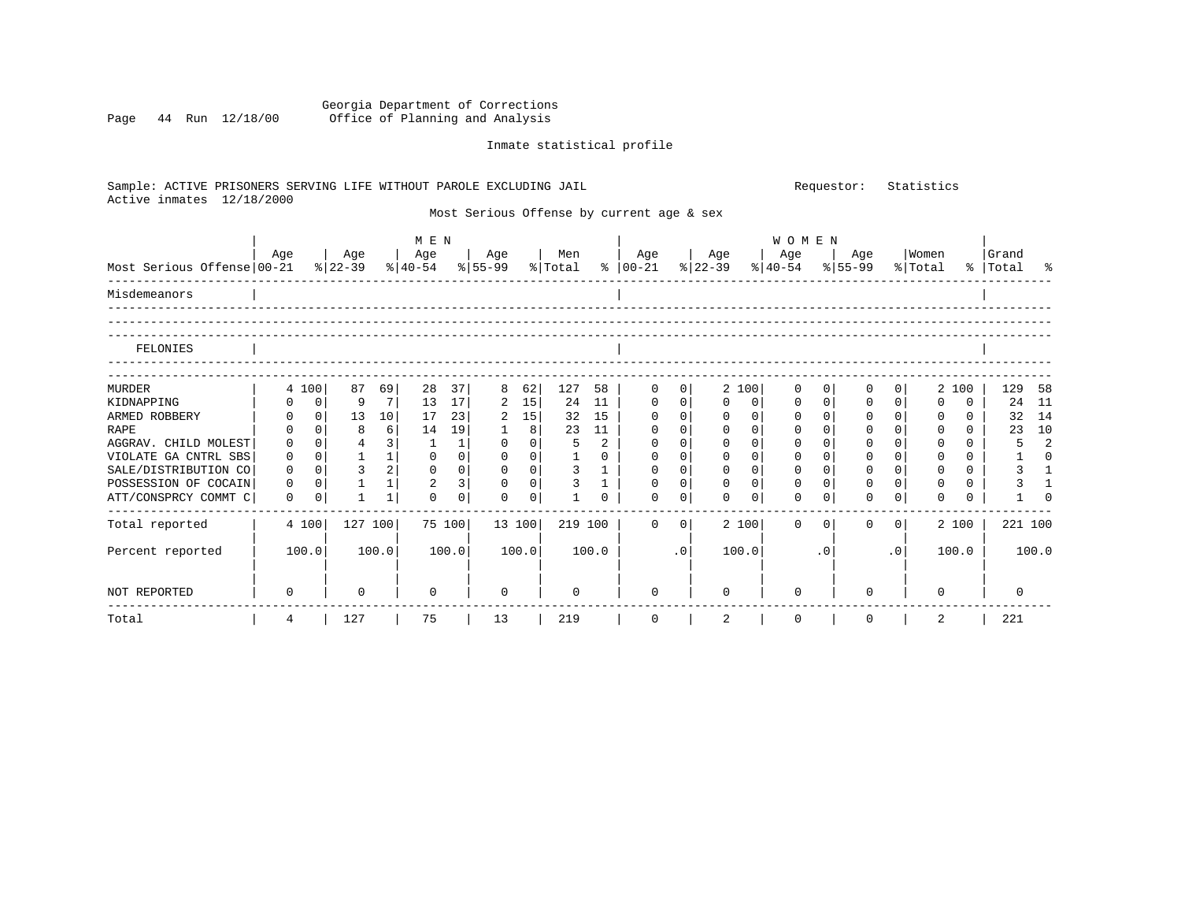Georgia Department of Corrections
Office of Planning and Analysis

Inmate statistical profile

Sample: ACTIVE PRISONERS SERVING LIFE WITHOUT PAROLE EXCLUDING JAIL　　　Requestor: Statistics
Active inmates 12/18/2000

Most Serious Offense by current age & sex

| Most Serious Offense | MEN Age 00-21 | % | Age 22-39 | % | Age 40-54 | % | Age 55-99 | % | Men Total | % | WOMEN Age 00-21 | % | Age 22-39 | % | Age 40-54 | % | Age 55-99 | % | Women Total | % | Grand Total | % |
|---|---|---|---|---|---|---|---|---|---|---|---|---|---|---|---|---|---|---|---|---|---|---|
| Misdemeanors | | | | | | | | | | | | | | | | | | | | | | |
| FELONIES | | | | | | | | | | | | | | | | | | | | | | |
| MURDER | 4 | 100 | 87 | 69 | 28 | 37 | 8 | 62 | 127 | 58 | 0 | 0 | 2 | 100 | 0 | 0 | 0 | 0 | 2 | 100 | 129 | 58 |
| KIDNAPPING | 0 | 0 | 9 | 7 | 13 | 17 | 2 | 15 | 24 | 11 | 0 | 0 | 0 | 0 | 0 | 0 | 0 | 0 | 0 | 0 | 24 | 11 |
| ARMED ROBBERY | 0 | 0 | 13 | 10 | 17 | 23 | 2 | 15 | 32 | 15 | 0 | 0 | 0 | 0 | 0 | 0 | 0 | 0 | 0 | 0 | 32 | 14 |
| RAPE | 0 | 0 | 8 | 6 | 14 | 19 | 1 | 8 | 23 | 11 | 0 | 0 | 0 | 0 | 0 | 0 | 0 | 0 | 0 | 0 | 23 | 10 |
| AGGRAV. CHILD MOLEST | 0 | 0 | 4 | 3 | 1 | 1 | 0 | 0 | 5 | 2 | 0 | 0 | 0 | 0 | 0 | 0 | 0 | 0 | 0 | 0 | 5 | 2 |
| VIOLATE GA CNTRL SBS | 0 | 0 | 1 | 1 | 0 | 0 | 0 | 0 | 1 | 0 | 0 | 0 | 0 | 0 | 0 | 0 | 0 | 0 | 0 | 0 | 1 | 0 |
| SALE/DISTRIBUTION CO | 0 | 0 | 3 | 2 | 0 | 0 | 0 | 0 | 3 | 1 | 0 | 0 | 0 | 0 | 0 | 0 | 0 | 0 | 0 | 0 | 3 | 1 |
| POSSESSION OF COCAIN | 0 | 0 | 1 | 1 | 2 | 3 | 0 | 0 | 3 | 1 | 0 | 0 | 0 | 0 | 0 | 0 | 0 | 0 | 0 | 0 | 3 | 1 |
| ATT/CONSPRCY COMMT C | 0 | 0 | 1 | 1 | 0 | 0 | 0 | 0 | 1 | 0 | 0 | 0 | 0 | 0 | 0 | 0 | 0 | 0 | 0 | 0 | 1 | 0 |
| Total reported | 4 | 100 | 127 | 100 | 75 | 100 | 13 | 100 | 219 | 100 | 0 | 0 | 2 | 100 | 0 | 0 | 0 | 0 | 2 | 100 | 221 | 100 |
| Percent reported | | 100.0 | | 100.0 | | 100.0 | | 100.0 | | 100.0 | | .0 | | 100.0 | | .0 | | .0 | | 100.0 | | 100.0 |
| NOT REPORTED | 0 | | 0 | | 0 | | 0 | | 0 | | 0 | | 0 | | 0 | | 0 | | 0 | | 0 | |
| Total | 4 | | 127 | | 75 | | 13 | | 219 | | 0 | | 2 | | 0 | | 0 | | 2 | | 221 | |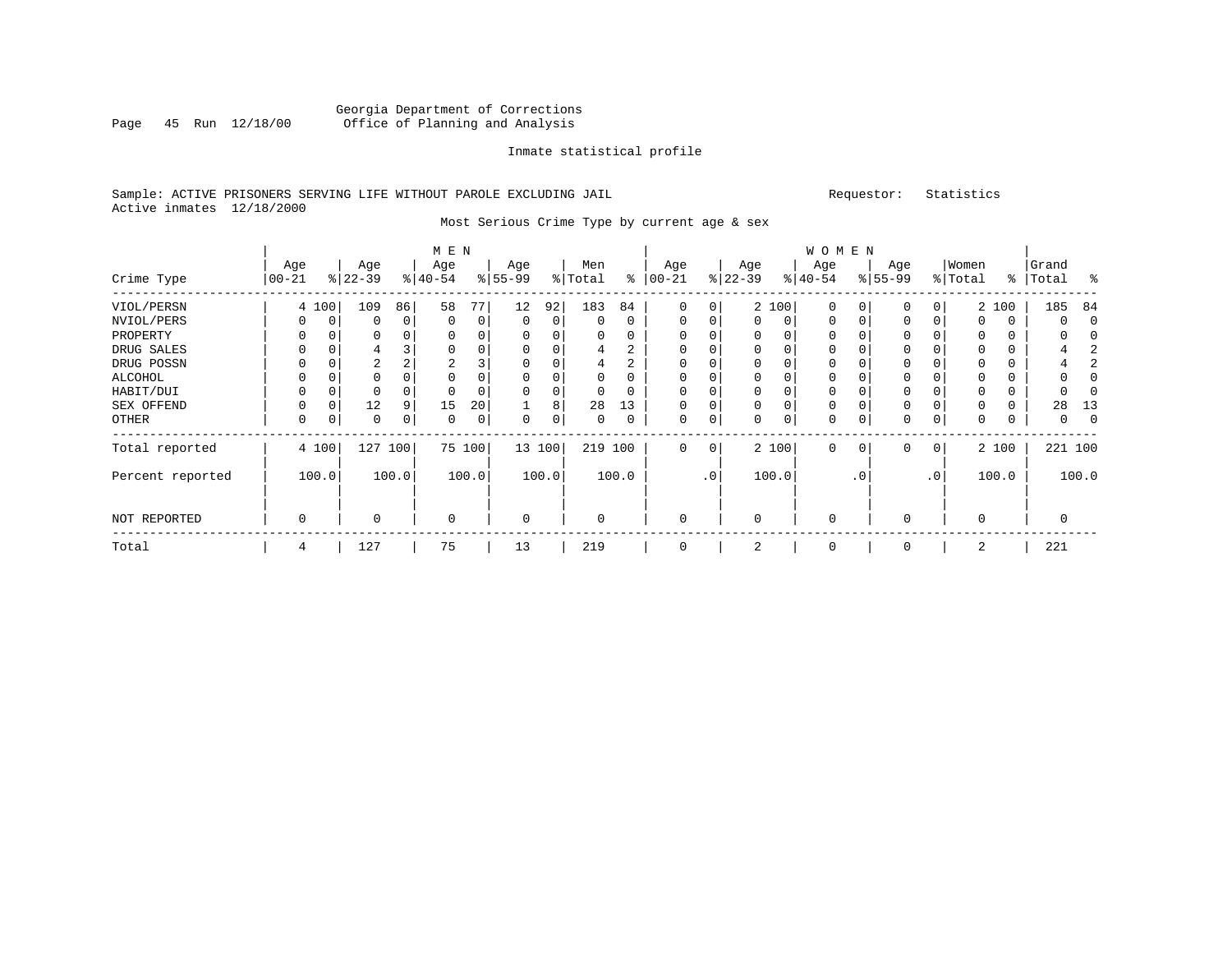Georgia Department of Corrections
Office of Planning and Analysis

Inmate statistical profile

Sample: ACTIVE PRISONERS SERVING LIFE WITHOUT PAROLE EXCLUDING JAIL                    Requestor: Statistics
Active inmates 12/18/2000

Most Serious Crime Type by current age & sex

| | MEN | | | | | | | | | | WOMEN | | | | | | | | | | | |
|---|---|---|---|---|---|---|---|---|---|---|---|---|---|---|---|---|---|---|---|---|---|---|
| Crime Type | Age 00-21 | % | Age 22-39 | % | Age 40-54 | % | Age 55-99 | % | Men Total | % | Age 00-21 | % | Age 22-39 | % | Age 40-54 | % | Age 55-99 | % | Women Total | % | Grand Total | % |
| VIOL/PERSN | 4 | 100 | 109 | 86 | 58 | 77 | 12 | 92 | 183 | 84 | 0 | 0 | 2 | 100 | 0 | 0 | 0 | 0 | 2 | 100 | 185 | 84 |
| NVIOL/PERS | 0 | 0 | 0 | 0 | 0 | 0 | 0 | 0 | 0 | 0 | 0 | 0 | 0 | 0 | 0 | 0 | 0 | 0 | 0 | 0 | 0 | 0 |
| PROPERTY | 0 | 0 | 0 | 0 | 0 | 0 | 0 | 0 | 0 | 0 | 0 | 0 | 0 | 0 | 0 | 0 | 0 | 0 | 0 | 0 | 0 | 0 |
| DRUG SALES | 0 | 0 | 4 | 3 | 0 | 0 | 0 | 0 | 4 | 2 | 0 | 0 | 0 | 0 | 0 | 0 | 0 | 0 | 0 | 0 | 4 | 2 |
| DRUG POSSN | 0 | 0 | 2 | 2 | 2 | 3 | 0 | 0 | 4 | 2 | 0 | 0 | 0 | 0 | 0 | 0 | 0 | 0 | 0 | 0 | 4 | 2 |
| ALCOHOL | 0 | 0 | 0 | 0 | 0 | 0 | 0 | 0 | 0 | 0 | 0 | 0 | 0 | 0 | 0 | 0 | 0 | 0 | 0 | 0 | 0 | 0 |
| HABIT/DUI | 0 | 0 | 0 | 0 | 0 | 0 | 0 | 0 | 0 | 0 | 0 | 0 | 0 | 0 | 0 | 0 | 0 | 0 | 0 | 0 | 0 | 0 |
| SEX OFFEND | 0 | 0 | 12 | 9 | 15 | 20 | 1 | 8 | 28 | 13 | 0 | 0 | 0 | 0 | 0 | 0 | 0 | 0 | 0 | 0 | 28 | 13 |
| OTHER | 0 | 0 | 0 | 0 | 0 | 0 | 0 | 0 | 0 | 0 | 0 | 0 | 0 | 0 | 0 | 0 | 0 | 0 | 0 | 0 | 0 | 0 |
| Total reported | 4 | 100 | 127 | 100 | 75 | 100 | 13 | 100 | 219 | 100 | 0 | 0 | 2 | 100 | 0 | 0 | 0 | 0 | 2 | 100 | 221 | 100 |
| Percent reported | | 100.0 | | 100.0 | | 100.0 | | 100.0 | | 100.0 | | .0 | | 100.0 | | .0 | | .0 | | 100.0 | | 100.0 |
| NOT REPORTED | 0 | | 0 | | 0 | | 0 | | 0 | | 0 | | 0 | | 0 | | 0 | | 0 | | 0 | |
| Total | 4 | | 127 | | 75 | | 13 | | 219 | | 0 | | 2 | | 0 | | 0 | | 2 | | 221 | |